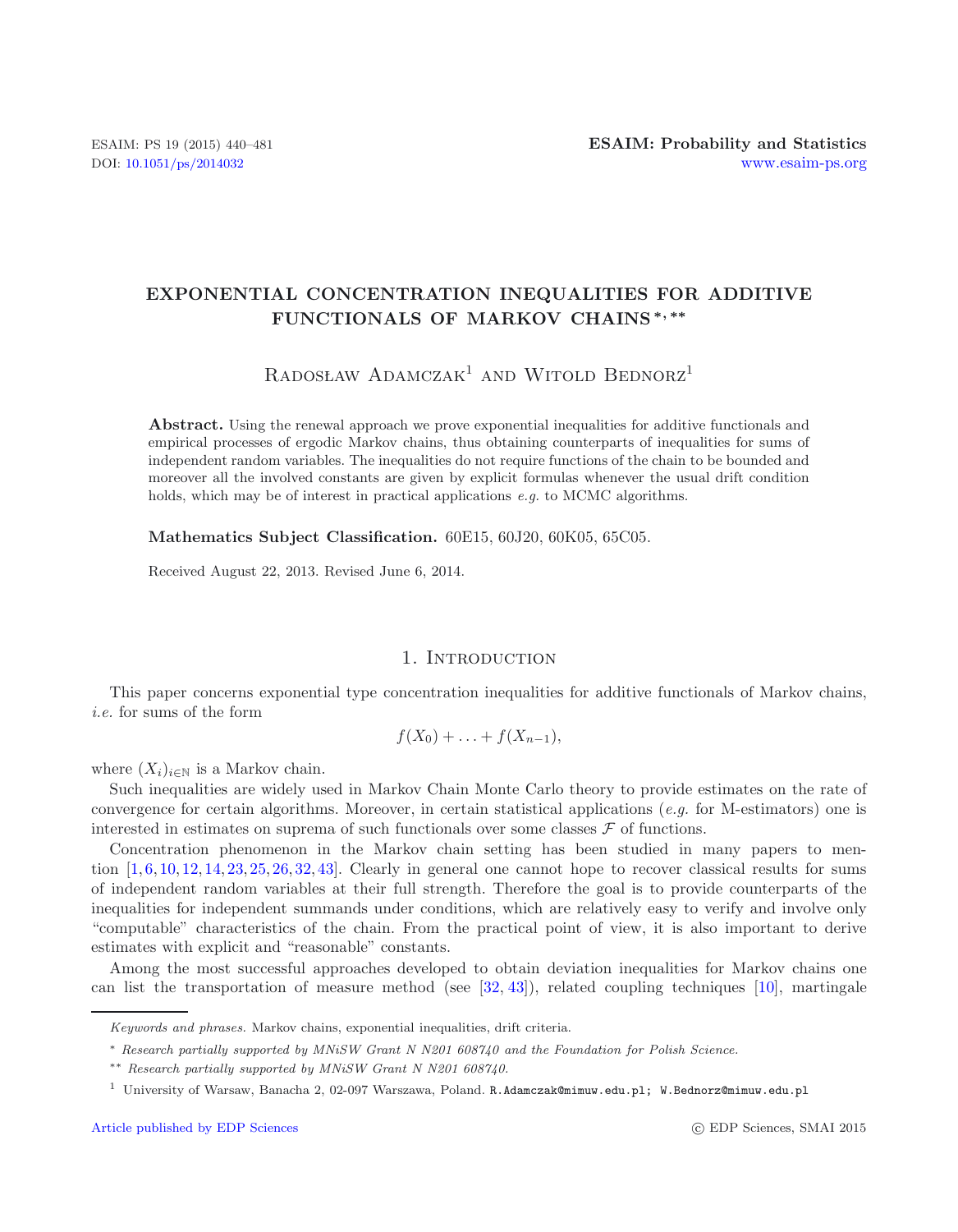# EXPONENTIAL CONCENTRATION INEQUALITIES FOR ADDITIVE FUNCTIONALS OF MARKOV CHAINS [*,**]

Radosław Adamczak[1] and Witold Bednorz[1]

**Abstract.** Using the renewal approach we prove exponential inequalities for additive functionals and empirical processes of ergodic Markov chains, thus obtaining counterparts of inequalities for sums of independent random variables. The inequalities do not require functions of the chain to be bounded and moreover all the involved constants are given by explicit formulas whenever the usual drift condition holds, which may be of interest in practical applications *e.g.* to MCMC algorithms.

**Mathematics Subject Classification.** 60E15, 60J20, 60K05, 65C05.

Received August 22, 2013. Revised June 6, 2014.

## 1. Introduction

This paper concerns exponential type concentration inequalities for additive functionals of Markov chains, *i.e.* for sums of the form

$$f(X_0) + \ldots + f(X_{n-1}),$$

where $(X_i)_{i\in\mathbb{N}}$ is a Markov chain.

Such inequalities are widely used in Markov Chain Monte Carlo theory to provide estimates on the rate of convergence for certain algorithms. Moreover, in certain statistical applications (*e.g.* for M-estimators) one is interested in estimates on suprema of such functionals over some classes $\mathcal{F}$ of functions.

Concentration phenomenon in the Markov chain setting has been studied in many papers to mention [1, 6, 10, 12, 14, 23, 25, 26, 32, 43]. Clearly in general one cannot hope to recover classical results for sums of independent random variables at their full strength. Therefore the goal is to provide counterparts of the inequalities for independent summands under conditions, which are relatively easy to verify and involve only "computable" characteristics of the chain. From the practical point of view, it is also important to derive estimates with explicit and "reasonable" constants.

Among the most successful approaches developed to obtain deviation inequalities for Markov chains one can list the transportation of measure method (see [32, 43]), related coupling techniques [10], martingale

---

*Keywords and phrases.* Markov chains, exponential inequalities, drift criteria.

[*] *Research partially supported by MNiSW Grant N N201 608740 and the Foundation for Polish Science.*

[**] *Research partially supported by MNiSW Grant N N201 608740.*

[1] University of Warsaw, Banacha 2, 02-097 Warszawa, Poland. R.Adamczak@mimuw.edu.pl; W.Bednorz@mimuw.edu.pl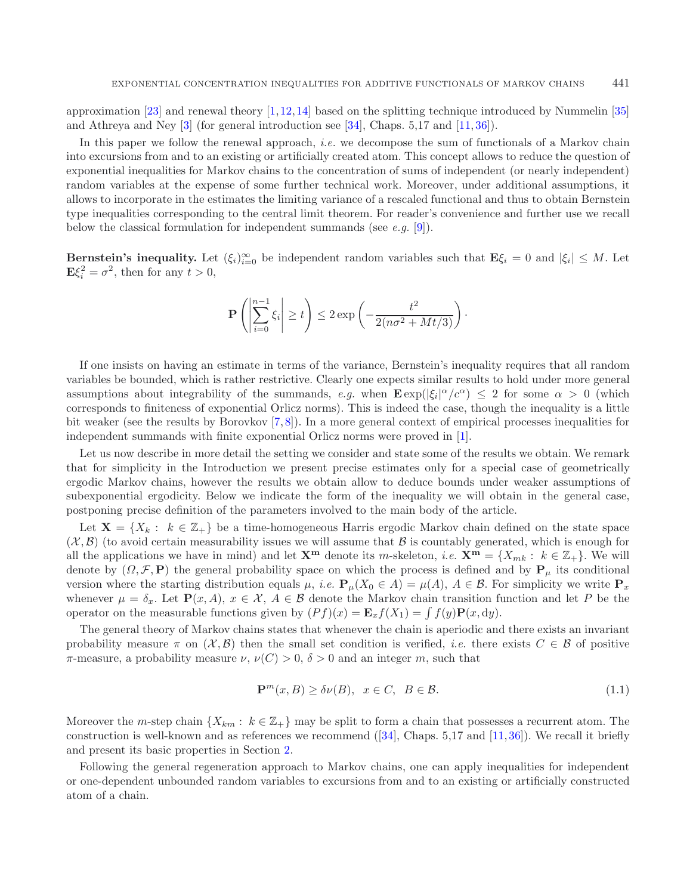approximation [23] and renewal theory [1,12,14] based on the splitting technique introduced by Nummelin [35] and Athreya and Ney [3] (for general introduction see [34], Chaps. 5,17 and [11,36]).

In this paper we follow the renewal approach, *i.e.* we decompose the sum of functionals of a Markov chain into excursions from and to an existing or artificially created atom. This concept allows to reduce the question of exponential inequalities for Markov chains to the concentration of sums of independent (or nearly independent) random variables at the expense of some further technical work. Moreover, under additional assumptions, it allows to incorporate in the estimates the limiting variance of a rescaled functional and thus to obtain Bernstein type inequalities corresponding to the central limit theorem. For reader's convenience and further use we recall below the classical formulation for independent summands (see *e.g.* [9]).

**Bernstein's inequality.** Let $(\xi_i)_{i=0}^{\infty}$ be independent random variables such that $\mathbf{E}\xi_i = 0$ and $|\xi_i| \leq M$. Let $\mathbf{E}\xi_i^2 = \sigma^2$, then for any $t > 0$,

$$\mathbf{P}\left(\left|\sum_{i=0}^{n-1} \xi_i\right| \geq t\right) \leq 2\exp\left(-\frac{t^2}{2(n\sigma^2 + Mt/3)}\right).$$

If one insists on having an estimate in terms of the variance, Bernstein's inequality requires that all random variables be bounded, which is rather restrictive. Clearly one expects similar results to hold under more general assumptions about integrability of the summands, *e.g.* when $\mathbf{E}\exp(|\xi_i|^\alpha/c^\alpha) \leq 2$ for some $\alpha > 0$ (which corresponds to finiteness of exponential Orlicz norms). This is indeed the case, though the inequality is a little bit weaker (see the results by Borovkov [7,8]). In a more general context of empirical processes inequalities for independent summands with finite exponential Orlicz norms were proved in [1].

Let us now describe in more detail the setting we consider and state some of the results we obtain. We remark that for simplicity in the Introduction we present precise estimates only for a special case of geometrically ergodic Markov chains, however the results we obtain allow to deduce bounds under weaker assumptions of subexponential ergodicity. Below we indicate the form of the inequality we will obtain in the general case, postponing precise definition of the parameters involved to the main body of the article.

Let $\mathbf{X} = \{X_k : k \in \mathbb{Z}_+\}$ be a time-homogeneous Harris ergodic Markov chain defined on the state space $(\mathcal{X}, \mathcal{B})$ (to avoid certain measurability issues we will assume that $\mathcal{B}$ is countably generated, which is enough for all the applications we have in mind) and let $\mathbf{X^m}$ denote its $m$-skeleton, *i.e.* $\mathbf{X^m} = \{X_{mk} : k \in \mathbb{Z}_+\}$. We will denote by $(\Omega, \mathcal{F}, \mathbf{P})$ the general probability space on which the process is defined and by $\mathbf{P}_\mu$ its conditional version where the starting distribution equals $\mu$, *i.e.* $\mathbf{P}_\mu(X_0 \in A) = \mu(A)$, $A \in \mathcal{B}$. For simplicity we write $\mathbf{P}_x$ whenever $\mu = \delta_x$. Let $\mathbf{P}(x, A)$, $x \in \mathcal{X}$, $A \in \mathcal{B}$ denote the Markov chain transition function and let $P$ be the operator on the measurable functions given by $(Pf)(x) = \mathbf{E}_x f(X_1) = \int f(y)\mathbf{P}(x, \mathrm{d}y)$.

The general theory of Markov chains states that whenever the chain is aperiodic and there exists an invariant probability measure $\pi$ on $(\mathcal{X}, \mathcal{B})$ then the small set condition is verified, *i.e.* there exists $C \in \mathcal{B}$ of positive $\pi$-measure, a probability measure $\nu$, $\nu(C) > 0$, $\delta > 0$ and an integer $m$, such that

$$\mathbf{P}^m(x, B) \geq \delta\nu(B), \quad x \in C, \quad B \in \mathcal{B}. \tag{1.1}$$

Moreover the $m$-step chain $\{X_{km} : k \in \mathbb{Z}_+\}$ may be split to form a chain that possesses a recurrent atom. The construction is well-known and as references we recommend ([34], Chaps. 5,17 and [11,36]). We recall it briefly and present its basic properties in Section 2.

Following the general regeneration approach to Markov chains, one can apply inequalities for independent or one-dependent unbounded random variables to excursions from and to an existing or artificially constructed atom of a chain.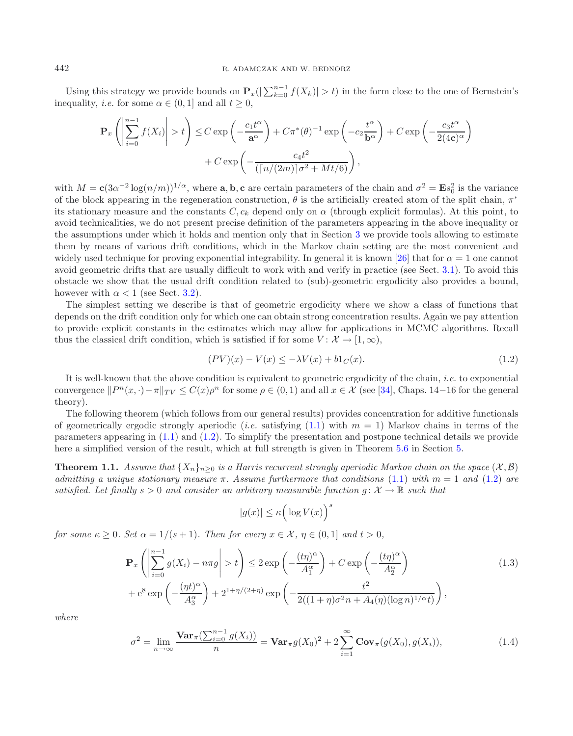Using this strategy we provide bounds on $\mathbf{P}_x(|\sum_{k=0}^{n-1} f(X_k)| > t)$ in the form close to the one of Bernstein's inequality, *i.e.* for some $\alpha \in (0,1]$ and all $t \geq 0$,

$$\mathbf{P}_x\left(\left|\sum_{i=0}^{n-1} f(X_i)\right| > t\right) \leq C\exp\left(-\frac{c_1 t^\alpha}{\mathbf{a}^\alpha}\right) + C\pi^*(\theta)^{-1}\exp\left(-c_2\frac{t^\alpha}{\mathbf{b}^\alpha}\right) + C\exp\left(-\frac{c_3 t^\alpha}{2(4\mathbf{c})^\alpha}\right) + C\exp\left(-\frac{c_4 t^2}{(\lceil n/(2m)\rceil\sigma^2 + Mt/6)}\right),$$

with $M = \mathbf{c}(3\alpha^{-2}\log(n/m))^{1/\alpha}$, where $\mathbf{a}, \mathbf{b}, \mathbf{c}$ are certain parameters of the chain and $\sigma^2 = \mathbf{E}s_0^2$ is the variance of the block appearing in the regeneration construction, $\theta$ is the artificially created atom of the split chain, $\pi^*$ its stationary measure and the constants $C, c_k$ depend only on $\alpha$ (through explicit formulas). At this point, to avoid technicalities, we do not present precise definition of the parameters appearing in the above inequality or the assumptions under which it holds and mention only that in Section 3 we provide tools allowing to estimate them by means of various drift conditions, which in the Markov chain setting are the most convenient and widely used technique for proving exponential integrability. In general it is known [26] that for $\alpha = 1$ one cannot avoid geometric drifts that are usually difficult to work with and verify in practice (see Sect. 3.1). To avoid this obstacle we show that the usual drift condition related to (sub)-geometric ergodicity also provides a bound, however with $\alpha < 1$ (see Sect. 3.2).

The simplest setting we describe is that of geometric ergodicity where we show a class of functions that depends on the drift condition only for which one can obtain strong concentration results. Again we pay attention to provide explicit constants in the estimates which may allow for applications in MCMC algorithms. Recall thus the classical drift condition, which is satisfied if for some $V\colon \mathcal{X} \to [1,\infty)$,

$$(PV)(x) - V(x) \leq -\lambda V(x) + b1_C(x). \tag{1.2}$$

It is well-known that the above condition is equivalent to geometric ergodicity of the chain, *i.e.* to exponential convergence $\|P^n(x,\cdot) - \pi\|_{TV} \leq C(x)\rho^n$ for some $\rho \in (0,1)$ and all $x \in \mathcal{X}$ (see [34], Chaps. 14−16 for the general theory).

The following theorem (which follows from our general results) provides concentration for additive functionals of geometrically ergodic strongly aperiodic (*i.e.* satisfying (1.1) with $m = 1$) Markov chains in terms of the parameters appearing in (1.1) and (1.2). To simplify the presentation and postpone technical details we provide here a simplified version of the result, which at full strength is given in Theorem 5.6 in Section 5.

**Theorem 1.1.** *Assume that $\{X_n\}_{n\geq 0}$ is a Harris recurrent strongly aperiodic Markov chain on the space $(\mathcal{X}, \mathcal{B})$ admitting a unique stationary measure $\pi$. Assume furthermore that conditions (1.1) with $m = 1$ and (1.2) are satisfied. Let finally $s > 0$ and consider an arbitrary measurable function $g\colon \mathcal{X} \to \mathbb{R}$ such that*

$$|g(x)| \leq \kappa\Big(\log V(x)\Big)^s$$

*for some $\kappa \geq 0$. Set $\alpha = 1/(s+1)$. Then for every $x \in \mathcal{X}$, $\eta \in (0,1]$ and $t > 0$,*

$$\begin{aligned}\mathbf{P}_x\left(\left|\sum_{i=0}^{n-1} g(X_i) - n\pi g\right| > t\right) &\leq 2\exp\left(-\frac{(t\eta)^\alpha}{A_1^\alpha}\right) + C\exp\left(-\frac{(t\eta)^\alpha}{A_2^\alpha}\right) \\ &+ \mathrm{e}^8\exp\left(-\frac{(\eta t)^\alpha}{A_3^\alpha}\right) + 2^{1+\eta/(2+\eta)}\exp\left(-\frac{t^2}{2((1+\eta)\sigma^2 n + A_4(\eta)(\log n)^{1/\alpha} t)}\right),\end{aligned} \tag{1.3}$$

*where*

$$\sigma^2 = \lim_{n\to\infty}\frac{\mathbf{Var}_\pi(\sum_{i=0}^{n-1} g(X_i))}{n} = \mathbf{Var}_\pi g(X_0)^2 + 2\sum_{i=1}^\infty \mathbf{Cov}_\pi(g(X_0), g(X_i)), \tag{1.4}$$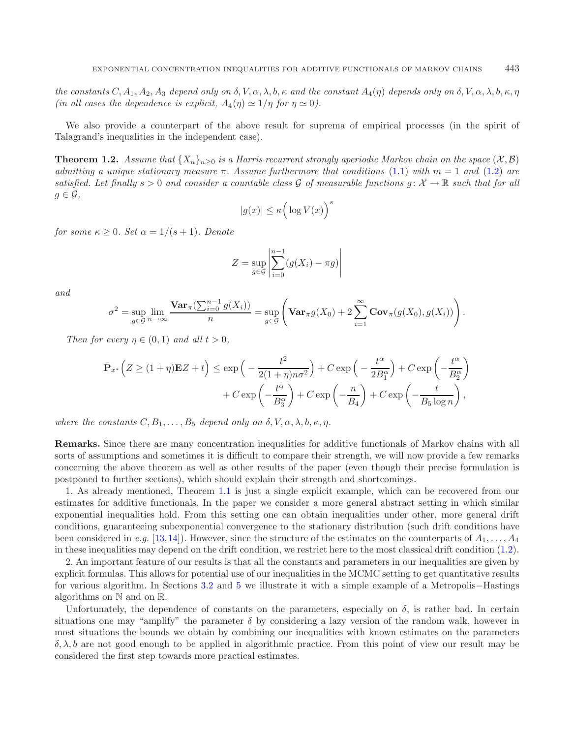*the constants $C, A_1, A_2, A_3$ depend only on $\delta, V, \alpha, \lambda, b, \kappa$ and the constant $A_4(\eta)$ depends only on $\delta, V, \alpha, \lambda, b, \kappa, \eta$ (in all cases the dependence is explicit, $A_4(\eta) \simeq 1/\eta$ for $\eta \simeq 0$).*

We also provide a counterpart of the above result for suprema of empirical processes (in the spirit of Talagrand's inequalities in the independent case).

**Theorem 1.2.** *Assume that $\{X_n\}_{n\geq 0}$ is a Harris recurrent strongly aperiodic Markov chain on the space $(\mathcal{X}, \mathcal{B})$ admitting a unique stationary measure $\pi$. Assume furthermore that conditions (1.1) with $m = 1$ and (1.2) are satisfied. Let finally $s > 0$ and consider a countable class $\mathcal{G}$ of measurable functions $g \colon \mathcal{X} \to \mathbb{R}$ such that for all $g \in \mathcal{G}$,*

$$|g(x)| \leq \kappa \Big( \log V(x) \Big)^s$$

*for some $\kappa \geq 0$. Set $\alpha = 1/(s+1)$. Denote*

$$Z = \sup_{g\in\mathcal{G}} \left| \sum_{i=0}^{n-1} (g(X_i) - \pi g) \right|$$

*and*

$$\sigma^2 = \sup_{g\in\mathcal{G}} \lim_{n\to\infty} \frac{\mathbf{Var}_\pi(\sum_{i=0}^{n-1} g(X_i))}{n} = \sup_{g\in\mathcal{G}} \left( \mathbf{Var}_\pi g(X_0) + 2\sum_{i=1}^{\infty} \mathbf{Cov}_\pi(g(X_0), g(X_i)) \right).$$

*Then for every $\eta \in (0,1)$ and all $t > 0$,*

$$\begin{aligned}\bar{\mathbf{P}}_{x^*}\Big(Z \geq (1+\eta)\mathbf{E}Z + t\Big) \leq \exp\Big(-\frac{t^2}{2(1+\eta)n\sigma^2}\Big) + C\exp\Big(-\frac{t^\alpha}{2B_1^\alpha}\Big) + C\exp\left(-\frac{t^\alpha}{B_2^\alpha}\right) \\ + C\exp\left(-\frac{t^\alpha}{B_3^\alpha}\right) + C\exp\left(-\frac{n}{B_4}\right) + C\exp\left(-\frac{t}{B_5\log n}\right),\end{aligned}$$

*where the constants $C, B_1, \ldots, B_5$ depend only on $\delta, V, \alpha, \lambda, b, \kappa, \eta$.*

**Remarks.** Since there are many concentration inequalities for additive functionals of Markov chains with all sorts of assumptions and sometimes it is difficult to compare their strength, we will now provide a few remarks concerning the above theorem as well as other results of the paper (even though their precise formulation is postponed to further sections), which should explain their strength and shortcomings.

1. As already mentioned, Theorem 1.1 is just a single explicit example, which can be recovered from our estimates for additive functionals. In the paper we consider a more general abstract setting in which similar exponential inequalities hold. From this setting one can obtain inequalities under other, more general drift conditions, guaranteeing subexponential convergence to the stationary distribution (such drift conditions have been considered in *e.g.* [13,14]). However, since the structure of the estimates on the counterparts of $A_1, \ldots, A_4$ in these inequalities may depend on the drift condition, we restrict here to the most classical drift condition (1.2).

2. An important feature of our results is that all the constants and parameters in our inequalities are given by explicit formulas. This allows for potential use of our inequalities in the MCMC setting to get quantitative results for various algorithm. In Sections 3.2 and 5 we illustrate it with a simple example of a Metropolis−Hastings algorithms on $\mathbb{N}$ and on $\mathbb{R}$.

Unfortunately, the dependence of constants on the parameters, especially on $\delta$, is rather bad. In certain situations one may "amplify" the parameter $\delta$ by considering a lazy version of the random walk, however in most situations the bounds we obtain by combining our inequalities with known estimates on the parameters $\delta, \lambda, b$ are not good enough to be applied in algorithmic practice. From this point of view our result may be considered the first step towards more practical estimates.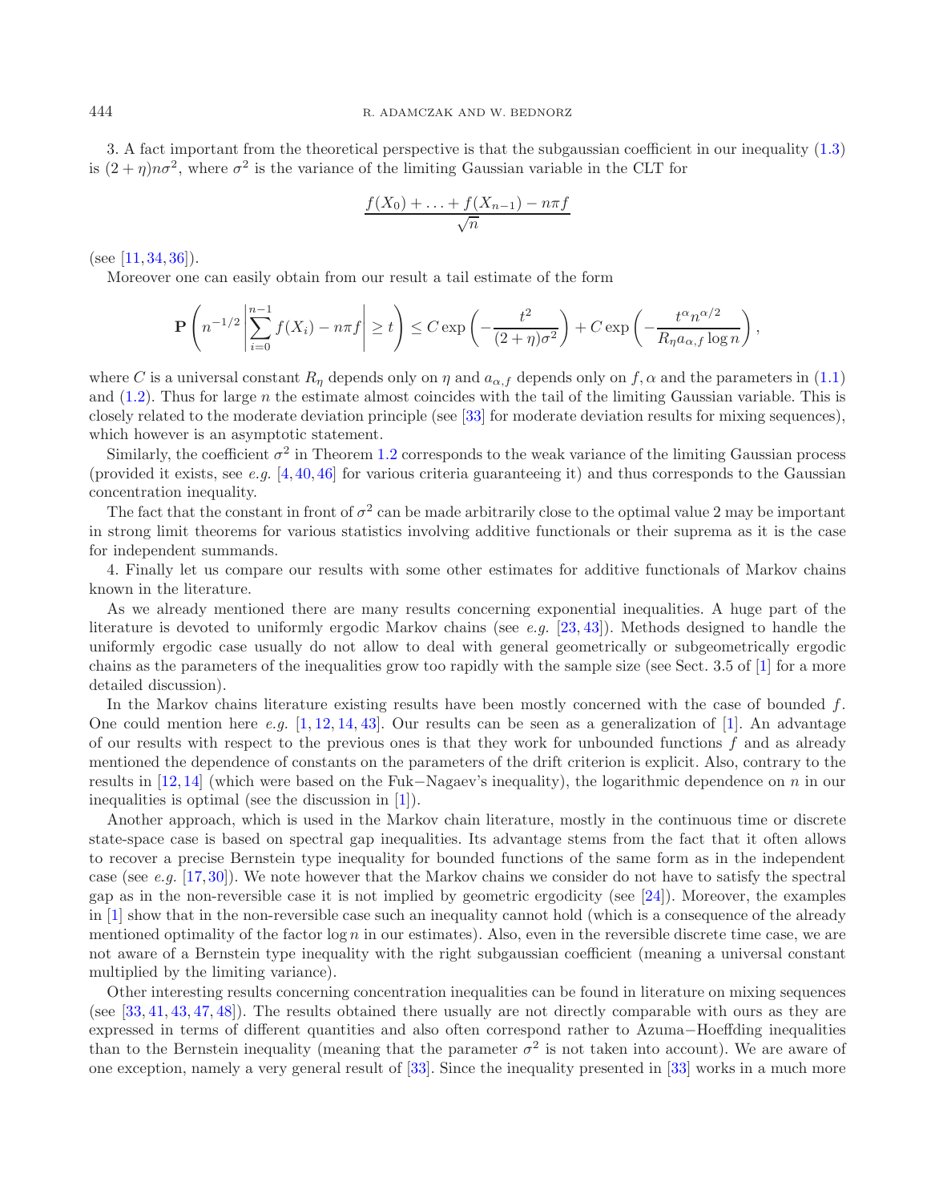3. A fact important from the theoretical perspective is that the subgaussian coefficient in our inequality (1.3) is $(2+\eta)n\sigma^2$, where $\sigma^2$ is the variance of the limiting Gaussian variable in the CLT for

$$\frac{f(X_0)+\ldots+f(X_{n-1})-n\pi f}{\sqrt{n}}$$

(see [11, 34, 36]).

Moreover one can easily obtain from our result a tail estimate of the form

$$\mathbf{P}\left(n^{-1/2}\left|\sum_{i=0}^{n-1} f(X_i)-n\pi f\right|\geq t\right)\leq C\exp\left(-\frac{t^2}{(2+\eta)\sigma^2}\right)+C\exp\left(-\frac{t^\alpha n^{\alpha/2}}{R_\eta a_{\alpha,f}\log n}\right),$$

where $C$ is a universal constant $R_\eta$ depends only on $\eta$ and $a_{\alpha,f}$ depends only on $f,\alpha$ and the parameters in (1.1) and (1.2). Thus for large $n$ the estimate almost coincides with the tail of the limiting Gaussian variable. This is closely related to the moderate deviation principle (see [33] for moderate deviation results for mixing sequences), which however is an asymptotic statement.

Similarly, the coefficient $\sigma^2$ in Theorem 1.2 corresponds to the weak variance of the limiting Gaussian process (provided it exists, see *e.g.* [4, 40, 46] for various criteria guaranteeing it) and thus corresponds to the Gaussian concentration inequality.

The fact that the constant in front of $\sigma^2$ can be made arbitrarily close to the optimal value 2 may be important in strong limit theorems for various statistics involving additive functionals or their suprema as it is the case for independent summands.

4. Finally let us compare our results with some other estimates for additive functionals of Markov chains known in the literature.

As we already mentioned there are many results concerning exponential inequalities. A huge part of the literature is devoted to uniformly ergodic Markov chains (see *e.g.* [23, 43]). Methods designed to handle the uniformly ergodic case usually do not allow to deal with general geometrically or subgeometrically ergodic chains as the parameters of the inequalities grow too rapidly with the sample size (see Sect. 3.5 of [1] for a more detailed discussion).

In the Markov chains literature existing results have been mostly concerned with the case of bounded $f$. One could mention here *e.g.* [1, 12, 14, 43]. Our results can be seen as a generalization of [1]. An advantage of our results with respect to the previous ones is that they work for unbounded functions $f$ and as already mentioned the dependence of constants on the parameters of the drift criterion is explicit. Also, contrary to the results in [12, 14] (which were based on the Fuk−Nagaev's inequality), the logarithmic dependence on $n$ in our inequalities is optimal (see the discussion in [1]).

Another approach, which is used in the Markov chain literature, mostly in the continuous time or discrete state-space case is based on spectral gap inequalities. Its advantage stems from the fact that it often allows to recover a precise Bernstein type inequality for bounded functions of the same form as in the independent case (see *e.g.* [17, 30]). We note however that the Markov chains we consider do not have to satisfy the spectral gap as in the non-reversible case it is not implied by geometric ergodicity (see [24]). Moreover, the examples in [1] show that in the non-reversible case such an inequality cannot hold (which is a consequence of the already mentioned optimality of the factor $\log n$ in our estimates). Also, even in the reversible discrete time case, we are not aware of a Bernstein type inequality with the right subgaussian coefficient (meaning a universal constant multiplied by the limiting variance).

Other interesting results concerning concentration inequalities can be found in literature on mixing sequences (see [33, 41, 43, 47, 48]). The results obtained there usually are not directly comparable with ours as they are expressed in terms of different quantities and also often correspond rather to Azuma−Hoeffding inequalities than to the Bernstein inequality (meaning that the parameter $\sigma^2$ is not taken into account). We are aware of one exception, namely a very general result of [33]. Since the inequality presented in [33] works in a much more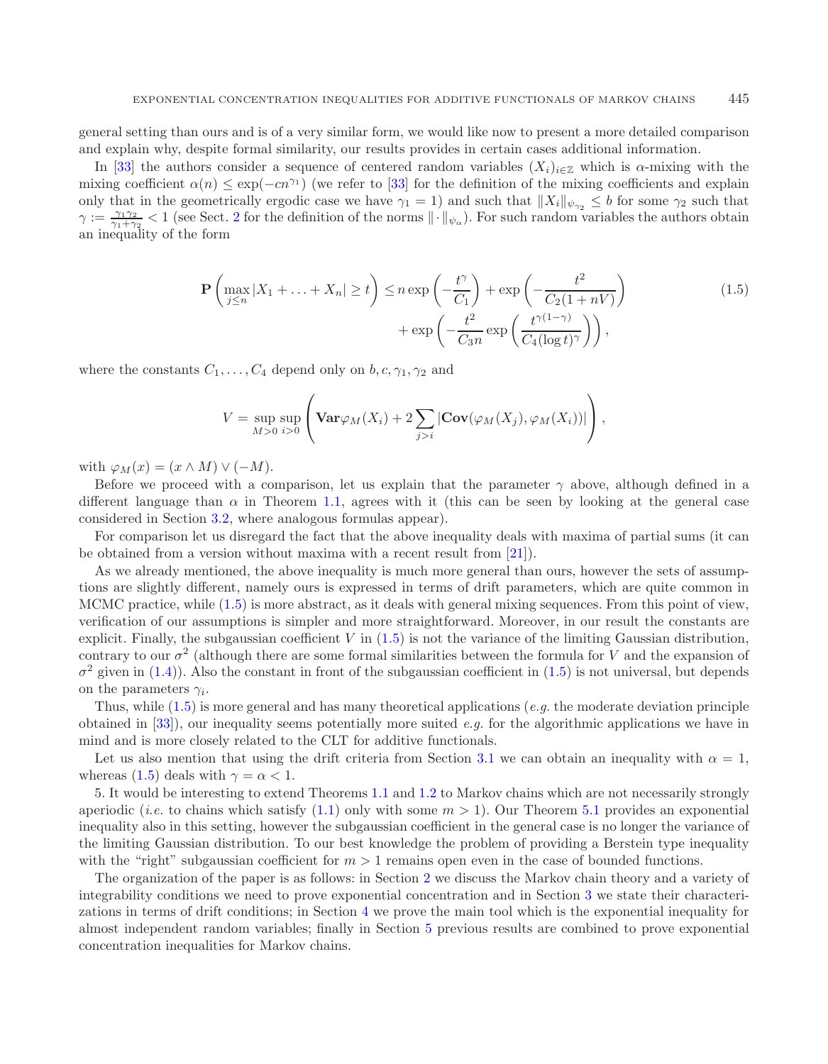general setting than ours and is of a very similar form, we would like now to present a more detailed comparison and explain why, despite formal similarity, our results provides in certain cases additional information.

In [33] the authors consider a sequence of centered random variables $(X_i)_{i\in\mathbb{Z}}$ which is $\alpha$-mixing with the mixing coefficient $\alpha(n) \le \exp(-cn^{\gamma_1})$ (we refer to [33] for the definition of the mixing coefficients and explain only that in the geometrically ergodic case we have $\gamma_1 = 1$) and such that $\|X_i\|_{\psi_{\gamma_2}} \le b$ for some $\gamma_2$ such that $\gamma := \frac{\gamma_1\gamma_2}{\gamma_1+\gamma_2} < 1$ (see Sect. 2 for the definition of the norms $\|\cdot\|_{\psi_\alpha}$). For such random variables the authors obtain an inequality of the form

$$\mathbf{P}\left(\max_{j\le n}|X_1+\ldots+X_n| \ge t\right) \le n\exp\left(-\frac{t^\gamma}{C_1}\right) + \exp\left(-\frac{t^2}{C_2(1+nV)}\right) + \exp\left(-\frac{t^2}{C_3 n}\exp\left(\frac{t^{\gamma(1-\gamma)}}{C_4(\log t)^\gamma}\right)\right), \tag{1.5}$$

where the constants $C_1,\ldots,C_4$ depend only on $b, c, \gamma_1, \gamma_2$ and

$$V = \sup_{M>0}\sup_{i>0}\left(\mathbf{Var}\varphi_M(X_i) + 2\sum_{j>i}|\mathbf{Cov}(\varphi_M(X_j),\varphi_M(X_i))|\right),$$

with $\varphi_M(x) = (x\wedge M)\vee(-M)$.

Before we proceed with a comparison, let us explain that the parameter $\gamma$ above, although defined in a different language than $\alpha$ in Theorem 1.1, agrees with it (this can be seen by looking at the general case considered in Section 3.2, where analogous formulas appear).

For comparison let us disregard the fact that the above inequality deals with maxima of partial sums (it can be obtained from a version without maxima with a recent result from [21]).

As we already mentioned, the above inequality is much more general than ours, however the sets of assumptions are slightly different, namely ours is expressed in terms of drift parameters, which are quite common in MCMC practice, while (1.5) is more abstract, as it deals with general mixing sequences. From this point of view, verification of our assumptions is simpler and more straightforward. Moreover, in our result the constants are explicit. Finally, the subgaussian coefficient $V$ in (1.5) is not the variance of the limiting Gaussian distribution, contrary to our $\sigma^2$ (although there are some formal similarities between the formula for $V$ and the expansion of $\sigma^2$ given in (1.4)). Also the constant in front of the subgaussian coefficient in (1.5) is not universal, but depends on the parameters $\gamma_i$.

Thus, while (1.5) is more general and has many theoretical applications (*e.g.* the moderate deviation principle obtained in [33]), our inequality seems potentially more suited *e.g.* for the algorithmic applications we have in mind and is more closely related to the CLT for additive functionals.

Let us also mention that using the drift criteria from Section 3.1 we can obtain an inequality with $\alpha = 1$, whereas (1.5) deals with $\gamma = \alpha < 1$.

5. It would be interesting to extend Theorems 1.1 and 1.2 to Markov chains which are not necessarily strongly aperiodic (*i.e.* to chains which satisfy (1.1) only with some $m > 1$). Our Theorem 5.1 provides an exponential inequality also in this setting, however the subgaussian coefficient in the general case is no longer the variance of the limiting Gaussian distribution. To our best knowledge the problem of providing a Berstein type inequality with the "right" subgaussian coefficient for $m > 1$ remains open even in the case of bounded functions.

The organization of the paper is as follows: in Section 2 we discuss the Markov chain theory and a variety of integrability conditions we need to prove exponential concentration and in Section 3 we state their characterizations in terms of drift conditions; in Section 4 we prove the main tool which is the exponential inequality for almost independent random variables; finally in Section 5 previous results are combined to prove exponential concentration inequalities for Markov chains.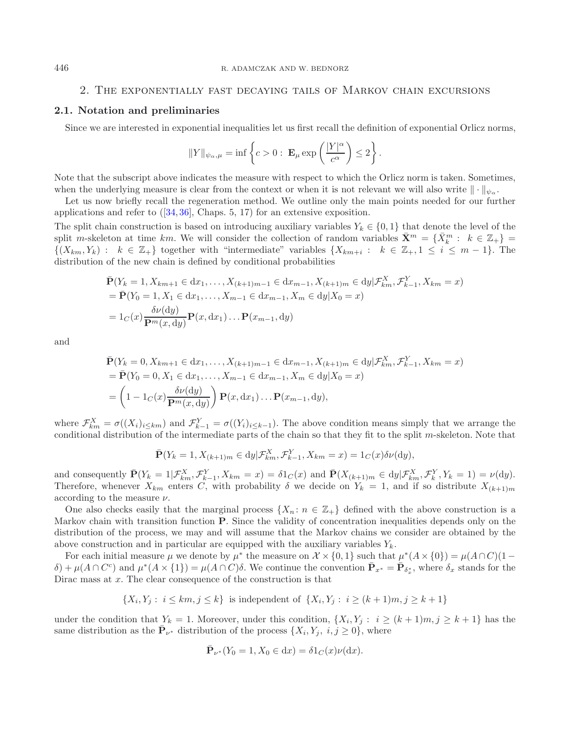## 2. The exponentially fast decaying tails of Markov chain excursions

### 2.1. Notation and preliminaries

Since we are interested in exponential inequalities let us first recall the definition of exponential Orlicz norms,

$$\|Y\|_{\psi_\alpha,\mu} = \inf\left\{c > 0 : \mathbf{E}_\mu \exp\left(\frac{|Y|^\alpha}{c^\alpha}\right) \leq 2\right\}.$$

Note that the subscript above indicates the measure with respect to which the Orlicz norm is taken. Sometimes, when the underlying measure is clear from the context or when it is not relevant we will also write $\|\cdot\|_{\psi_\alpha}$.

Let us now briefly recall the regeneration method. We outline only the main points needed for our further applications and refer to ([34,36], Chaps. 5, 17) for an extensive exposition.

The split chain construction is based on introducing auxiliary variables $Y_k \in \{0,1\}$ that denote the level of the split $m$-skeleton at time $km$. We will consider the collection of random variables $\bar{\mathbf{X}}^m = \{\bar{X}_k^m : k \in \mathbb{Z}_+\} = \{(X_{km}, Y_k) : k \in \mathbb{Z}_+\}$ together with "intermediate" variables $\{X_{km+i} : k \in \mathbb{Z}_+, 1 \leq i \leq m-1\}$. The distribution of the new chain is defined by conditional probabilities

$$\begin{aligned}
&\bar{\mathbf{P}}(Y_k = 1, X_{km+1} \in \mathrm{d}x_1, \ldots, X_{(k+1)m-1} \in \mathrm{d}x_{m-1}, X_{(k+1)m} \in \mathrm{d}y | \mathcal{F}_{km}^X, \mathcal{F}_{k-1}^Y, X_{km} = x) \\
&= \bar{\mathbf{P}}(Y_0 = 1, X_1 \in \mathrm{d}x_1, \ldots, X_{m-1} \in \mathrm{d}x_{m-1}, X_m \in \mathrm{d}y | X_0 = x) \\
&= 1_C(x) \frac{\delta\nu(\mathrm{d}y)}{\mathbf{P}^m(x, \mathrm{d}y)} \mathbf{P}(x, \mathrm{d}x_1) \ldots \mathbf{P}(x_{m-1}, \mathrm{d}y)
\end{aligned}$$

and

$$\begin{aligned}
&\bar{\mathbf{P}}(Y_k = 0, X_{km+1} \in \mathrm{d}x_1, \ldots, X_{(k+1)m-1} \in \mathrm{d}x_{m-1}, X_{(k+1)m} \in \mathrm{d}y | \mathcal{F}_{km}^X, \mathcal{F}_{k-1}^Y, X_{km} = x) \\
&= \bar{\mathbf{P}}(Y_0 = 0, X_1 \in \mathrm{d}x_1, \ldots, X_{m-1} \in \mathrm{d}x_{m-1}, X_m \in \mathrm{d}y | X_0 = x) \\
&= \left(1 - 1_C(x) \frac{\delta\nu(\mathrm{d}y)}{\mathbf{P}^m(x, \mathrm{d}y)}\right) \mathbf{P}(x, \mathrm{d}x_1) \ldots \mathbf{P}(x_{m-1}, \mathrm{d}y),
\end{aligned}$$

where $\mathcal{F}_{km}^X = \sigma((X_i)_{i \leq km})$ and $\mathcal{F}_{k-1}^Y = \sigma((Y_i)_{i \leq k-1})$. The above condition means simply that we arrange the conditional distribution of the intermediate parts of the chain so that they fit to the split $m$-skeleton. Note that

$$\bar{\mathbf{P}}(Y_k = 1, X_{(k+1)m} \in \mathrm{d}y | \mathcal{F}_{km}^X, \mathcal{F}_{k-1}^Y, X_{km} = x) = 1_C(x)\delta\nu(\mathrm{d}y),$$

and consequently $\bar{\mathbf{P}}(Y_k = 1 | \mathcal{F}_{km}^X, \mathcal{F}_{k-1}^Y, X_{km} = x) = \delta 1_C(x)$ and $\bar{\mathbf{P}}(X_{(k+1)m} \in \mathrm{d}y | \mathcal{F}_{km}^X, \mathcal{F}_k^Y, Y_k = 1) = \nu(\mathrm{d}y)$. Therefore, whenever $X_{km}$ enters $C$, with probability $\delta$ we decide on $Y_k = 1$, and if so distribute $X_{(k+1)m}$ according to the measure $\nu$.

One also checks easily that the marginal process $\{X_n : n \in \mathbb{Z}_+\}$ defined with the above construction is a Markov chain with transition function $\mathbf{P}$. Since the validity of concentration inequalities depends only on the distribution of the process, we may and will assume that the Markov chains we consider are obtained by the above construction and in particular are equipped with the auxiliary variables $Y_k$.

For each initial measure $\mu$ we denote by $\mu^*$ the measure on $\mathcal{X} \times \{0,1\}$ such that $\mu^*(A \times \{0\}) = \mu(A \cap C)(1 - \delta) + \mu(A \cap C^c)$ and $\mu^*(A \times \{1\}) = \mu(A \cap C)\delta$. We continue the convention $\bar{\mathbf{P}}_{x^*} = \bar{\mathbf{P}}_{\delta_x^*}$, where $\delta_x$ stands for the Dirac mass at $x$. The clear consequence of the construction is that

$$\{X_i, Y_j : i \leq km, j \leq k\} \text{ is independent of } \{X_i, Y_j : i \geq (k+1)m, j \geq k+1\}$$

under the condition that $Y_k = 1$. Moreover, under this condition, $\{X_i, Y_j : i \geq (k+1)m, j \geq k+1\}$ has the same distribution as the $\bar{\mathbf{P}}_{\nu^*}$ distribution of the process $\{X_i, Y_j, \ i, j \geq 0\}$, where

$$\bar{\mathbf{P}}_{\nu^*}(Y_0 = 1, X_0 \in \mathrm{d}x) = \delta 1_C(x)\nu(\mathrm{d}x).$$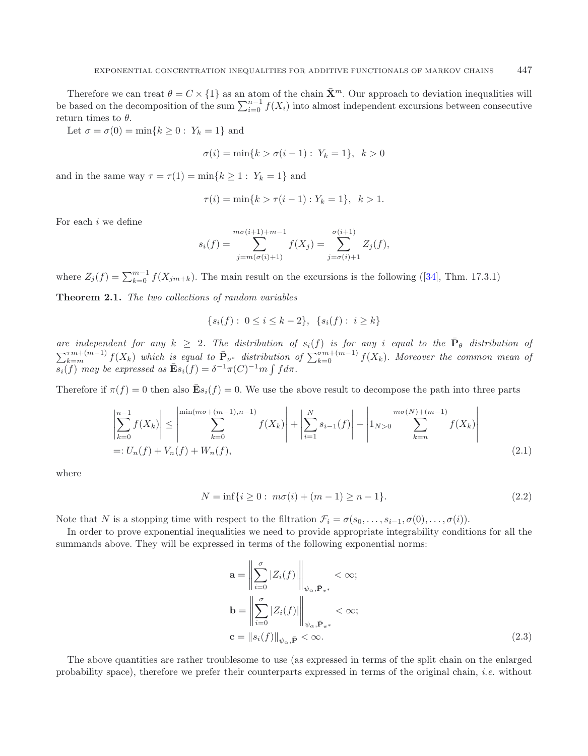Therefore we can treat $\theta = C \times \{1\}$ as an atom of the chain $\bar{\mathbf{X}}^m$. Our approach to deviation inequalities will be based on the decomposition of the sum $\sum_{i=0}^{n-1} f(X_i)$ into almost independent excursions between consecutive return times to $\theta$.

Let $\sigma = \sigma(0) = \min\{k \geq 0 : Y_k = 1\}$ and

$$\sigma(i) = \min\{k > \sigma(i-1) : Y_k = 1\}, \;\; k > 0$$

and in the same way $\tau = \tau(1) = \min\{k \geq 1 : Y_k = 1\}$ and

$$\tau(i) = \min\{k > \tau(i-1) : Y_k = 1\}, \;\; k > 1.$$

For each $i$ we define

$$s_i(f) = \sum_{j=m(\sigma(i)+1)}^{m\sigma(i+1)+m-1} f(X_j) = \sum_{j=\sigma(i)+1}^{\sigma(i+1)} Z_j(f),$$

where $Z_j(f) = \sum_{k=0}^{m-1} f(X_{jm+k})$. The main result on the excursions is the following ([34], Thm. 17.3.1)

**Theorem 2.1.** *The two collections of random variables*

$$\{s_i(f) : \; 0 \leq i \leq k-2\}, \;\; \{s_i(f) : \; i \geq k\}$$

*are independent for any $k \geq 2$. The distribution of $s_i(f)$ is for any $i$ equal to the $\bar{\mathbf{P}}_\theta$ distribution of $\sum_{k=m}^{\tau m+(m-1)} f(X_k)$ which is equal to $\bar{\mathbf{P}}_{\nu^*}$ distribution of $\sum_{k=0}^{\sigma m+(m-1)} f(X_k)$. Moreover the common mean of $s_i(f)$ may be expressed as $\bar{\mathbf{E}} s_i(f) = \delta^{-1}\pi(C)^{-1} m \int f d\pi$.*

Therefore if $\pi(f) = 0$ then also $\bar{\mathbf{E}} s_i(f) = 0$. We use the above result to decompose the path into three parts

$$\begin{aligned}
\left|\sum_{k=0}^{n-1} f(X_k)\right| &\leq \left|\sum_{k=0}^{\min(m\sigma+(m-1),n-1)} f(X_k)\right| + \left|\sum_{i=1}^{N} s_{i-1}(f)\right| + \left|1_{N>0} \sum_{k=n}^{m\sigma(N)+(m-1)} f(X_k)\right| \\
&=: U_n(f) + V_n(f) + W_n(f),
\end{aligned} \tag{2.1}$$

where

$$N = \inf\{i \geq 0 : \; m\sigma(i) + (m-1) \geq n-1\}. \tag{2.2}$$

Note that $N$ is a stopping time with respect to the filtration $\mathcal{F}_i = \sigma(s_0, \ldots, s_{i-1}, \sigma(0), \ldots, \sigma(i))$.

In order to prove exponential inequalities we need to provide appropriate integrability conditions for all the summands above. They will be expressed in terms of the following exponential norms:

$$\begin{aligned}
\mathbf{a} &= \left\| \sum_{i=0}^{\sigma} |Z_i(f)| \right\|_{\psi_\alpha, \bar{\mathbf{P}}_{x^*}} < \infty; \\
\mathbf{b} &= \left\| \sum_{i=0}^{\sigma} |Z_i(f)| \right\|_{\psi_\alpha, \bar{\mathbf{P}}_{\pi^*}} < \infty; \\
\mathbf{c} &= \|s_i(f)\|_{\psi_\alpha, \bar{\mathbf{P}}} < \infty.
\end{aligned} \tag{2.3}$$

The above quantities are rather troublesome to use (as expressed in terms of the split chain on the enlarged probability space), therefore we prefer their counterparts expressed in terms of the original chain, *i.e.* without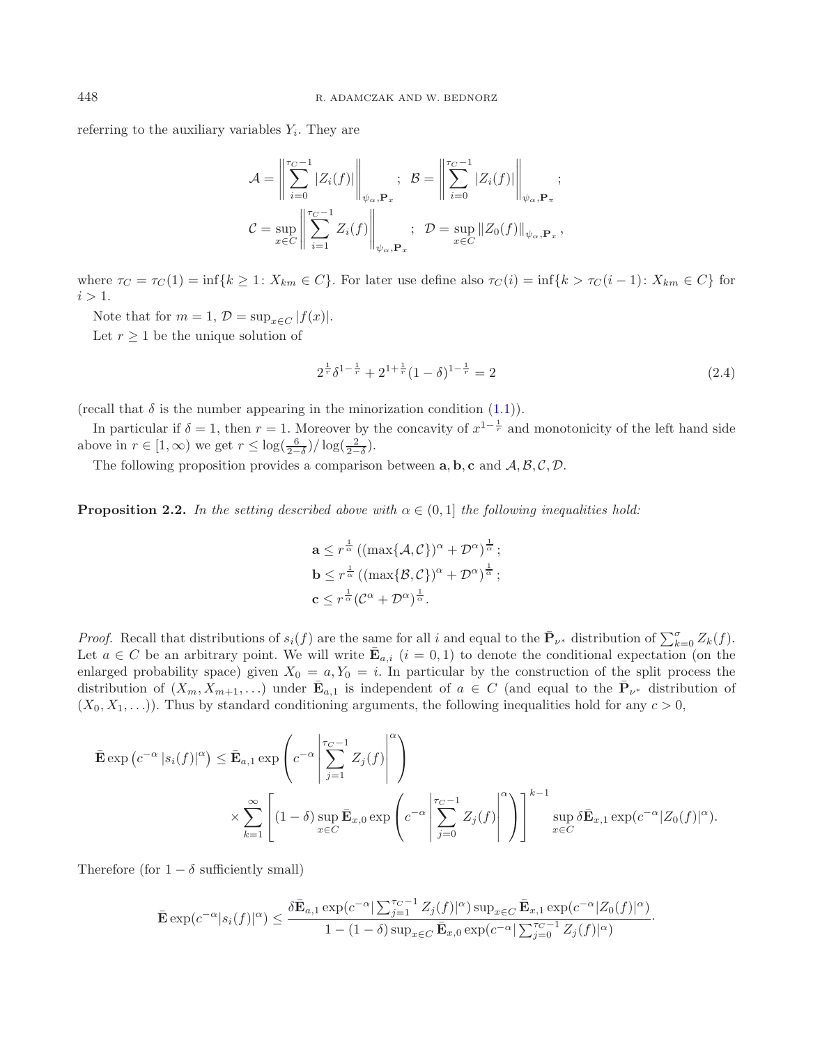referring to the auxiliary variables $Y_i$. They are

$$\mathcal{A} = \left\| \sum_{i=0}^{\tau_C - 1} |Z_i(f)| \right\|_{\psi_\alpha, \mathbf{P}_x}; \quad \mathcal{B} = \left\| \sum_{i=0}^{\tau_C - 1} |Z_i(f)| \right\|_{\psi_\alpha, \mathbf{P}_\pi};$$

$$\mathcal{C} = \sup_{x \in C} \left\| \sum_{i=1}^{\tau_C - 1} Z_i(f) \right\|_{\psi_\alpha, \mathbf{P}_x}; \quad \mathcal{D} = \sup_{x \in C} \|Z_0(f)\|_{\psi_\alpha, \mathbf{P}_x},$$

where $\tau_C = \tau_C(1) = \inf\{k \geq 1 \colon X_{km} \in C\}$. For later use define also $\tau_C(i) = \inf\{k > \tau_C(i-1) \colon X_{km} \in C\}$ for $i > 1$.

Note that for $m = 1$, $\mathcal{D} = \sup_{x \in C} |f(x)|$.

Let $r \geq 1$ be the unique solution of

$$2^{\frac{1}{r}} \delta^{1 - \frac{1}{r}} + 2^{1 + \frac{1}{r}} (1 - \delta)^{1 - \frac{1}{r}} = 2 \tag{2.4}$$

(recall that $\delta$ is the number appearing in the minorization condition (1.1)).

In particular if $\delta = 1$, then $r = 1$. Moreover by the concavity of $x^{1-\frac{1}{r}}$ and monotonicity of the left hand side above in $r \in [1, \infty)$ we get $r \leq \log(\frac{6}{2-\delta}) / \log(\frac{2}{2-\delta})$.

The following proposition provides a comparison between $\mathbf{a}, \mathbf{b}, \mathbf{c}$ and $\mathcal{A}, \mathcal{B}, \mathcal{C}, \mathcal{D}$.

**Proposition 2.2.** *In the setting described above with $\alpha \in (0, 1]$ the following inequalities hold:*

$$\mathbf{a} \leq r^{\frac{1}{\alpha}} \left( (\max\{\mathcal{A}, \mathcal{C}\})^\alpha + \mathcal{D}^\alpha \right)^{\frac{1}{\alpha}};$$
$$\mathbf{b} \leq r^{\frac{1}{\alpha}} \left( (\max\{\mathcal{B}, \mathcal{C}\})^\alpha + \mathcal{D}^\alpha \right)^{\frac{1}{\alpha}};$$
$$\mathbf{c} \leq r^{\frac{1}{\alpha}} (\mathcal{C}^\alpha + \mathcal{D}^\alpha)^{\frac{1}{\alpha}}.$$

*Proof.* Recall that distributions of $s_i(f)$ are the same for all $i$ and equal to the $\bar{\mathbf{P}}_{\nu^*}$ distribution of $\sum_{k=0}^{\sigma} Z_k(f)$. Let $a \in C$ be an arbitrary point. We will write $\bar{\mathbf{E}}_{a,i}$ $(i = 0, 1)$ to denote the conditional expectation (on the enlarged probability space) given $X_0 = a, Y_0 = i$. In particular by the construction of the split process the distribution of $(X_m, X_{m+1}, \ldots)$ under $\bar{\mathbf{E}}_{a,1}$ is independent of $a \in C$ (and equal to the $\bar{\mathbf{P}}_{\nu^*}$ distribution of $(X_0, X_1, \ldots)$). Thus by standard conditioning arguments, the following inequalities hold for any $c > 0$,

$$\bar{\mathbf{E}} \exp\left( c^{-\alpha} |s_i(f)|^\alpha \right) \leq \bar{\mathbf{E}}_{a,1} \exp\left( c^{-\alpha} \left| \sum_{j=1}^{\tau_C - 1} Z_j(f) \right|^\alpha \right)$$
$$\times \sum_{k=1}^{\infty} \left[ (1 - \delta) \sup_{x \in C} \bar{\mathbf{E}}_{x,0} \exp\left( c^{-\alpha} \left| \sum_{j=0}^{\tau_C - 1} Z_j(f) \right|^\alpha \right) \right]^{k-1} \sup_{x \in C} \delta \bar{\mathbf{E}}_{x,1} \exp(c^{-\alpha} |Z_0(f)|^\alpha).$$

Therefore (for $1 - \delta$ sufficiently small)

$$\bar{\mathbf{E}} \exp(c^{-\alpha} |s_i(f)|^\alpha) \leq \frac{\delta \bar{\mathbf{E}}_{a,1} \exp(c^{-\alpha} |\sum_{j=1}^{\tau_C - 1} Z_j(f)|^\alpha) \sup_{x \in C} \bar{\mathbf{E}}_{x,1} \exp(c^{-\alpha} |Z_0(f)|^\alpha)}{1 - (1 - \delta) \sup_{x \in C} \bar{\mathbf{E}}_{x,0} \exp(c^{-\alpha} |\sum_{j=0}^{\tau_C - 1} Z_j(f)|^\alpha)}.$$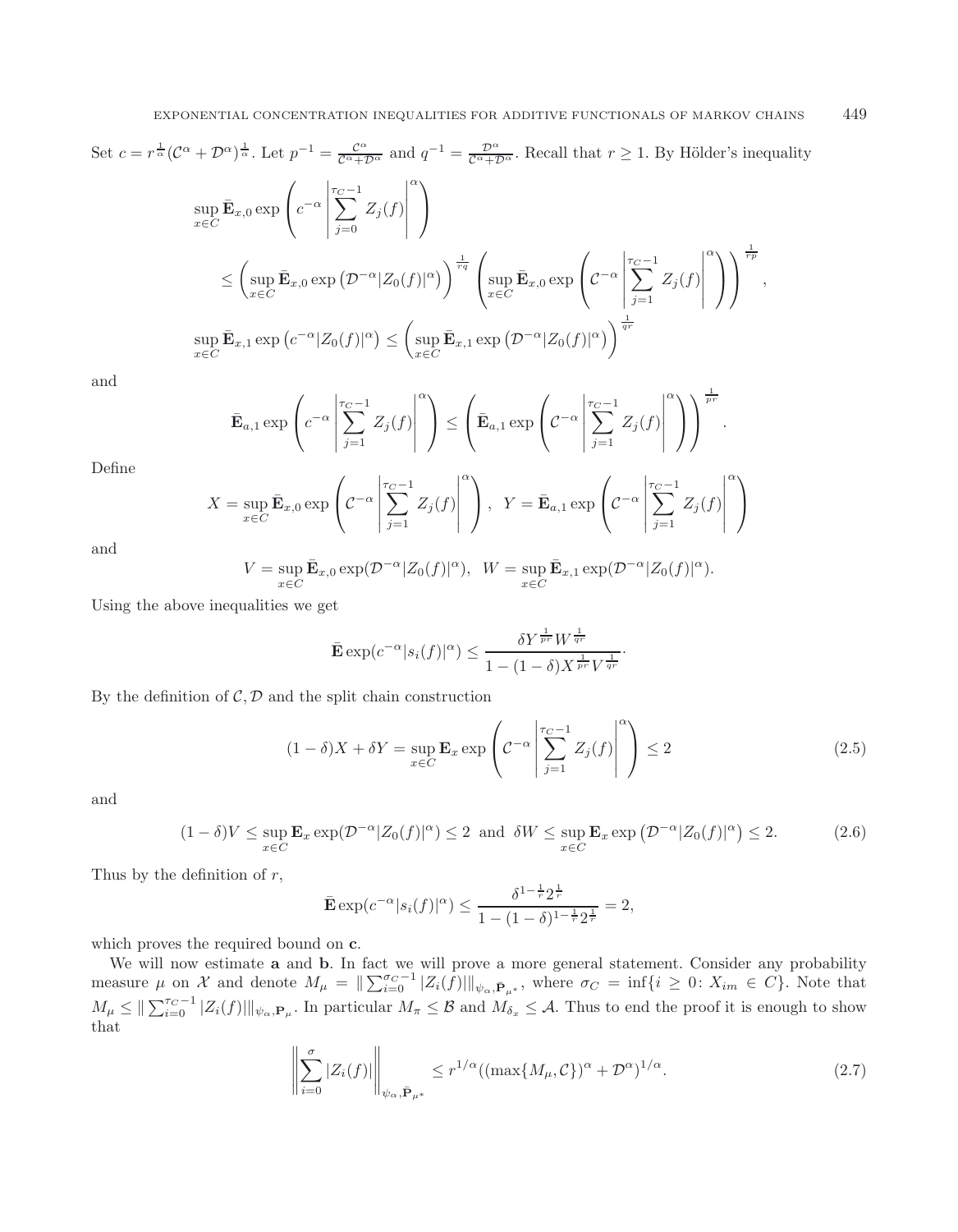Set $c = r^{\frac{1}{\alpha}}(\mathcal{C}^\alpha + \mathcal{D}^\alpha)^{\frac{1}{\alpha}}$. Let $p^{-1} = \frac{\mathcal{C}^\alpha}{\mathcal{C}^\alpha + \mathcal{D}^\alpha}$ and $q^{-1} = \frac{\mathcal{D}^\alpha}{\mathcal{C}^\alpha + \mathcal{D}^\alpha}$. Recall that $r \geq 1$. By Hölder's inequality

$$\sup_{x \in C} \bar{\mathbf{E}}_{x,0} \exp\left(c^{-\alpha}\left|\sum_{j=0}^{\tau_C - 1} Z_j(f)\right|^\alpha\right)$$

$$\leq \left(\sup_{x \in C} \bar{\mathbf{E}}_{x,0} \exp\left(\mathcal{D}^{-\alpha}|Z_0(f)|^\alpha\right)\right)^{\frac{1}{rq}} \left(\sup_{x \in C} \bar{\mathbf{E}}_{x,0} \exp\left(\mathcal{C}^{-\alpha}\left|\sum_{j=1}^{\tau_C - 1} Z_j(f)\right|^\alpha\right)\right)^{\frac{1}{rp}},$$

$$\sup_{x \in C} \bar{\mathbf{E}}_{x,1} \exp\left(c^{-\alpha}|Z_0(f)|^\alpha\right) \leq \left(\sup_{x \in C} \bar{\mathbf{E}}_{x,1} \exp\left(\mathcal{D}^{-\alpha}|Z_0(f)|^\alpha\right)\right)^{\frac{1}{qr}}$$

and

$$\bar{\mathbf{E}}_{a,1} \exp\left(c^{-\alpha}\left|\sum_{j=1}^{\tau_C - 1} Z_j(f)\right|^\alpha\right) \leq \left(\bar{\mathbf{E}}_{a,1} \exp\left(\mathcal{C}^{-\alpha}\left|\sum_{j=1}^{\tau_C - 1} Z_j(f)\right|^\alpha\right)\right)^{\frac{1}{pr}}.$$

Define

$$X = \sup_{x \in C} \bar{\mathbf{E}}_{x,0} \exp\left(\mathcal{C}^{-\alpha}\left|\sum_{j=1}^{\tau_C - 1} Z_j(f)\right|^\alpha\right), \quad Y = \bar{\mathbf{E}}_{a,1} \exp\left(\mathcal{C}^{-\alpha}\left|\sum_{j=1}^{\tau_C - 1} Z_j(f)\right|^\alpha\right)$$

and

$$V = \sup_{x \in C} \bar{\mathbf{E}}_{x,0} \exp(\mathcal{D}^{-\alpha}|Z_0(f)|^\alpha), \quad W = \sup_{x \in C} \bar{\mathbf{E}}_{x,1} \exp(\mathcal{D}^{-\alpha}|Z_0(f)|^\alpha).$$

Using the above inequalities we get

$$\bar{\mathbf{E}} \exp(c^{-\alpha}|s_i(f)|^\alpha) \leq \frac{\delta Y^{\frac{1}{pr}} W^{\frac{1}{qr}}}{1 - (1 - \delta) X^{\frac{1}{pr}} V^{\frac{1}{qr}}}.$$

By the definition of $\mathcal{C}, \mathcal{D}$ and the split chain construction

$$(1 - \delta)X + \delta Y = \sup_{x \in C} \mathbf{E}_x \exp\left(\mathcal{C}^{-\alpha}\left|\sum_{j=1}^{\tau_C - 1} Z_j(f)\right|^\alpha\right) \leq 2 \tag{2.5}$$

and

$$(1 - \delta)V \leq \sup_{x \in C} \mathbf{E}_x \exp(\mathcal{D}^{-\alpha}|Z_0(f)|^\alpha) \leq 2 \text{ and } \delta W \leq \sup_{x \in C} \mathbf{E}_x \exp\left(\mathcal{D}^{-\alpha}|Z_0(f)|^\alpha\right) \leq 2. \tag{2.6}$$

Thus by the definition of $r$,

$$\bar{\mathbf{E}} \exp(c^{-\alpha}|s_i(f)|^\alpha) \leq \frac{\delta^{1 - \frac{1}{r}} 2^{\frac{1}{r}}}{1 - (1 - \delta)^{1 - \frac{1}{r}} 2^{\frac{1}{r}}} = 2,$$

which proves the required bound on $\mathbf{c}$.

We will now estimate $\mathbf{a}$ and $\mathbf{b}$. In fact we will prove a more general statement. Consider any probability measure $\mu$ on $\mathcal{X}$ and denote $M_\mu = \|\sum_{i=0}^{\sigma_C - 1} |Z_i(f)|\|_{\psi_\alpha, \bar{\mathbf{P}}_{\mu^*}}$, where $\sigma_C = \inf\{i \geq 0\colon X_{im} \in C\}$. Note that $M_\mu \leq \|\sum_{i=0}^{\tau_C - 1} |Z_i(f)|\|_{\psi_\alpha, \mathbf{P}_\mu}$. In particular $M_\pi \leq \mathcal{B}$ and $M_{\delta_x} \leq \mathcal{A}$. Thus to end the proof it is enough to show that

$$\left\|\sum_{i=0}^{\sigma} |Z_i(f)|\right\|_{\psi_\alpha, \bar{\mathbf{P}}_{\mu^*}} \leq r^{1/\alpha}((\max\{M_\mu, \mathcal{C}\})^\alpha + \mathcal{D}^\alpha)^{1/\alpha}. \tag{2.7}$$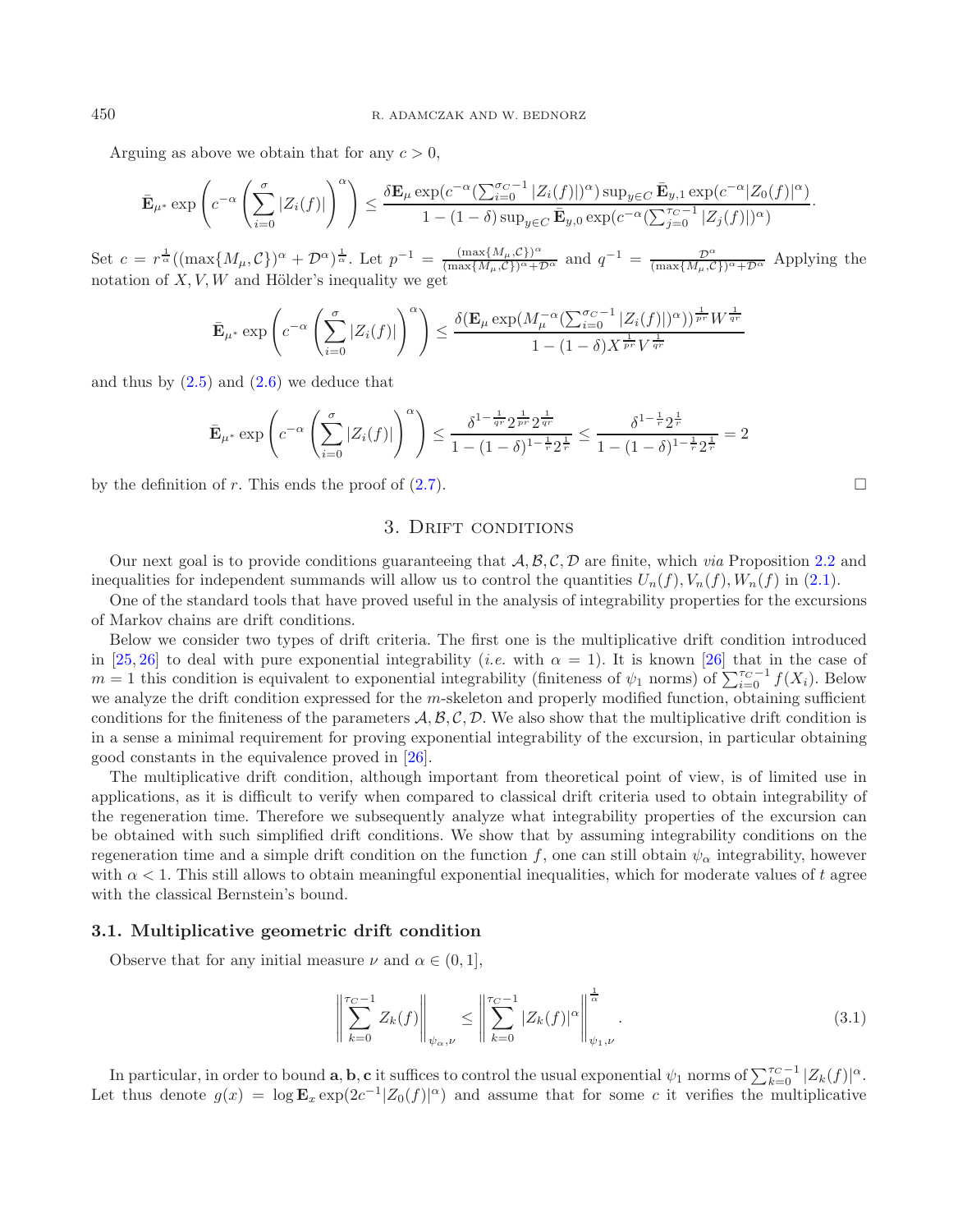Arguing as above we obtain that for any $c > 0$,

$$\bar{\mathbf{E}}_{\mu^*} \exp\left(c^{-\alpha}\left(\sum_{i=0}^{\sigma}|Z_i(f)|\right)^\alpha\right) \le \frac{\delta \mathbf{E}_\mu \exp(c^{-\alpha}(\sum_{i=0}^{\sigma_C-1}|Z_i(f)|)^\alpha)\sup_{y\in C}\bar{\mathbf{E}}_{y,1}\exp(c^{-\alpha}|Z_0(f)|^\alpha)}{1-(1-\delta)\sup_{y\in C}\bar{\mathbf{E}}_{y,0}\exp(c^{-\alpha}(\sum_{j=0}^{\tau_C-1}|Z_j(f)|)^\alpha)}.$$

Set $c = r^{\frac{1}{\alpha}}((\max\{M_\mu,\mathcal{C}\})^\alpha + \mathcal{D}^\alpha)^{\frac{1}{\alpha}}$. Let $p^{-1} = \frac{(\max\{M_\mu,\mathcal{C}\})^\alpha}{(\max\{M_\mu,\mathcal{C}\})^\alpha+\mathcal{D}^\alpha}$ and $q^{-1} = \frac{\mathcal{D}^\alpha}{(\max\{M_\mu,\mathcal{C}\})^\alpha+\mathcal{D}^\alpha}$ Applying the notation of $X, V, W$ and Hölder's inequality we get

$$\bar{\mathbf{E}}_{\mu^*} \exp\left(c^{-\alpha}\left(\sum_{i=0}^{\sigma}|Z_i(f)|\right)^\alpha\right) \le \frac{\delta(\mathbf{E}_\mu \exp(M_\mu^{-\alpha}(\sum_{i=0}^{\sigma_C-1}|Z_i(f)|)^\alpha))^{\frac{1}{pr}} W^{\frac{1}{qr}}}{1-(1-\delta)X^{\frac{1}{pr}}V^{\frac{1}{qr}}}$$

and thus by (2.5) and (2.6) we deduce that

$$\bar{\mathbf{E}}_{\mu^*} \exp\left(c^{-\alpha}\left(\sum_{i=0}^{\sigma}|Z_i(f)|\right)^\alpha\right) \le \frac{\delta^{1-\frac{1}{qr}}2^{\frac{1}{pr}}2^{\frac{1}{qr}}}{1-(1-\delta)^{1-\frac{1}{r}}2^{\frac{1}{r}}} \le \frac{\delta^{1-\frac{1}{r}}2^{\frac{1}{r}}}{1-(1-\delta)^{1-\frac{1}{r}}2^{\frac{1}{r}}} = 2$$

by the definition of $r$. This ends the proof of (2.7). □

## 3. Drift conditions

Our next goal is to provide conditions guaranteeing that $\mathcal{A}, \mathcal{B}, \mathcal{C}, \mathcal{D}$ are finite, which *via* Proposition 2.2 and inequalities for independent summands will allow us to control the quantities $U_n(f), V_n(f), W_n(f)$ in (2.1).

One of the standard tools that have proved useful in the analysis of integrability properties for the excursions of Markov chains are drift conditions.

Below we consider two types of drift criteria. The first one is the multiplicative drift condition introduced in [25, 26] to deal with pure exponential integrability (*i.e.* with $\alpha = 1$). It is known [26] that in the case of $m = 1$ this condition is equivalent to exponential integrability (finiteness of $\psi_1$ norms) of $\sum_{i=0}^{\tau_C-1} f(X_i)$. Below we analyze the drift condition expressed for the $m$-skeleton and properly modified function, obtaining sufficient conditions for the finiteness of the parameters $\mathcal{A}, \mathcal{B}, \mathcal{C}, \mathcal{D}$. We also show that the multiplicative drift condition is in a sense a minimal requirement for proving exponential integrability of the excursion, in particular obtaining good constants in the equivalence proved in [26].

The multiplicative drift condition, although important from theoretical point of view, is of limited use in applications, as it is difficult to verify when compared to classical drift criteria used to obtain integrability of the regeneration time. Therefore we subsequently analyze what integrability properties of the excursion can be obtained with such simplified drift conditions. We show that by assuming integrability conditions on the regeneration time and a simple drift condition on the function $f$, one can still obtain $\psi_\alpha$ integrability, however with $\alpha < 1$. This still allows to obtain meaningful exponential inequalities, which for moderate values of $t$ agree with the classical Bernstein's bound.

### 3.1. Multiplicative geometric drift condition

Observe that for any initial measure $\nu$ and $\alpha \in (0, 1]$,

$$\left\|\sum_{k=0}^{\tau_C-1} Z_k(f)\right\|_{\psi_\alpha,\nu} \le \left\|\sum_{k=0}^{\tau_C-1}|Z_k(f)|^\alpha\right\|_{\psi_1,\nu}^{\frac{1}{\alpha}}. \tag{3.1}$$

In particular, in order to bound $\mathbf{a}, \mathbf{b}, \mathbf{c}$ it suffices to control the usual exponential $\psi_1$ norms of $\sum_{k=0}^{\tau_C-1}|Z_k(f)|^\alpha$. Let thus denote $g(x) = \log \mathbf{E}_x \exp(2c^{-1}|Z_0(f)|^\alpha)$ and assume that for some $c$ it verifies the multiplicative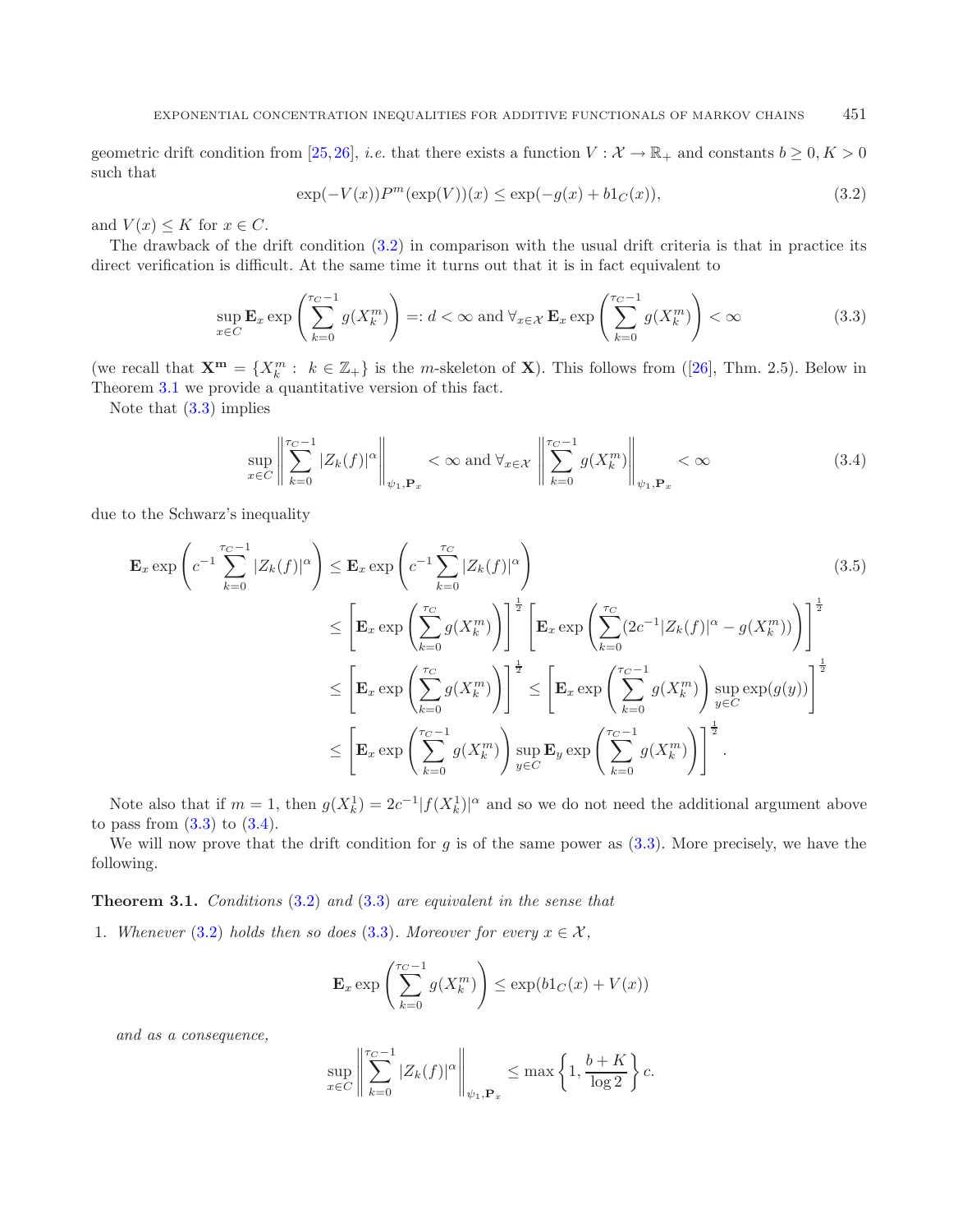geometric drift condition from [25,26], *i.e.* that there exists a function $V : \mathcal{X} \to \mathbb{R}_+$ and constants $b \geq 0, K > 0$ such that

$$\exp(-V(x))P^m(\exp(V))(x) \leq \exp(-g(x) + b1_C(x)), \tag{3.2}$$

and $V(x) \leq K$ for $x \in C$.

The drawback of the drift condition (3.2) in comparison with the usual drift criteria is that in practice its direct verification is difficult. At the same time it turns out that it is in fact equivalent to

$$\sup_{x\in C} \mathbf{E}_x \exp\left(\sum_{k=0}^{\tau_C - 1} g(X_k^m)\right) =: d < \infty \text{ and } \forall_{x\in\mathcal{X}}\, \mathbf{E}_x \exp\left(\sum_{k=0}^{\tau_C - 1} g(X_k^m)\right) < \infty \tag{3.3}$$

(we recall that $\mathbf{X}^\mathbf{m} = \{X_k^m : \ k \in \mathbb{Z}_+\}$ is the $m$-skeleton of $\mathbf{X}$). This follows from ([26], Thm. 2.5). Below in Theorem 3.1 we provide a quantitative version of this fact.

Note that (3.3) implies

$$\sup_{x\in C} \left\|\sum_{k=0}^{\tau_C - 1} |Z_k(f)|^\alpha\right\|_{\psi_1,\mathbf{P}_x} < \infty \text{ and } \forall_{x\in\mathcal{X}} \left\|\sum_{k=0}^{\tau_C - 1} g(X_k^m)\right\|_{\psi_1,\mathbf{P}_x} < \infty \tag{3.4}$$

due to the Schwarz's inequality

$$\begin{aligned}
\mathbf{E}_x \exp\left(c^{-1}\sum_{k=0}^{\tau_C-1} |Z_k(f)|^\alpha\right) &\leq \mathbf{E}_x \exp\left(c^{-1}\sum_{k=0}^{\tau_C} |Z_k(f)|^\alpha\right) \\
&\leq \left[\mathbf{E}_x \exp\left(\sum_{k=0}^{\tau_C} g(X_k^m)\right)\right]^{\frac{1}{2}} \left[\mathbf{E}_x \exp\left(\sum_{k=0}^{\tau_C} (2c^{-1}|Z_k(f)|^\alpha - g(X_k^m))\right)\right]^{\frac{1}{2}} \\
&\leq \left[\mathbf{E}_x \exp\left(\sum_{k=0}^{\tau_C} g(X_k^m)\right)\right]^{\frac{1}{2}} \leq \left[\mathbf{E}_x \exp\left(\sum_{k=0}^{\tau_C-1} g(X_k^m)\right) \sup_{y\in C} \exp(g(y))\right]^{\frac{1}{2}} \\
&\leq \left[\mathbf{E}_x \exp\left(\sum_{k=0}^{\tau_C-1} g(X_k^m)\right) \sup_{y\in C} \mathbf{E}_y \exp\left(\sum_{k=0}^{\tau_C-1} g(X_k^m)\right)\right]^{\frac{1}{2}}.
\end{aligned} \tag{3.5}$$

Note also that if $m = 1$, then $g(X_k^1) = 2c^{-1}|f(X_k^1)|^\alpha$ and so we do not need the additional argument above to pass from (3.3) to (3.4).

We will now prove that the drift condition for $g$ is of the same power as (3.3). More precisely, we have the following.

**Theorem 3.1.** *Conditions* (3.2) *and* (3.3) *are equivalent in the sense that*

1. *Whenever* (3.2) *holds then so does* (3.3). *Moreover for every* $x \in \mathcal{X}$,

$$\mathbf{E}_x \exp\left(\sum_{k=0}^{\tau_C-1} g(X_k^m)\right) \leq \exp(b1_C(x) + V(x))$$

*and as a consequence,*

$$\sup_{x\in C} \left\|\sum_{k=0}^{\tau_C-1} |Z_k(f)|^\alpha\right\|_{\psi_1,\mathbf{P}_x} \leq \max\left\{1, \frac{b+K}{\log 2}\right\} c.$$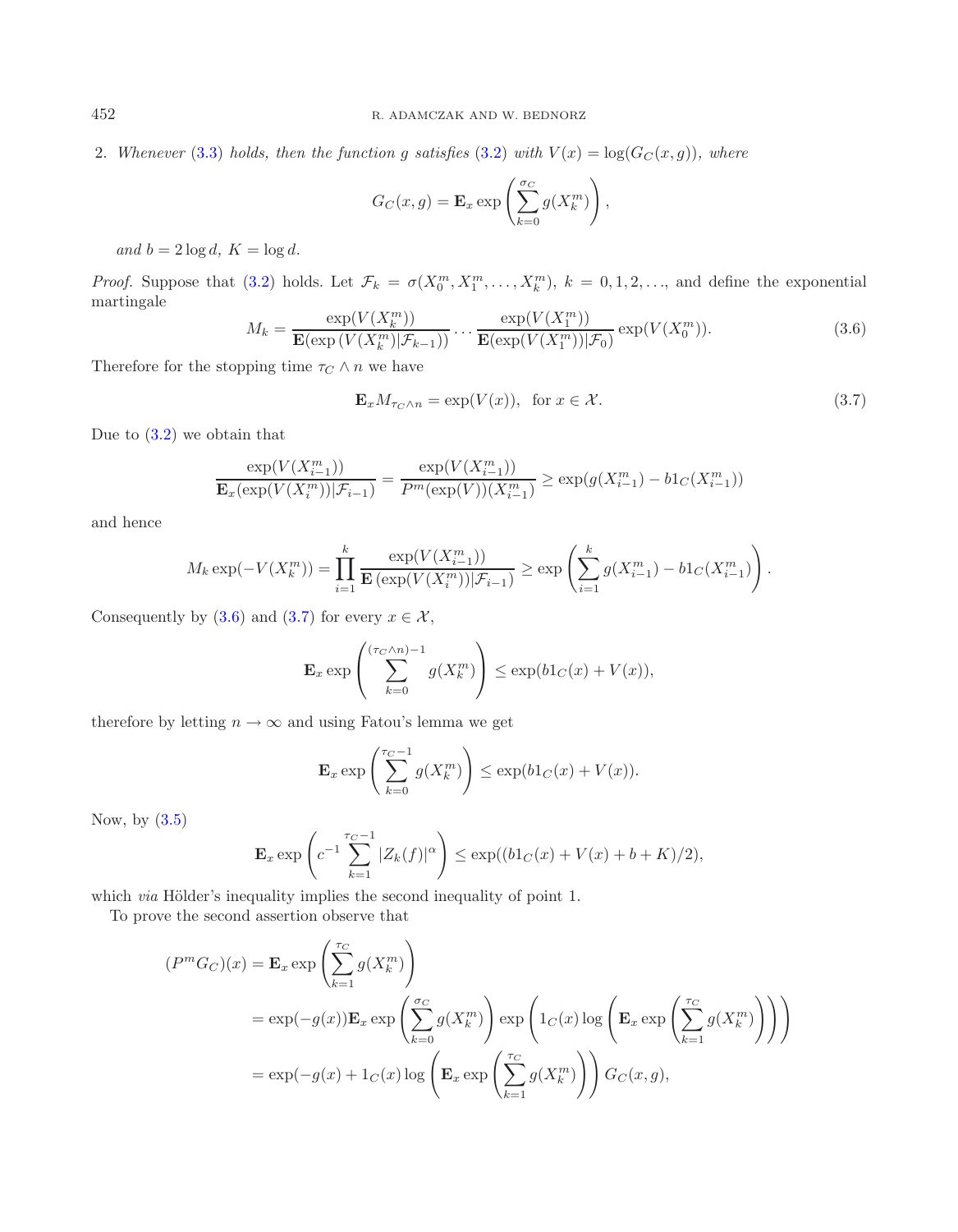2. *Whenever* (3.3) *holds, then the function* $g$ *satisfies* (3.2) *with* $V(x) = \log(G_C(x,g))$, *where*

$$G_C(x,g) = \mathbf{E}_x \exp\left(\sum_{k=0}^{\sigma_C} g(X_k^m)\right),$$

*and* $b = 2\log d$, $K = \log d$.

*Proof.* Suppose that (3.2) holds. Let $\mathcal{F}_k = \sigma(X_0^m, X_1^m, \ldots, X_k^m)$, $k = 0, 1, 2, \ldots$, and define the exponential martingale

$$M_k = \frac{\exp(V(X_k^m))}{\mathbf{E}(\exp(V(X_k^m)|\mathcal{F}_{k-1}))} \cdots \frac{\exp(V(X_1^m))}{\mathbf{E}(\exp(V(X_1^m))|\mathcal{F}_0)} \exp(V(X_0^m)). \tag{3.6}$$

Therefore for the stopping time $\tau_C \wedge n$ we have

$$\mathbf{E}_x M_{\tau_C \wedge n} = \exp(V(x)), \quad \text{for } x \in \mathcal{X}. \tag{3.7}$$

Due to (3.2) we obtain that

$$\frac{\exp(V(X_{i-1}^m))}{\mathbf{E}_x(\exp(V(X_i^m))|\mathcal{F}_{i-1})} = \frac{\exp(V(X_{i-1}^m))}{P^m(\exp(V))(X_{i-1}^m)} \geq \exp(g(X_{i-1}^m) - b1_C(X_{i-1}^m))$$

and hence

$$M_k \exp(-V(X_k^m)) = \prod_{i=1}^{k} \frac{\exp(V(X_{i-1}^m))}{\mathbf{E}\left(\exp(V(X_i^m))|\mathcal{F}_{i-1}\right)} \geq \exp\left(\sum_{i=1}^{k} g(X_{i-1}^m) - b1_C(X_{i-1}^m)\right).$$

Consequently by (3.6) and (3.7) for every $x \in \mathcal{X}$,

$$\mathbf{E}_x \exp\left(\sum_{k=0}^{(\tau_C \wedge n)-1} g(X_k^m)\right) \leq \exp(b1_C(x) + V(x)),$$

therefore by letting $n \to \infty$ and using Fatou's lemma we get

$$\mathbf{E}_x \exp\left(\sum_{k=0}^{\tau_C - 1} g(X_k^m)\right) \leq \exp(b1_C(x) + V(x)).$$

Now, by (3.5)

$$\mathbf{E}_x \exp\left(c^{-1}\sum_{k=1}^{\tau_C - 1} |Z_k(f)|^\alpha\right) \leq \exp((b1_C(x) + V(x) + b + K)/2),$$

which *via* Hölder's inequality implies the second inequality of point 1.

To prove the second assertion observe that

$$\begin{aligned}
(P^m G_C)(x) &= \mathbf{E}_x \exp\left(\sum_{k=1}^{\tau_C} g(X_k^m)\right) \\
&= \exp(-g(x))\mathbf{E}_x \exp\left(\sum_{k=0}^{\sigma_C} g(X_k^m)\right) \exp\left(1_C(x)\log\left(\mathbf{E}_x \exp\left(\sum_{k=1}^{\tau_C} g(X_k^m)\right)\right)\right) \\
&= \exp\left(-g(x) + 1_C(x)\log\left(\mathbf{E}_x \exp\left(\sum_{k=1}^{\tau_C} g(X_k^m)\right)\right)\right) G_C(x,g),
\end{aligned}$$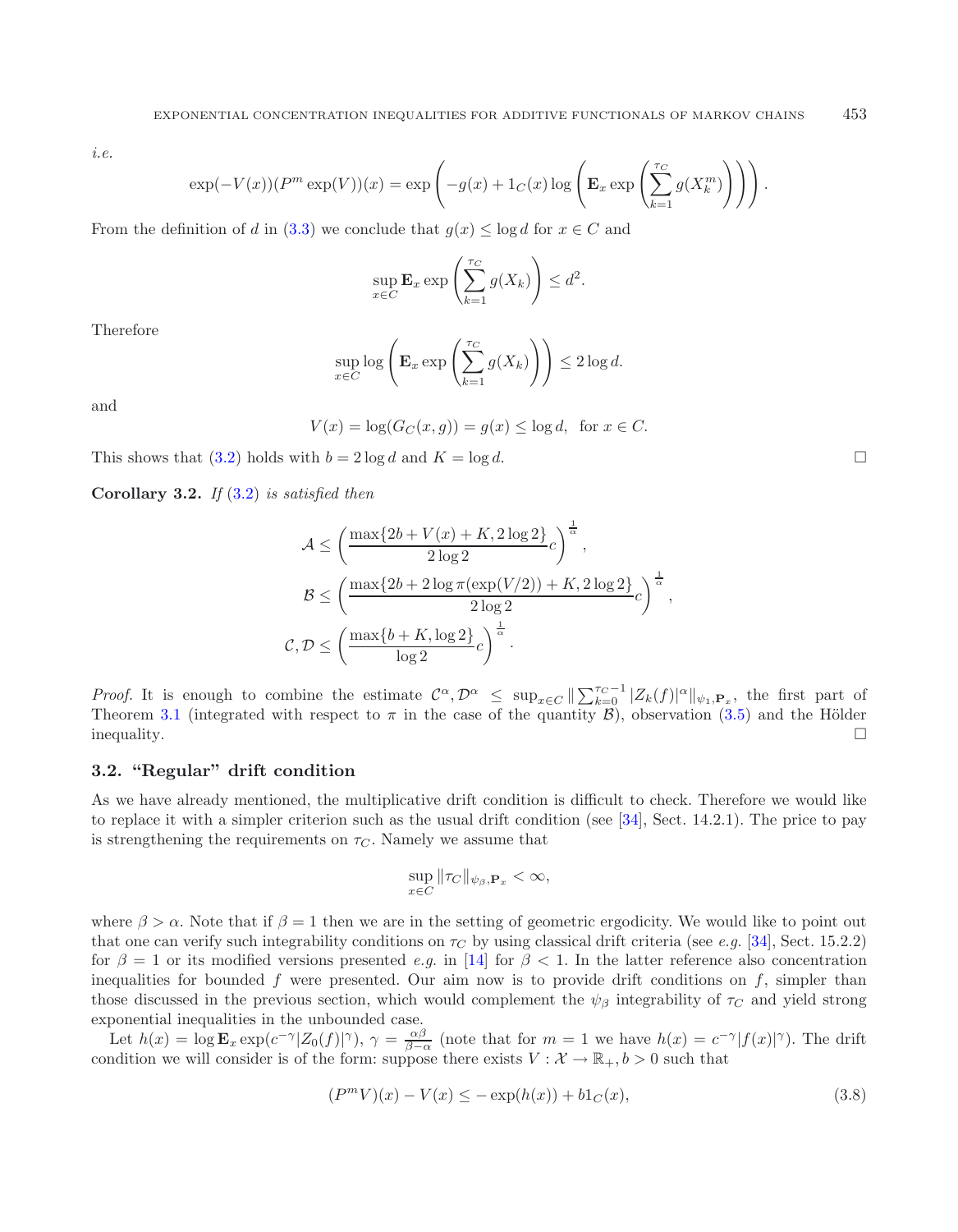*i.e.*

$$\exp(-V(x))(P^m \exp(V))(x) = \exp\left(-g(x) + 1_C(x)\log\left(\mathbf{E}_x \exp\left(\sum_{k=1}^{\tau_C} g(X_k^m)\right)\right)\right).$$

From the definition of $d$ in (3.3) we conclude that $g(x) \le \log d$ for $x \in C$ and

$$\sup_{x\in C} \mathbf{E}_x \exp\left(\sum_{k=1}^{\tau_C} g(X_k)\right) \le d^2.$$

Therefore

$$\sup_{x\in C} \log\left(\mathbf{E}_x \exp\left(\sum_{k=1}^{\tau_C} g(X_k)\right)\right) \le 2\log d.$$

and

$$V(x) = \log(G_C(x,g)) = g(x) \le \log d, \;\; \text{for } x \in C.$$

This shows that (3.2) holds with $b = 2\log d$ and $K = \log d$. □

**Corollary 3.2.** *If* (3.2) *is satisfied then*

$$\mathcal{A} \le \left(\frac{\max\{2b + V(x) + K, 2\log 2\}}{2\log 2} c\right)^{\frac{1}{\alpha}},$$

$$\mathcal{B} \le \left(\frac{\max\{2b + 2\log \pi(\exp(V/2)) + K, 2\log 2\}}{2\log 2} c\right)^{\frac{1}{\alpha}},$$

$$\mathcal{C}, \mathcal{D} \le \left(\frac{\max\{b + K, \log 2\}}{\log 2} c\right)^{\frac{1}{\alpha}}.$$

*Proof.* It is enough to combine the estimate $\mathcal{C}^\alpha, \mathcal{D}^\alpha \le \sup_{x\in C} \|\sum_{k=0}^{\tau_C - 1} |Z_k(f)|^\alpha\|_{\psi_1, \mathbf{P}_x}$, the first part of Theorem 3.1 (integrated with respect to $\pi$ in the case of the quantity $\mathcal{B}$), observation (3.5) and the Hölder inequality. □

### 3.2. "Regular" drift condition

As we have already mentioned, the multiplicative drift condition is difficult to check. Therefore we would like to replace it with a simpler criterion such as the usual drift condition (see [34], Sect. 14.2.1). The price to pay is strengthening the requirements on $\tau_C$. Namely we assume that

$$\sup_{x\in C} \|\tau_C\|_{\psi_\beta, \mathbf{P}_x} < \infty,$$

where $\beta > \alpha$. Note that if $\beta = 1$ then we are in the setting of geometric ergodicity. We would like to point out that one can verify such integrability conditions on $\tau_C$ by using classical drift criteria (see *e.g.* [34], Sect. 15.2.2) for $\beta = 1$ or its modified versions presented *e.g.* in [14] for $\beta < 1$. In the latter reference also concentration inequalities for bounded $f$ were presented. Our aim now is to provide drift conditions on $f$, simpler than those discussed in the previous section, which would complement the $\psi_\beta$ integrability of $\tau_C$ and yield strong exponential inequalities in the unbounded case.

Let $h(x) = \log \mathbf{E}_x \exp(c^{-\gamma}|Z_0(f)|^\gamma)$, $\gamma = \frac{\alpha\beta}{\beta - \alpha}$ (note that for $m = 1$ we have $h(x) = c^{-\gamma}|f(x)|^\gamma$). The drift condition we will consider is of the form: suppose there exists $V\colon \mathcal{X} \to \mathbb{R}_+, b > 0$ such that

$$(P^m V)(x) - V(x) \le -\exp(h(x)) + b1_C(x), \tag{3.8}$$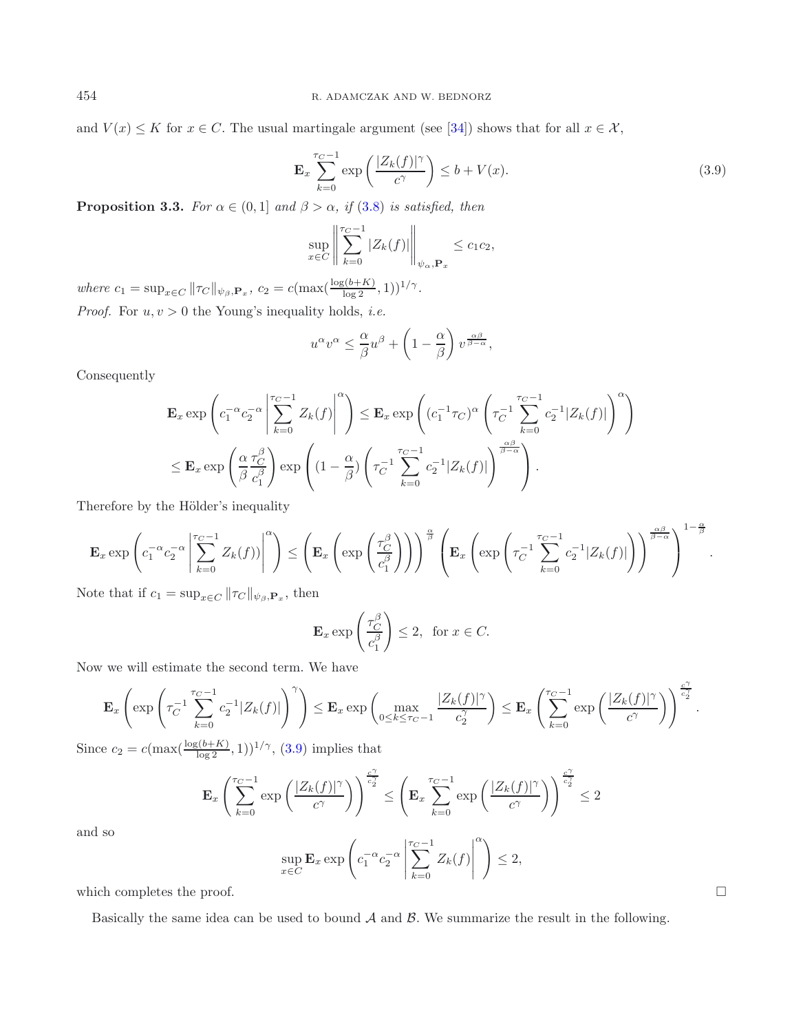and $V(x) \leq K$ for $x \in C$. The usual martingale argument (see [34]) shows that for all $x \in \mathcal{X}$,

$$\mathbf{E}_x \sum_{k=0}^{\tau_C - 1} \exp\left(\frac{|Z_k(f)|^\gamma}{c^\gamma}\right) \leq b + V(x). \tag{3.9}$$

**Proposition 3.3.** *For $\alpha \in (0,1]$ and $\beta > \alpha$, if (3.8) is satisfied, then*

$$\sup_{x \in C} \left\| \sum_{k=0}^{\tau_C - 1} |Z_k(f)| \right\|_{\psi_\alpha, \mathbf{P}_x} \leq c_1 c_2,$$

*where $c_1 = \sup_{x\in C} \|\tau_C\|_{\psi_\beta, \mathbf{P}_x}$, $c_2 = c(\max(\frac{\log(b+K)}{\log 2}, 1))^{1/\gamma}$.*

*Proof.* For $u, v > 0$ the Young's inequality holds, *i.e.*

$$u^\alpha v^\alpha \leq \frac{\alpha}{\beta} u^\beta + \left(1 - \frac{\alpha}{\beta}\right) v^{\frac{\alpha\beta}{\beta - \alpha}},$$

Consequently

$$\begin{aligned}
\mathbf{E}_x \exp\left(c_1^{-\alpha} c_2^{-\alpha} \left|\sum_{k=0}^{\tau_C-1} Z_k(f)\right|^\alpha\right) &\leq \mathbf{E}_x \exp\left((c_1^{-1}\tau_C)^\alpha \left(\tau_C^{-1} \sum_{k=0}^{\tau_C-1} c_2^{-1} |Z_k(f)|\right)^\alpha\right) \\
&\leq \mathbf{E}_x \exp\left(\frac{\alpha}{\beta} \frac{\tau_C^\beta}{c_1^\beta}\right) \exp\left((1 - \frac{\alpha}{\beta}) \left(\tau_C^{-1} \sum_{k=0}^{\tau_C-1} c_2^{-1}|Z_k(f)|\right)^{\frac{\alpha\beta}{\beta-\alpha}}\right).
\end{aligned}$$

Therefore by the Hölder's inequality

$$\mathbf{E}_x \exp\left(c_1^{-\alpha} c_2^{-\alpha} \left|\sum_{k=0}^{\tau_C-1} Z_k(f))\right|^\alpha\right) \leq \left(\mathbf{E}_x\left(\exp\left(\frac{\tau_C^\beta}{c_1^\beta}\right)\right)\right)^{\frac{\alpha}{\beta}} \left(\mathbf{E}_x\left(\exp\left(\tau_C^{-1}\sum_{k=0}^{\tau_C-1} c_2^{-1}|Z_k(f)|\right)\right)^{\frac{\alpha\beta}{\beta-\alpha}}\right)^{1-\frac{\alpha}{\beta}}.$$

Note that if $c_1 = \sup_{x\in C} \|\tau_C\|_{\psi_\beta, \mathbf{P}_x}$, then

$$\mathbf{E}_x \exp\left(\frac{\tau_C^\beta}{c_1^\beta}\right) \leq 2, \ \text{ for } x \in C.$$

Now we will estimate the second term. We have

$$\mathbf{E}_x\left(\exp\left(\tau_C^{-1}\sum_{k=0}^{\tau_C-1} c_2^{-1}|Z_k(f)|\right)^\gamma\right) \leq \mathbf{E}_x \exp\left(\max_{0\leq k\leq \tau_C-1} \frac{|Z_k(f)|^\gamma}{c_2^\gamma}\right) \leq \mathbf{E}_x\left(\sum_{k=0}^{\tau_C-1}\exp\left(\frac{|Z_k(f)|^\gamma}{c^\gamma}\right)\right)^{\frac{c^\gamma}{c_2^\gamma}}.$$

Since $c_2 = c(\max(\frac{\log(b+K)}{\log 2}, 1))^{1/\gamma}$, (3.9) implies that

$$\mathbf{E}_x\left(\sum_{k=0}^{\tau_C-1}\exp\left(\frac{|Z_k(f)|^\gamma}{c^\gamma}\right)\right)^{\frac{c^\gamma}{c_2^\gamma}} \leq \left(\mathbf{E}_x\sum_{k=0}^{\tau_C-1}\exp\left(\frac{|Z_k(f)|^\gamma}{c^\gamma}\right)\right)^{\frac{c^\gamma}{c_2^\gamma}} \leq 2$$

and so

$$\sup_{x\in C} \mathbf{E}_x \exp\left(c_1^{-\alpha} c_2^{-\alpha}\left|\sum_{k=0}^{\tau_C-1} Z_k(f)\right|^\alpha\right) \leq 2,$$

which completes the proof. $\square$

Basically the same idea can be used to bound $\mathcal{A}$ and $\mathcal{B}$. We summarize the result in the following.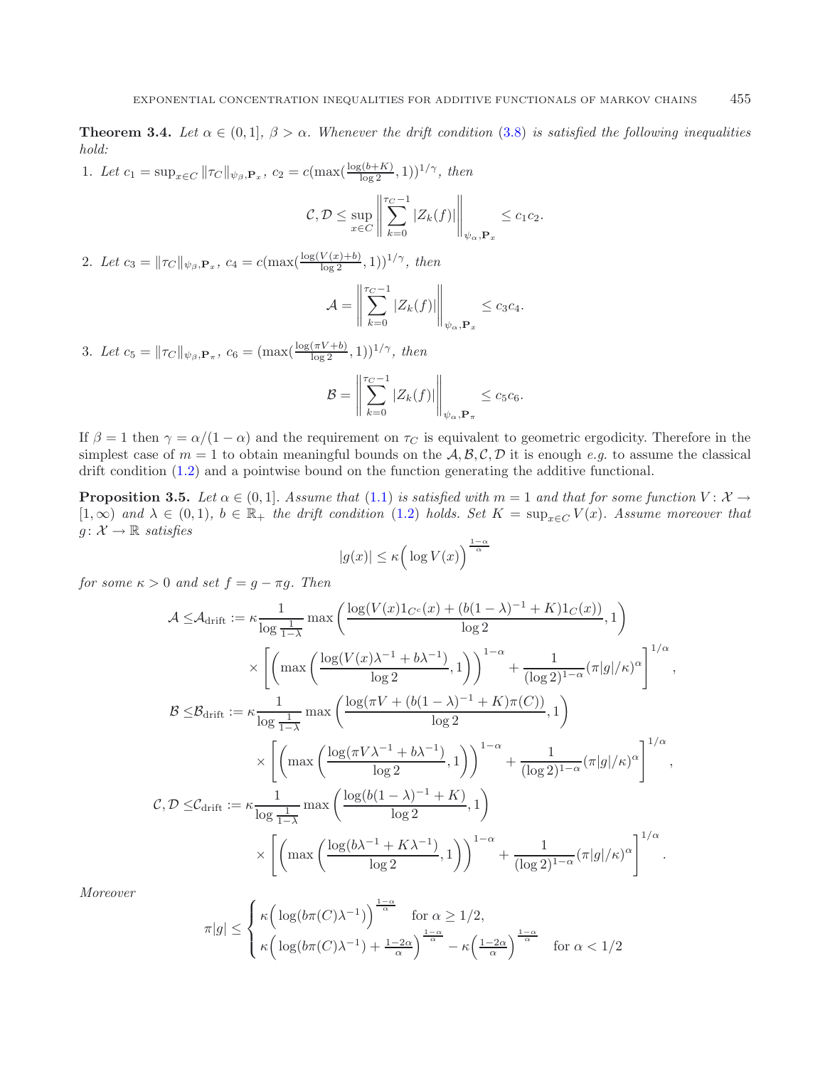**Theorem 3.4.** *Let $\alpha \in (0,1]$, $\beta > \alpha$. Whenever the drift condition (3.8) is satisfied the following inequalities hold:*

1. *Let $c_1 = \sup_{x\in C} \|\tau_C\|_{\psi_\beta, \mathbf{P}_x}$, $c_2 = c(\max(\frac{\log(b+K)}{\log 2}, 1))^{1/\gamma}$, then*

$$\mathcal{C}, \mathcal{D} \le \sup_{x\in C} \left\| \sum_{k=0}^{\tau_C - 1} |Z_k(f)| \right\|_{\psi_\alpha, \mathbf{P}_x} \le c_1 c_2.$$

2. *Let $c_3 = \|\tau_C\|_{\psi_\beta, \mathbf{P}_x}$, $c_4 = c(\max(\frac{\log(V(x)+b)}{\log 2}, 1))^{1/\gamma}$, then*

$$\mathcal{A} = \left\| \sum_{k=0}^{\tau_C - 1} |Z_k(f)| \right\|_{\psi_\alpha, \mathbf{P}_x} \le c_3 c_4.$$

3. *Let $c_5 = \|\tau_C\|_{\psi_\beta, \mathbf{P}_\pi}$, $c_6 = (\max(\frac{\log(\pi V+b)}{\log 2}, 1))^{1/\gamma}$, then*

$$\mathcal{B} = \left\| \sum_{k=0}^{\tau_C - 1} |Z_k(f)| \right\|_{\psi_\alpha, \mathbf{P}_\pi} \le c_5 c_6.$$

If $\beta = 1$ then $\gamma = \alpha/(1-\alpha)$ and the requirement on $\tau_C$ is equivalent to geometric ergodicity. Therefore in the simplest case of $m = 1$ to obtain meaningful bounds on the $\mathcal{A}, \mathcal{B}, \mathcal{C}, \mathcal{D}$ it is enough *e.g.* to assume the classical drift condition (1.2) and a pointwise bound on the function generating the additive functional.

**Proposition 3.5.** *Let $\alpha \in (0,1]$. Assume that (1.1) is satisfied with $m = 1$ and that for some function $V\colon \mathcal{X} \to [1,\infty)$ and $\lambda \in (0,1)$, $b \in \mathbb{R}_+$ the drift condition (1.2) holds. Set $K = \sup_{x\in C} V(x)$. Assume moreover that $g\colon \mathcal{X} \to \mathbb{R}$ satisfies*

$$|g(x)| \le \kappa \Big( \log V(x) \Big)^{\frac{1-\alpha}{\alpha}}$$

*for some $\kappa > 0$ and set $f = g - \pi g$. Then*

$$\begin{aligned}
\mathcal{A} \le \mathcal{A}_{\mathrm{drift}} &:= \kappa \frac{1}{\log \frac{1}{1-\lambda}} \max\left( \frac{\log(V(x)1_{C^c}(x) + (b(1-\lambda)^{-1} + K)1_C(x))}{\log 2}, 1 \right) \\
&\quad \times \left[ \left( \max\left( \frac{\log(V(x)\lambda^{-1} + b\lambda^{-1})}{\log 2}, 1 \right) \right)^{1-\alpha} + \frac{1}{(\log 2)^{1-\alpha}} (\pi|g|/\kappa)^\alpha \right]^{1/\alpha}, \\
\mathcal{B} \le \mathcal{B}_{\mathrm{drift}} &:= \kappa \frac{1}{\log \frac{1}{1-\lambda}} \max\left( \frac{\log(\pi V + (b(1-\lambda)^{-1} + K)\pi(C))}{\log 2}, 1 \right) \\
&\quad \times \left[ \left( \max\left( \frac{\log(\pi V\lambda^{-1} + b\lambda^{-1})}{\log 2}, 1 \right) \right)^{1-\alpha} + \frac{1}{(\log 2)^{1-\alpha}} (\pi|g|/\kappa)^\alpha \right]^{1/\alpha}, \\
\mathcal{C}, \mathcal{D} \le \mathcal{C}_{\mathrm{drift}} &:= \kappa \frac{1}{\log \frac{1}{1-\lambda}} \max\left( \frac{\log(b(1-\lambda)^{-1} + K)}{\log 2}, 1 \right) \\
&\quad \times \left[ \left( \max\left( \frac{\log(b\lambda^{-1} + K\lambda^{-1})}{\log 2}, 1 \right) \right)^{1-\alpha} + \frac{1}{(\log 2)^{1-\alpha}} (\pi|g|/\kappa)^\alpha \right]^{1/\alpha}.
\end{aligned}$$

*Moreover*

$$\pi|g| \le \begin{cases} \kappa \Big( \log(b\pi(C)\lambda^{-1}) \Big)^{\frac{1-\alpha}{\alpha}} & \text{for } \alpha \ge 1/2, \\ \kappa \Big( \log(b\pi(C)\lambda^{-1}) + \frac{1-2\alpha}{\alpha} \Big)^{\frac{1-\alpha}{\alpha}} - \kappa \Big( \frac{1-2\alpha}{\alpha} \Big)^{\frac{1-\alpha}{\alpha}} & \text{for } \alpha < 1/2 \end{cases}$$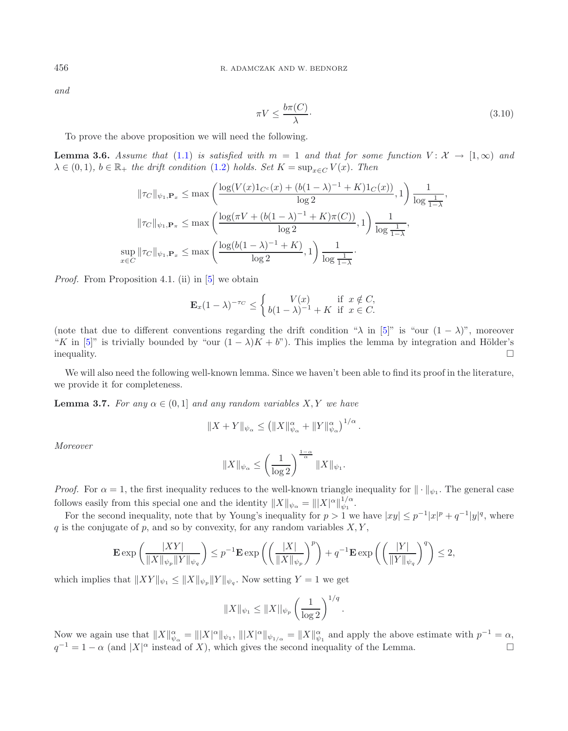*and*

$$\pi V \leq \frac{b\pi(C)}{\lambda}\cdot \tag{3.10}$$

To prove the above proposition we will need the following.

**Lemma 3.6.** *Assume that* (1.1) *is satisfied with* $m = 1$ *and that for some function* $V\colon \mathcal{X} \to [1,\infty)$ *and* $\lambda \in (0,1)$, $b \in \mathbb{R}_+$ *the drift condition* (1.2) *holds. Set* $K = \sup_{x\in C} V(x)$. *Then*

$$\|\tau_C\|_{\psi_1,\mathbf{P}_x} \leq \max\left(\frac{\log(V(x)1_{C^c}(x) + (b(1-\lambda)^{-1} + K)1_C(x))}{\log 2}, 1\right)\frac{1}{\log\frac{1}{1-\lambda}},$$

$$\|\tau_C\|_{\psi_1,\mathbf{P}_\pi} \leq \max\left(\frac{\log(\pi V + (b(1-\lambda)^{-1} + K)\pi(C))}{\log 2}, 1\right)\frac{1}{\log\frac{1}{1-\lambda}},$$

$$\sup_{x\in C}\|\tau_C\|_{\psi_1,\mathbf{P}_x} \leq \max\left(\frac{\log(b(1-\lambda)^{-1} + K)}{\log 2}, 1\right)\frac{1}{\log\frac{1}{1-\lambda}}\cdot$$

*Proof.* From Proposition 4.1. (ii) in [5] we obtain

$$\mathbf{E}_x(1-\lambda)^{-\tau_C} \leq \begin{cases} V(x) & \text{if } x \notin C,\\ b(1-\lambda)^{-1} + K & \text{if } x \in C.\end{cases}$$

(note that due to different conventions regarding the drift condition "$\lambda$ in [5]" is "our $(1-\lambda)$", moreover "$K$ in [5]" is trivially bounded by "our $(1-\lambda)K + b$"). This implies the lemma by integration and Hölder's inequality. □

We will also need the following well-known lemma. Since we haven't been able to find its proof in the literature, we provide it for completeness.

**Lemma 3.7.** *For any* $\alpha \in (0,1]$ *and any random variables* $X, Y$ *we have*

$$\|X + Y\|_{\psi_\alpha} \leq \left(\|X\|_{\psi_\alpha}^\alpha + \|Y\|_{\psi_\alpha}^\alpha\right)^{1/\alpha}.$$

*Moreover*

$$\|X\|_{\psi_\alpha} \leq \left(\frac{1}{\log 2}\right)^{\frac{1-\alpha}{\alpha}}\|X\|_{\psi_1}.$$

*Proof.* For $\alpha = 1$, the first inequality reduces to the well-known triangle inequality for $\|\cdot\|_{\psi_1}$. The general case follows easily from this special one and the identity $\|X\|_{\psi_\alpha} = \||X|^\alpha\|_{\psi_1}^{1/\alpha}$.

For the second inequality, note that by Young's inequality for $p > 1$ we have $|xy| \leq p^{-1}|x|^p + q^{-1}|y|^q$, where $q$ is the conjugate of $p$, and so by convexity, for any random variables $X, Y$,

$$\mathbf{E}\exp\left(\frac{|XY|}{\|X\|_{\psi_p}\|Y\|_{\psi_q}}\right) \leq p^{-1}\mathbf{E}\exp\left(\left(\frac{|X|}{\|X\|_{\psi_p}}\right)^p\right) + q^{-1}\mathbf{E}\exp\left(\left(\frac{|Y|}{\|Y\|_{\psi_q}}\right)^q\right) \leq 2,$$

which implies that $\|XY\|_{\psi_1} \leq \|X\|_{\psi_p}\|Y\|_{\psi_q}$. Now setting $Y = 1$ we get

$$\|X\|_{\psi_1} \leq \|X\|_{\psi_p}\left(\frac{1}{\log 2}\right)^{1/q}.$$

Now we again use that $\|X\|_{\psi_\alpha}^\alpha = \||X|^\alpha\|_{\psi_1}$, $\||X|^\alpha\|_{\psi_{1/\alpha}} = \|X\|_{\psi_1}^\alpha$ and apply the above estimate with $p^{-1} = \alpha$, $q^{-1} = 1-\alpha$ (and $|X|^\alpha$ instead of $X$), which gives the second inequality of the Lemma. □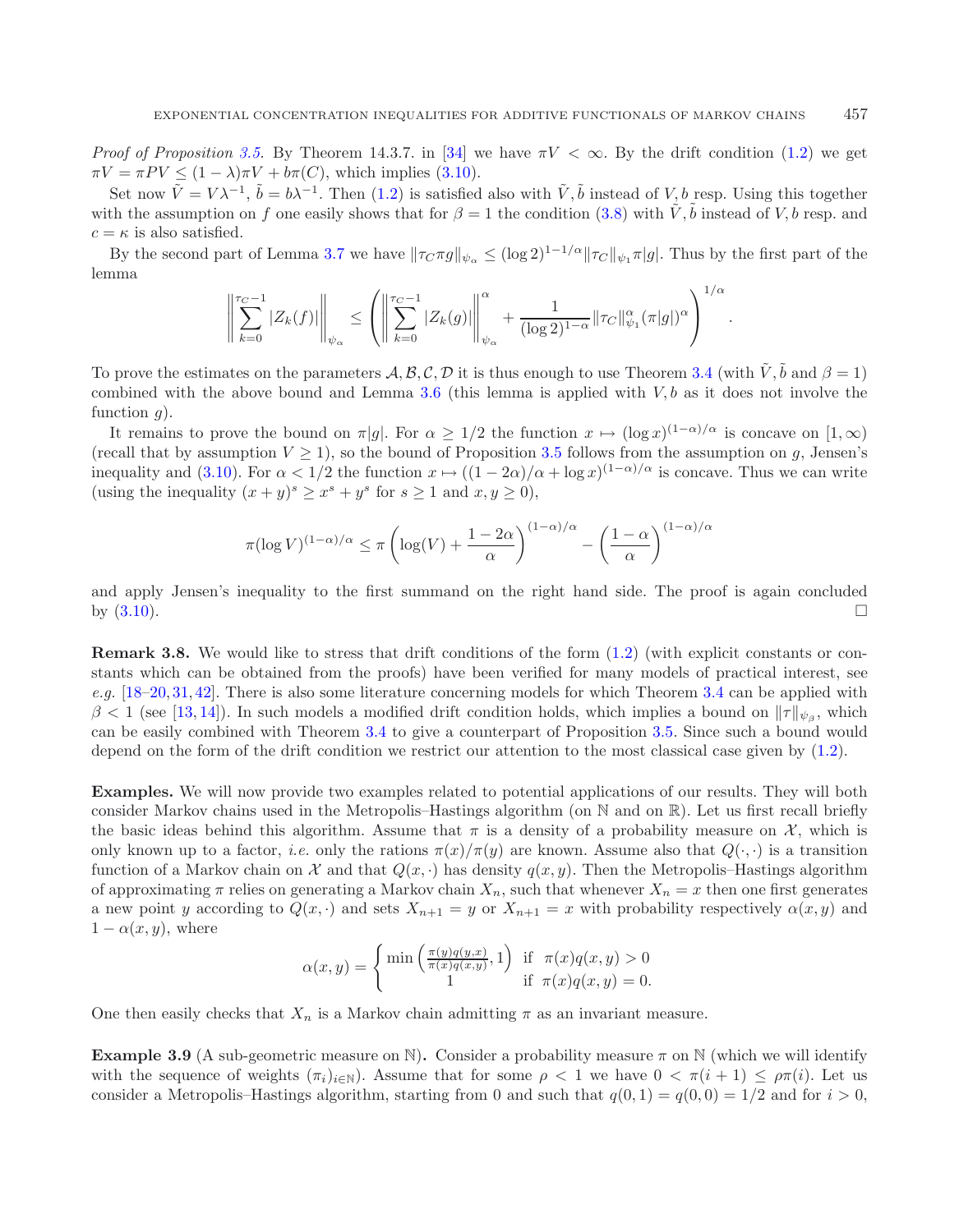*Proof of Proposition 3.5.* By Theorem 14.3.7. in [34] we have $\pi V < \infty$. By the drift condition (1.2) we get $\pi V = \pi P V \le (1-\lambda)\pi V + b\pi(C)$, which implies (3.10).

Set now $\tilde{V} = V\lambda^{-1}$, $\tilde{b} = b\lambda^{-1}$. Then (1.2) is satisfied also with $\tilde{V}, \tilde{b}$ instead of $V, b$ resp. Using this together with the assumption on $f$ one easily shows that for $\beta = 1$ the condition (3.8) with $\tilde{V}, \tilde{b}$ instead of $V, b$ resp. and $c = \kappa$ is also satisfied.

By the second part of Lemma 3.7 we have $\|\tau_C \pi g\|_{\psi_\alpha} \le (\log 2)^{1-1/\alpha} \|\tau_C\|_{\psi_1} \pi|g|$. Thus by the first part of the lemma

$$\left\| \sum_{k=0}^{\tau_C - 1} |Z_k(f)| \right\|_{\psi_\alpha} \le \left( \left\| \sum_{k=0}^{\tau_C - 1} |Z_k(g)| \right\|_{\psi_\alpha}^\alpha + \frac{1}{(\log 2)^{1-\alpha}} \|\tau_C\|_{\psi_1}^\alpha (\pi|g|)^\alpha \right)^{1/\alpha}.$$

To prove the estimates on the parameters $\mathcal{A}, \mathcal{B}, \mathcal{C}, \mathcal{D}$ it is thus enough to use Theorem 3.4 (with $\tilde{V}, \tilde{b}$ and $\beta = 1$) combined with the above bound and Lemma 3.6 (this lemma is applied with $V, b$ as it does not involve the function $g$).

It remains to prove the bound on $\pi|g|$. For $\alpha \ge 1/2$ the function $x \mapsto (\log x)^{(1-\alpha)/\alpha}$ is concave on $[1, \infty)$ (recall that by assumption $V \ge 1$), so the bound of Proposition 3.5 follows from the assumption on $g$, Jensen's inequality and (3.10). For $\alpha < 1/2$ the function $x \mapsto ((1-2\alpha)/\alpha + \log x)^{(1-\alpha)/\alpha}$ is concave. Thus we can write (using the inequality $(x+y)^s \ge x^s + y^s$ for $s \ge 1$ and $x, y \ge 0$),

$$\pi(\log V)^{(1-\alpha)/\alpha} \le \pi\left(\log(V) + \frac{1-2\alpha}{\alpha}\right)^{(1-\alpha)/\alpha} - \left(\frac{1-\alpha}{\alpha}\right)^{(1-\alpha)/\alpha}$$

and apply Jensen's inequality to the first summand on the right hand side. The proof is again concluded by (3.10). □

**Remark 3.8.** We would like to stress that drift conditions of the form (1.2) (with explicit constants or constants which can be obtained from the proofs) have been verified for many models of practical interest, see *e.g.* [18–20, 31, 42]. There is also some literature concerning models for which Theorem 3.4 can be applied with $\beta < 1$ (see [13, 14]). In such models a modified drift condition holds, which implies a bound on $\|\tau\|_{\psi_\beta}$, which can be easily combined with Theorem 3.4 to give a counterpart of Proposition 3.5. Since such a bound would depend on the form of the drift condition we restrict our attention to the most classical case given by (1.2).

**Examples.** We will now provide two examples related to potential applications of our results. They will both consider Markov chains used in the Metropolis–Hastings algorithm (on $\mathbb{N}$ and on $\mathbb{R}$). Let us first recall briefly the basic ideas behind this algorithm. Assume that $\pi$ is a density of a probability measure on $\mathcal{X}$, which is only known up to a factor, *i.e.* only the rations $\pi(x)/\pi(y)$ are known. Assume also that $Q(\cdot,\cdot)$ is a transition function of a Markov chain on $\mathcal{X}$ and that $Q(x,\cdot)$ has density $q(x,y)$. Then the Metropolis–Hastings algorithm of approximating $\pi$ relies on generating a Markov chain $X_n$, such that whenever $X_n = x$ then one first generates a new point $y$ according to $Q(x,\cdot)$ and sets $X_{n+1} = y$ or $X_{n+1} = x$ with probability respectively $\alpha(x,y)$ and $1 - \alpha(x,y)$, where

$$\alpha(x,y) = \begin{cases} \min\left(\frac{\pi(y)q(y,x)}{\pi(x)q(x,y)}, 1\right) & \text{if } \pi(x)q(x,y) > 0 \\ 1 & \text{if } \pi(x)q(x,y) = 0. \end{cases}$$

One then easily checks that $X_n$ is a Markov chain admitting $\pi$ as an invariant measure.

**Example 3.9** (A sub-geometric measure on $\mathbb{N}$)**.** Consider a probability measure $\pi$ on $\mathbb{N}$ (which we will identify with the sequence of weights $(\pi_i)_{i\in\mathbb{N}}$). Assume that for some $\rho < 1$ we have $0 < \pi(i+1) \le \rho\pi(i)$. Let us consider a Metropolis–Hastings algorithm, starting from 0 and such that $q(0,1) = q(0,0) = 1/2$ and for $i > 0$,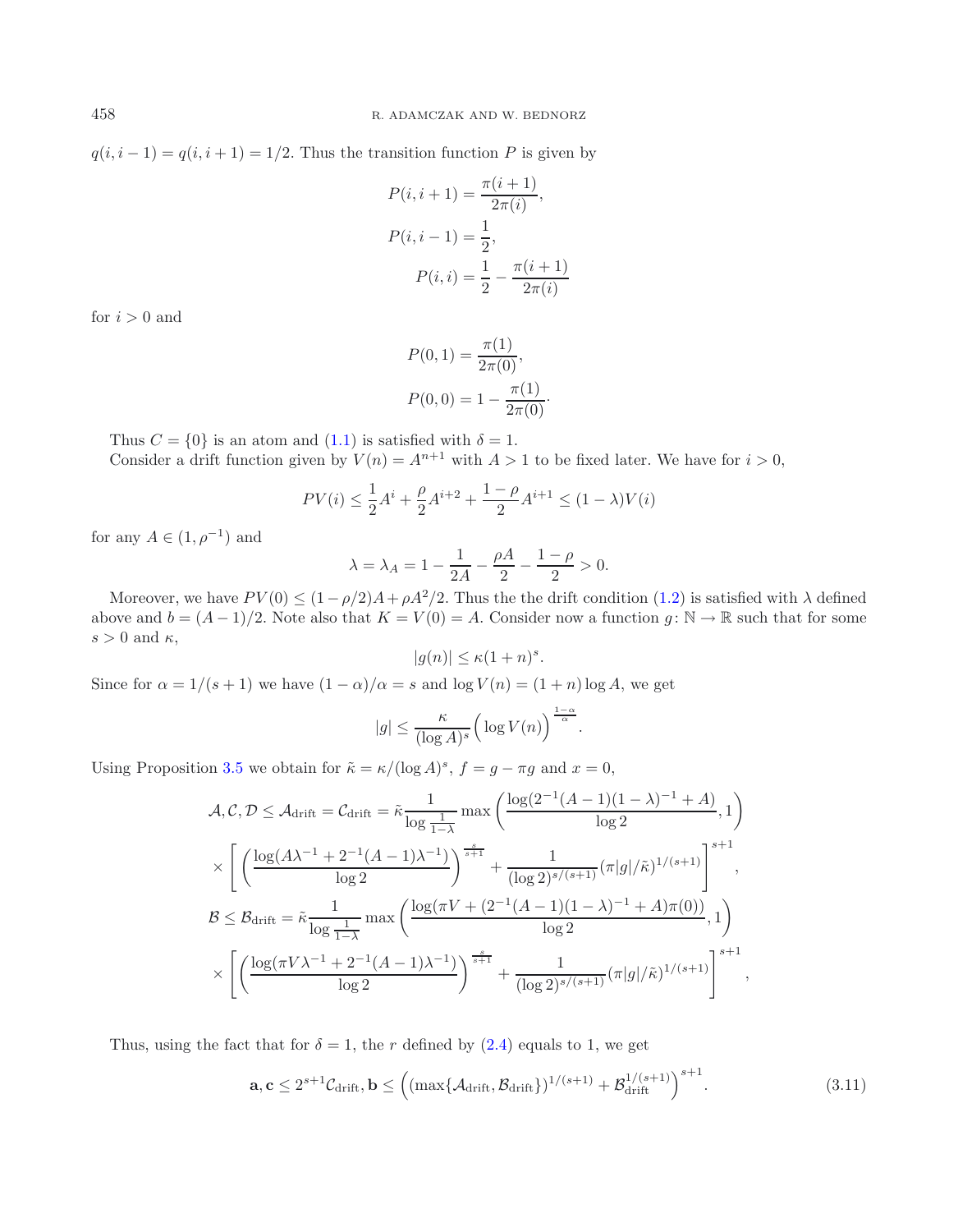$q(i, i-1) = q(i, i+1) = 1/2$. Thus the transition function $P$ is given by

$$P(i, i+1) = \frac{\pi(i+1)}{2\pi(i)},$$
$$P(i, i-1) = \frac{1}{2},$$
$$P(i, i) = \frac{1}{2} - \frac{\pi(i+1)}{2\pi(i)}$$

for $i > 0$ and

$$P(0, 1) = \frac{\pi(1)}{2\pi(0)},$$
$$P(0, 0) = 1 - \frac{\pi(1)}{2\pi(0)}.$$

Thus $C = \{0\}$ is an atom and (1.1) is satisfied with $\delta = 1$.

Consider a drift function given by $V(n) = A^{n+1}$ with $A > 1$ to be fixed later. We have for $i > 0$,

$$PV(i) \leq \frac{1}{2}A^i + \frac{\rho}{2}A^{i+2} + \frac{1-\rho}{2}A^{i+1} \leq (1-\lambda)V(i)$$

for any $A \in (1, \rho^{-1})$ and

$$\lambda = \lambda_A = 1 - \frac{1}{2A} - \frac{\rho A}{2} - \frac{1-\rho}{2} > 0.$$

Moreover, we have $PV(0) \leq (1-\rho/2)A + \rho A^2/2$. Thus the the drift condition (1.2) is satisfied with $\lambda$ defined above and $b = (A-1)/2$. Note also that $K = V(0) = A$. Consider now a function $g\colon \mathbb{N} \to \mathbb{R}$ such that for some $s > 0$ and $\kappa$,

$$|g(n)| \leq \kappa(1+n)^s.$$

Since for $\alpha = 1/(s+1)$ we have $(1-\alpha)/\alpha = s$ and $\log V(n) = (1+n)\log A$, we get

$$|g| \leq \frac{\kappa}{(\log A)^s}\Big(\log V(n)\Big)^{\frac{1-\alpha}{\alpha}}.$$

Using Proposition 3.5 we obtain for $\tilde{\kappa} = \kappa/(\log A)^s$, $f = g - \pi g$ and $x = 0$,

$$\begin{aligned}
\mathcal{A}, \mathcal{C}, \mathcal{D} \leq \mathcal{A}_{\text{drift}} = \mathcal{C}_{\text{drift}} &= \tilde{\kappa}\frac{1}{\log\frac{1}{1-\lambda}}\max\left(\frac{\log(2^{-1}(A-1)(1-\lambda)^{-1} + A)}{\log 2}, 1\right) \\
&\times \left[\left(\frac{\log(A\lambda^{-1} + 2^{-1}(A-1)\lambda^{-1})}{\log 2}\right)^{\frac{s}{s+1}} + \frac{1}{(\log 2)^{s/(s+1)}}(\pi|g|/\tilde{\kappa})^{1/(s+1)}\right]^{s+1}, \\
\mathcal{B} \leq \mathcal{B}_{\text{drift}} &= \tilde{\kappa}\frac{1}{\log\frac{1}{1-\lambda}}\max\left(\frac{\log(\pi V + (2^{-1}(A-1)(1-\lambda)^{-1} + A)\pi(0))}{\log 2}, 1\right) \\
&\times \left[\left(\frac{\log(\pi V\lambda^{-1} + 2^{-1}(A-1)\lambda^{-1})}{\log 2}\right)^{\frac{s}{s+1}} + \frac{1}{(\log 2)^{s/(s+1)}}(\pi|g|/\tilde{\kappa})^{1/(s+1)}\right]^{s+1},
\end{aligned}$$

Thus, using the fact that for $\delta = 1$, the $r$ defined by (2.4) equals to 1, we get

$$\mathbf{a}, \mathbf{c} \leq 2^{s+1}\mathcal{C}_{\text{drift}}, \mathbf{b} \leq \Big((\max\{\mathcal{A}_{\text{drift}}, \mathcal{B}_{\text{drift}}\})^{1/(s+1)} + \mathcal{B}_{\text{drift}}^{1/(s+1)}\Big)^{s+1}. \tag{3.11}$$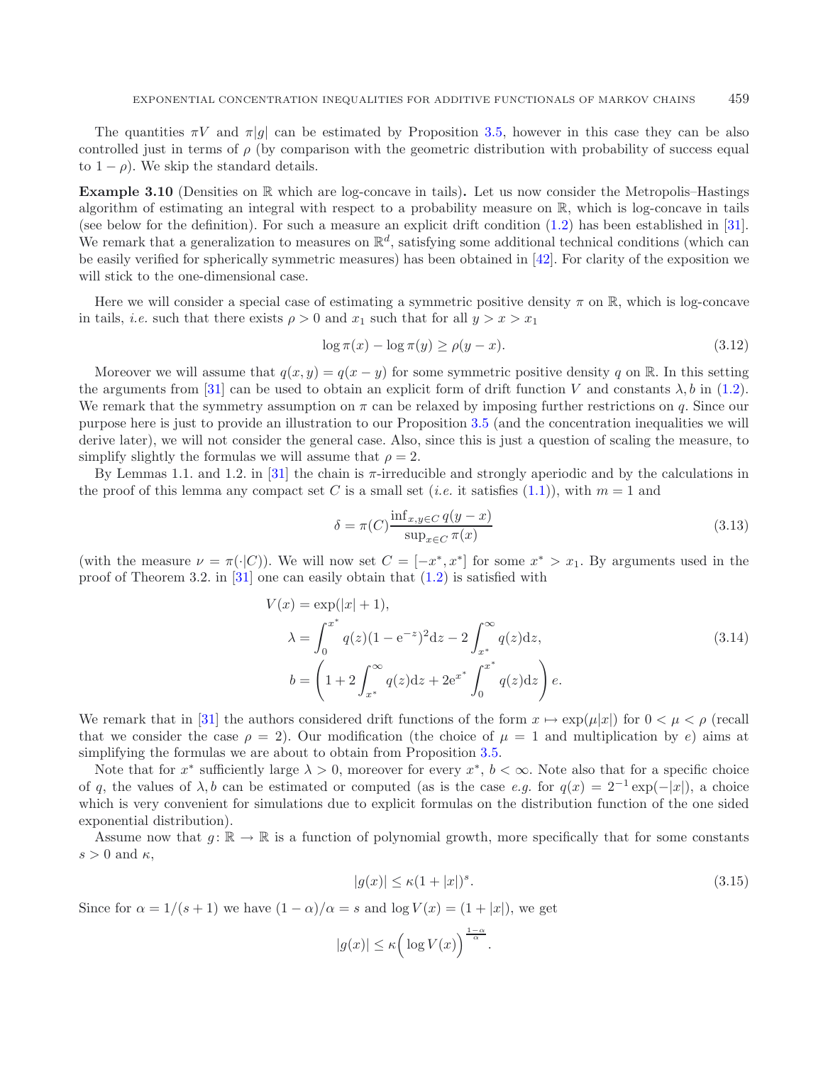The quantities $\pi V$ and $\pi|g|$ can be estimated by Proposition 3.5, however in this case they can be also controlled just in terms of $\rho$ (by comparison with the geometric distribution with probability of success equal to $1-\rho$). We skip the standard details.

**Example 3.10** (Densities on $\mathbb{R}$ which are log-concave in tails)**.** Let us now consider the Metropolis–Hastings algorithm of estimating an integral with respect to a probability measure on $\mathbb{R}$, which is log-concave in tails (see below for the definition). For such a measure an explicit drift condition (1.2) has been established in [31]. We remark that a generalization to measures on $\mathbb{R}^d$, satisfying some additional technical conditions (which can be easily verified for spherically symmetric measures) has been obtained in [42]. For clarity of the exposition we will stick to the one-dimensional case.

Here we will consider a special case of estimating a symmetric positive density $\pi$ on $\mathbb{R}$, which is log-concave in tails, *i.e.* such that there exists $\rho > 0$ and $x_1$ such that for all $y > x > x_1$

$$\log \pi(x) - \log \pi(y) \geq \rho(y-x). \tag{3.12}$$

Moreover we will assume that $q(x,y) = q(x-y)$ for some symmetric positive density $q$ on $\mathbb{R}$. In this setting the arguments from [31] can be used to obtain an explicit form of drift function $V$ and constants $\lambda, b$ in (1.2). We remark that the symmetry assumption on $\pi$ can be relaxed by imposing further restrictions on $q$. Since our purpose here is just to provide an illustration to our Proposition 3.5 (and the concentration inequalities we will derive later), we will not consider the general case. Also, since this is just a question of scaling the measure, to simplify slightly the formulas we will assume that $\rho = 2$.

By Lemmas 1.1. and 1.2. in [31] the chain is $\pi$-irreducible and strongly aperiodic and by the calculations in the proof of this lemma any compact set $C$ is a small set (*i.e.* it satisfies (1.1)), with $m = 1$ and

$$\delta = \pi(C)\frac{\inf_{x,y\in C} q(y-x)}{\sup_{x\in C}\pi(x)} \tag{3.13}$$

(with the measure $\nu = \pi(\cdot|C)$). We will now set $C = [-x^*, x^*]$ for some $x^* > x_1$. By arguments used in the proof of Theorem 3.2. in [31] one can easily obtain that (1.2) is satisfied with

$$\begin{aligned}
V(x) &= \exp(|x|+1),\\
\lambda &= \int_0^{x^*} q(z)(1-\mathrm{e}^{-z})^2\mathrm{d}z - 2\int_{x^*}^{\infty} q(z)\mathrm{d}z,\\
b &= \left(1 + 2\int_{x^*}^{\infty} q(z)\mathrm{d}z + 2\mathrm{e}^{x^*}\int_0^{x^*} q(z)\mathrm{d}z\right)e.
\end{aligned} \tag{3.14}$$

We remark that in [31] the authors considered drift functions of the form $x \mapsto \exp(\mu|x|)$ for $0 < \mu < \rho$ (recall that we consider the case $\rho = 2$). Our modification (the choice of $\mu = 1$ and multiplication by $e$) aims at simplifying the formulas we are about to obtain from Proposition 3.5.

Note that for $x^*$ sufficiently large $\lambda > 0$, moreover for every $x^*$, $b < \infty$. Note also that for a specific choice of $q$, the values of $\lambda, b$ can be estimated or computed (as is the case *e.g.* for $q(x) = 2^{-1}\exp(-|x|)$, a choice which is very convenient for simulations due to explicit formulas on the distribution function of the one sided exponential distribution).

Assume now that $g\colon \mathbb{R} \to \mathbb{R}$ is a function of polynomial growth, more specifically that for some constants $s > 0$ and $\kappa$,

$$|g(x)| \leq \kappa(1+|x|)^s. \tag{3.15}$$

Since for $\alpha = 1/(s+1)$ we have $(1-\alpha)/\alpha = s$ and $\log V(x) = (1+|x|)$, we get

$$|g(x)| \leq \kappa\Big(\log V(x)\Big)^{\frac{1-\alpha}{\alpha}}.$$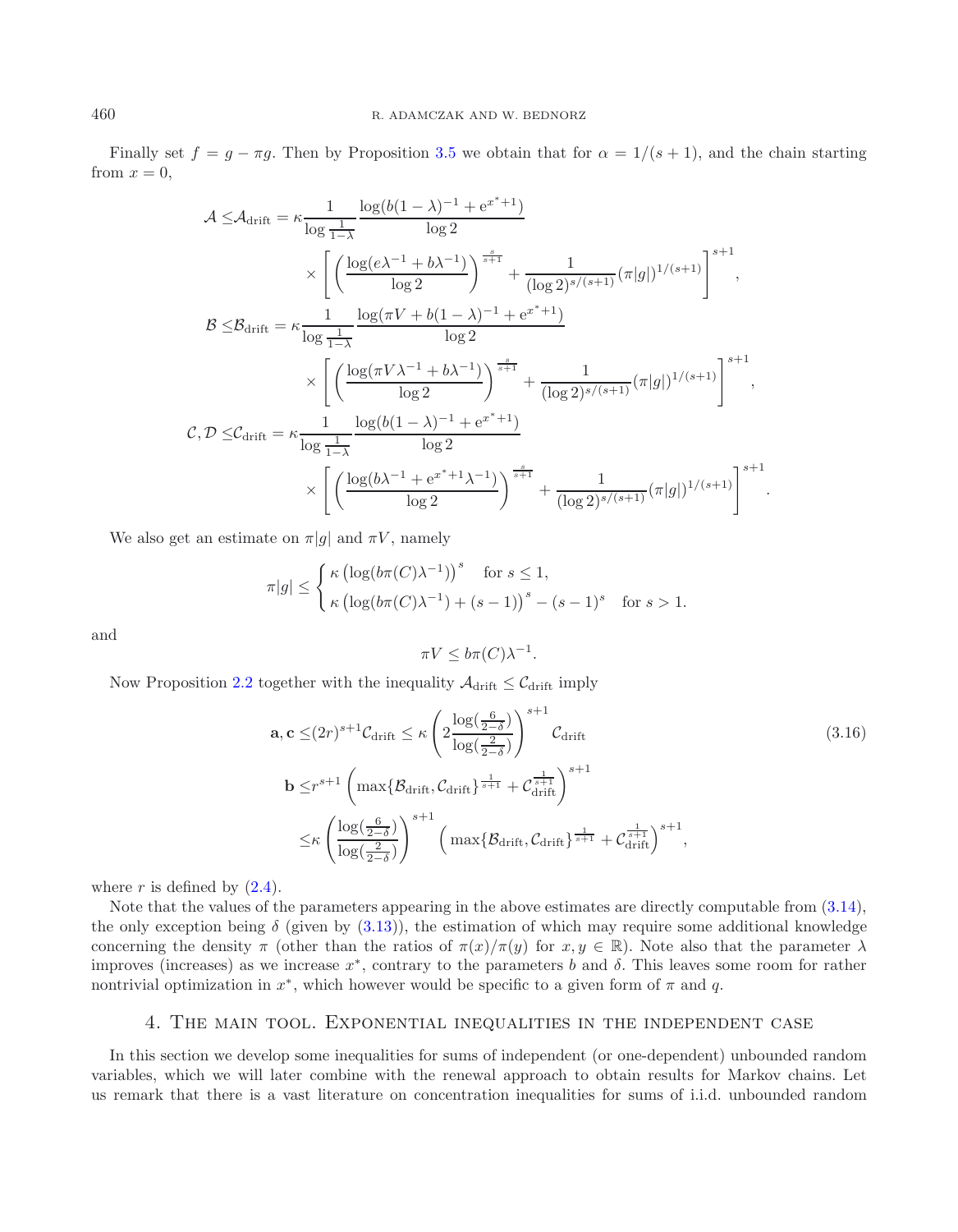Finally set $f = g - \pi g$. Then by Proposition 3.5 we obtain that for $\alpha = 1/(s+1)$, and the chain starting from $x = 0$,

$$
\begin{aligned}
\mathcal{A} \le & \mathcal{A}_{\text{drift}} = \kappa \frac{1}{\log \frac{1}{1-\lambda}} \frac{\log(b(1-\lambda)^{-1} + \mathrm{e}^{x^*+1})}{\log 2} \\
& \times \left[ \left( \frac{\log(e\lambda^{-1} + b\lambda^{-1})}{\log 2} \right)^{\frac{s}{s+1}} + \frac{1}{(\log 2)^{s/(s+1)}} (\pi|g|)^{1/(s+1)} \right]^{s+1}, \\
\mathcal{B} \le & \mathcal{B}_{\text{drift}} = \kappa \frac{1}{\log \frac{1}{1-\lambda}} \frac{\log(\pi V + b(1-\lambda)^{-1} + \mathrm{e}^{x^*+1})}{\log 2} \\
& \times \left[ \left( \frac{\log(\pi V \lambda^{-1} + b\lambda^{-1})}{\log 2} \right)^{\frac{s}{s+1}} + \frac{1}{(\log 2)^{s/(s+1)}} (\pi|g|)^{1/(s+1)} \right]^{s+1}, \\
\mathcal{C}, \mathcal{D} \le & \mathcal{C}_{\text{drift}} = \kappa \frac{1}{\log \frac{1}{1-\lambda}} \frac{\log(b(1-\lambda)^{-1} + \mathrm{e}^{x^*+1})}{\log 2} \\
& \times \left[ \left( \frac{\log(b\lambda^{-1} + \mathrm{e}^{x^*+1}\lambda^{-1})}{\log 2} \right)^{\frac{s}{s+1}} + \frac{1}{(\log 2)^{s/(s+1)}} (\pi|g|)^{1/(s+1)} \right]^{s+1}.
\end{aligned}
$$

We also get an estimate on $\pi|g|$ and $\pi V$, namely

$$
\pi|g| \le \begin{cases} \kappa \left( \log(b\pi(C)\lambda^{-1}) \right)^s & \text{for } s \le 1, \\ \kappa \left( \log(b\pi(C)\lambda^{-1}) + (s-1) \right)^s - (s-1)^s & \text{for } s > 1. \end{cases}
$$

and

$$
\pi V \le b\pi(C)\lambda^{-1}.
$$

Now Proposition 2.2 together with the inequality $\mathcal{A}_{\text{drift}} \le \mathcal{C}_{\text{drift}}$ imply

$$
\begin{aligned}
\mathbf{a}, \mathbf{c} \le & (2r)^{s+1} \mathcal{C}_{\text{drift}} \le \kappa \left( 2 \frac{\log(\frac{6}{2-\delta})}{\log(\frac{2}{2-\delta})} \right)^{s+1} \mathcal{C}_{\text{drift}} \\
\mathbf{b} \le & r^{s+1} \left( \max\{\mathcal{B}_{\text{drift}}, \mathcal{C}_{\text{drift}}\}^{\frac{1}{s+1}} + \mathcal{C}_{\text{drift}}^{\frac{1}{s+1}} \right)^{s+1} \\
\le & \kappa \left( \frac{\log(\frac{6}{2-\delta})}{\log(\frac{2}{2-\delta})} \right)^{s+1} \left( \max\{\mathcal{B}_{\text{drift}}, \mathcal{C}_{\text{drift}}\}^{\frac{1}{s+1}} + \mathcal{C}_{\text{drift}}^{\frac{1}{s+1}} \right)^{s+1},
\end{aligned}
\tag{3.16}
$$

where $r$ is defined by (2.4).

Note that the values of the parameters appearing in the above estimates are directly computable from (3.14), the only exception being $\delta$ (given by (3.13)), the estimation of which may require some additional knowledge concerning the density $\pi$ (other than the ratios of $\pi(x)/\pi(y)$ for $x, y \in \mathbb{R}$). Note also that the parameter $\lambda$ improves (increases) as we increase $x^*$, contrary to the parameters $b$ and $\delta$. This leaves some room for rather nontrivial optimization in $x^*$, which however would be specific to a given form of $\pi$ and $q$.

## 4. The main tool. Exponential inequalities in the independent case

In this section we develop some inequalities for sums of independent (or one-dependent) unbounded random variables, which we will later combine with the renewal approach to obtain results for Markov chains. Let us remark that there is a vast literature on concentration inequalities for sums of i.i.d. unbounded random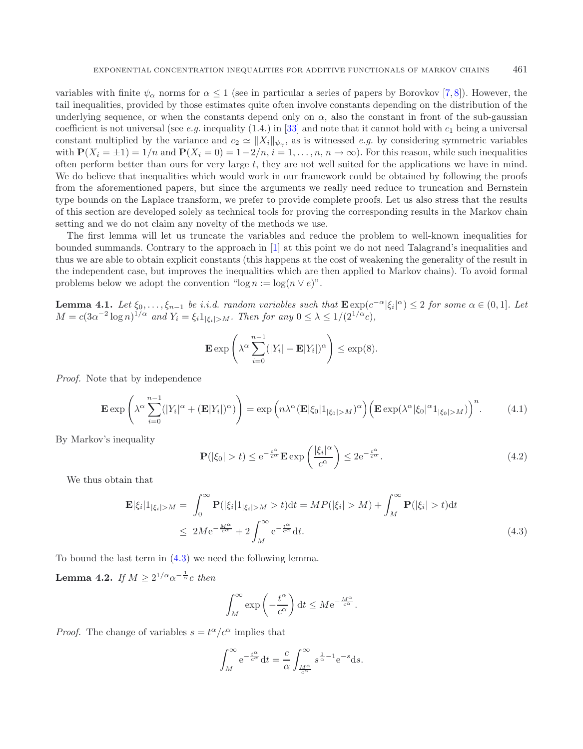variables with finite $\psi_\alpha$ norms for $\alpha \le 1$ (see in particular a series of papers by Borovkov [7, 8]). However, the tail inequalities, provided by those estimates quite often involve constants depending on the distribution of the underlying sequence, or when the constants depend only on $\alpha$, also the constant in front of the sub-gaussian coefficient is not universal (see *e.g.* inequality (1.4.) in [33] and note that it cannot hold with $c_1$ being a universal constant multiplied by the variance and $c_2 \simeq \|X_i\|_{\psi_\gamma}$, as is witnessed *e.g.* by considering symmetric variables with $\mathbf{P}(X_i = \pm 1) = 1/n$ and $\mathbf{P}(X_i = 0) = 1 - 2/n$, $i = 1, \ldots, n$, $n \to \infty$). For this reason, while such inequalities often perform better than ours for very large $t$, they are not well suited for the applications we have in mind. We do believe that inequalities which would work in our framework could be obtained by following the proofs from the aforementioned papers, but since the arguments we really need reduce to truncation and Bernstein type bounds on the Laplace transform, we prefer to provide complete proofs. Let us also stress that the results of this section are developed solely as technical tools for proving the corresponding results in the Markov chain setting and we do not claim any novelty of the methods we use.

The first lemma will let us truncate the variables and reduce the problem to well-known inequalities for bounded summands. Contrary to the approach in [1] at this point we do not need Talagrand's inequalities and thus we are able to obtain explicit constants (this happens at the cost of weakening the generality of the result in the independent case, but improves the inequalities which are then applied to Markov chains). To avoid formal problems below we adopt the convention "$\log n := \log(n \vee e)$".

**Lemma 4.1.** *Let $\xi_0, \ldots, \xi_{n-1}$ be i.i.d. random variables such that $\mathbf{E}\exp(c^{-\alpha}|\xi_i|^\alpha) \le 2$ for some $\alpha \in (0, 1]$. Let $M = c(3\alpha^{-2}\log n)^{1/\alpha}$ and $Y_i = \xi_i 1_{|\xi_i| > M}$. Then for any $0 \le \lambda \le 1/(2^{1/\alpha}c)$,*

$$
\mathbf{E}\exp\left(\lambda^\alpha \sum_{i=0}^{n-1} (|Y_i| + \mathbf{E}|Y_i|)^\alpha\right) \le \exp(8).
$$

*Proof.* Note that by independence

$$
\mathbf{E}\exp\left(\lambda^\alpha \sum_{i=0}^{n-1} (|Y_i|^\alpha + (\mathbf{E}|Y_i|)^\alpha)\right) = \exp\left(n\lambda^\alpha (\mathbf{E}|\xi_0| 1_{|\xi_0| > M})^\alpha\right) \left(\mathbf{E}\exp(\lambda^\alpha |\xi_0|^\alpha 1_{|\xi_0| > M})\right)^n. \tag{4.1}
$$

By Markov's inequality

$$
\mathbf{P}(|\xi_0| > t) \le \mathrm{e}^{-\frac{t^\alpha}{c^\alpha}} \mathbf{E}\exp\left(\frac{|\xi_i|^\alpha}{c^\alpha}\right) \le 2\mathrm{e}^{-\frac{t^\alpha}{c^\alpha}}. \tag{4.2}
$$

We thus obtain that

$$
\begin{aligned}
\mathbf{E}|\xi_i| 1_{|\xi_i| > M} = & \int_0^\infty \mathbf{P}(|\xi_i| 1_{|\xi_i| > M} > t)\mathrm{d}t = MP(|\xi_i| > M) + \int_M^\infty \mathbf{P}(|\xi_i| > t)\mathrm{d}t \\
\le & \; 2M\mathrm{e}^{-\frac{M^\alpha}{c^\alpha}} + 2\int_M^\infty \mathrm{e}^{-\frac{t^\alpha}{c^\alpha}}\mathrm{d}t.
\end{aligned} \tag{4.3}
$$

To bound the last term in (4.3) we need the following lemma.

**Lemma 4.2.** *If $M \ge 2^{1/\alpha}\alpha^{-\frac{1}{\alpha}}c$ then*

$$
\int_M^\infty \exp\left(-\frac{t^\alpha}{c^\alpha}\right)\mathrm{d}t \le M\mathrm{e}^{-\frac{M^\alpha}{c^\alpha}}.
$$

*Proof.* The change of variables $s = t^\alpha / c^\alpha$ implies that

$$
\int_M^\infty \mathrm{e}^{-\frac{t^\alpha}{c^\alpha}}\mathrm{d}t = \frac{c}{\alpha}\int_{\frac{M^\alpha}{c^\alpha}}^\infty s^{\frac{1}{\alpha}-1}\mathrm{e}^{-s}\mathrm{d}s.
$$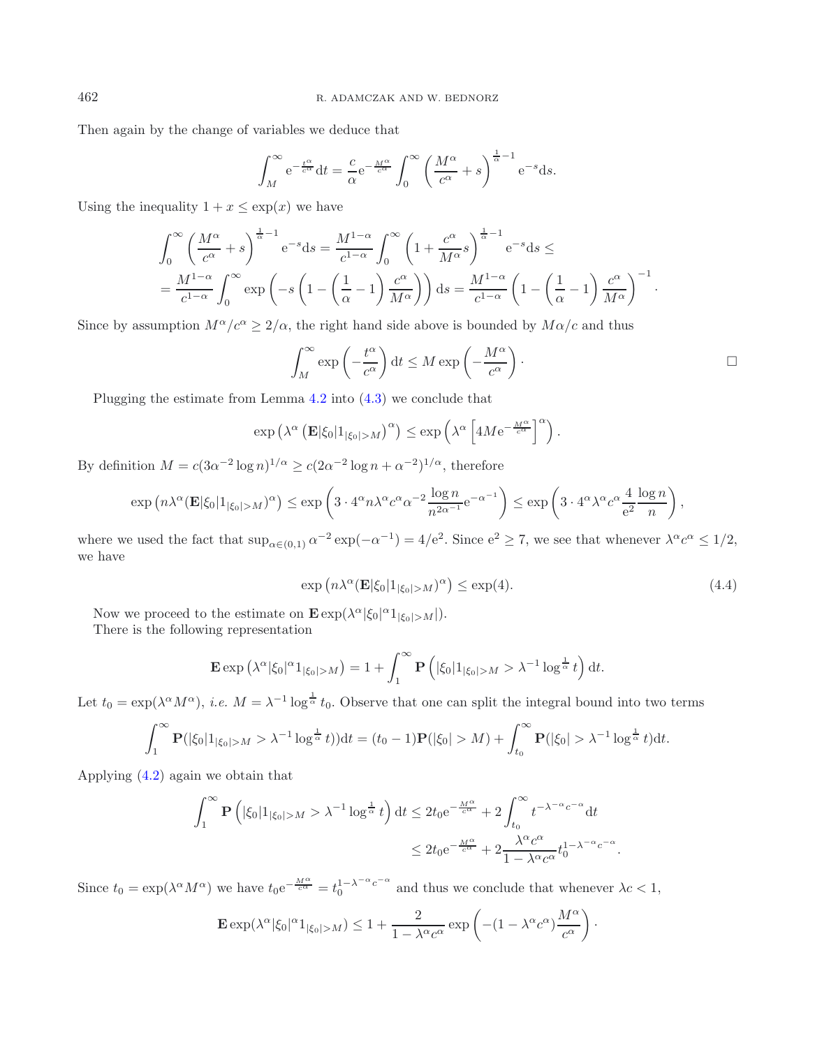Then again by the change of variables we deduce that

$$\int_M^\infty \mathrm{e}^{-\frac{t^\alpha}{c^\alpha}}\mathrm{d}t = \frac{c}{\alpha}\mathrm{e}^{-\frac{M^\alpha}{c^\alpha}}\int_0^\infty \left(\frac{M^\alpha}{c^\alpha}+s\right)^{\frac{1}{\alpha}-1}\mathrm{e}^{-s}\mathrm{d}s.$$

Using the inequality $1+x\leq \exp(x)$ we have

$$\int_0^\infty \left(\frac{M^\alpha}{c^\alpha}+s\right)^{\frac{1}{\alpha}-1}\mathrm{e}^{-s}\mathrm{d}s = \frac{M^{1-\alpha}}{c^{1-\alpha}}\int_0^\infty\left(1+\frac{c^\alpha}{M^\alpha}s\right)^{\frac{1}{\alpha}-1}\mathrm{e}^{-s}\mathrm{d}s \leq$$
$$= \frac{M^{1-\alpha}}{c^{1-\alpha}}\int_0^\infty \exp\left(-s\left(1-\left(\frac{1}{\alpha}-1\right)\frac{c^\alpha}{M^\alpha}\right)\right)\mathrm{d}s = \frac{M^{1-\alpha}}{c^{1-\alpha}}\left(1-\left(\frac{1}{\alpha}-1\right)\frac{c^\alpha}{M^\alpha}\right)^{-1}.$$

Since by assumption $M^\alpha/c^\alpha \geq 2/\alpha$, the right hand side above is bounded by $M\alpha/c$ and thus

$$\int_M^\infty \exp\left(-\frac{t^\alpha}{c^\alpha}\right)\mathrm{d}t \leq M\exp\left(-\frac{M^\alpha}{c^\alpha}\right). \qquad \square$$

Plugging the estimate from Lemma 4.2 into (4.3) we conclude that

$$\exp\left(\lambda^\alpha\left(\mathbf{E}|\xi_0|1_{|\xi_0|>M}\right)^\alpha\right) \leq \exp\left(\lambda^\alpha\left[4M\mathrm{e}^{-\frac{M^\alpha}{c^\alpha}}\right]^\alpha\right).$$

By definition $M = c(3\alpha^{-2}\log n)^{1/\alpha} \geq c(2\alpha^{-2}\log n + \alpha^{-2})^{1/\alpha}$, therefore

$$\exp\left(n\lambda^\alpha(\mathbf{E}|\xi_0|1_{|\xi_0|>M})^\alpha\right) \leq \exp\left(3\cdot 4^\alpha n\lambda^\alpha c^\alpha\alpha^{-2}\frac{\log n}{n^{2\alpha^{-1}}}\mathrm{e}^{-\alpha^{-1}}\right) \leq \exp\left(3\cdot 4^\alpha\lambda^\alpha c^\alpha\frac{4}{\mathrm{e}^2}\frac{\log n}{n}\right),$$

where we used the fact that $\sup_{\alpha\in(0,1)}\alpha^{-2}\exp(-\alpha^{-1}) = 4/\mathrm{e}^2$. Since $\mathrm{e}^2\geq 7$, we see that whenever $\lambda^\alpha c^\alpha \leq 1/2$, we have

$$\exp\left(n\lambda^\alpha(\mathbf{E}|\xi_0|1_{|\xi_0|>M})^\alpha\right) \leq \exp(4). \tag{4.4}$$

Now we proceed to the estimate on $\mathbf{E}\exp(\lambda^\alpha|\xi_0|^\alpha 1_{|\xi_0|>M}|)$.

There is the following representation

$$\mathbf{E}\exp\left(\lambda^\alpha|\xi_0|^\alpha 1_{|\xi_0|>M}\right) = 1+\int_1^\infty \mathbf{P}\left(|\xi_0|1_{|\xi_0|>M} > \lambda^{-1}\log^{\frac{1}{\alpha}}t\right)\mathrm{d}t.$$

Let $t_0 = \exp(\lambda^\alpha M^\alpha)$, *i.e.* $M = \lambda^{-1}\log^{\frac{1}{\alpha}} t_0$. Observe that one can split the integral bound into two terms

$$\int_1^\infty \mathbf{P}(|\xi_0|1_{|\xi_0|>M} > \lambda^{-1}\log^{\frac{1}{\alpha}}t))\mathrm{d}t = (t_0-1)\mathbf{P}(|\xi_0|>M) + \int_{t_0}^\infty \mathbf{P}(|\xi_0|>\lambda^{-1}\log^{\frac{1}{\alpha}}t)\mathrm{d}t.$$

Applying (4.2) again we obtain that

$$\int_1^\infty \mathbf{P}\left(|\xi_0|1_{|\xi_0|>M} > \lambda^{-1}\log^{\frac{1}{\alpha}}t\right)\mathrm{d}t \leq 2t_0\mathrm{e}^{-\frac{M^\alpha}{c^\alpha}} + 2\int_{t_0}^\infty t^{-\lambda^{-\alpha}c^{-\alpha}}\mathrm{d}t$$
$$\leq 2t_0\mathrm{e}^{-\frac{M^\alpha}{c^\alpha}} + 2\frac{\lambda^\alpha c^\alpha}{1-\lambda^\alpha c^\alpha}t_0^{1-\lambda^{-\alpha}c^{-\alpha}}.$$

Since $t_0 = \exp(\lambda^\alpha M^\alpha)$ we have $t_0\mathrm{e}^{-\frac{M^\alpha}{c^\alpha}} = t_0^{1-\lambda^{-\alpha}c^{-\alpha}}$ and thus we conclude that whenever $\lambda c<1$,

$$\mathbf{E}\exp(\lambda^\alpha|\xi_0|^\alpha 1_{|\xi_0|>M}) \leq 1+\frac{2}{1-\lambda^\alpha c^\alpha}\exp\left(-(1-\lambda^\alpha c^\alpha)\frac{M^\alpha}{c^\alpha}\right).$$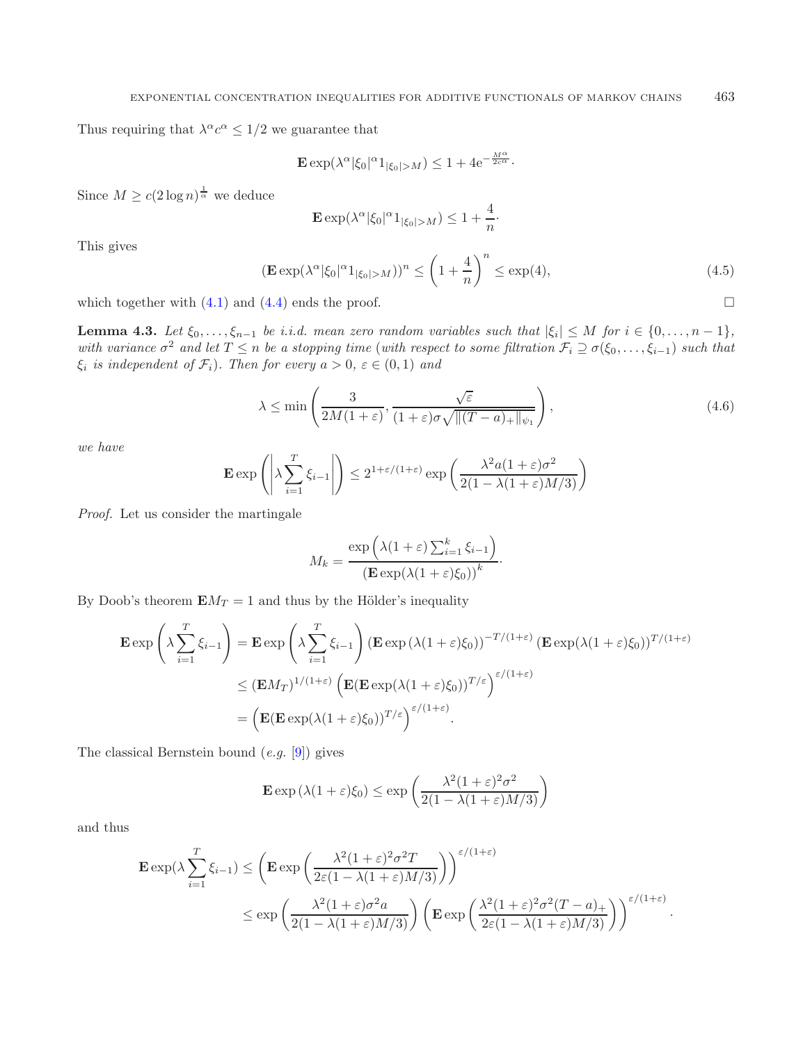Thus requiring that $\lambda^\alpha c^\alpha \le 1/2$ we guarantee that

$$\mathbf{E}\exp(\lambda^\alpha |\xi_0|^\alpha 1_{|\xi_0|>M}) \le 1 + 4\mathrm{e}^{-\frac{M^\alpha}{2c^\alpha}}.$$

Since $M \ge c(2\log n)^{\frac{1}{\alpha}}$ we deduce

$$\mathbf{E}\exp(\lambda^\alpha |\xi_0|^\alpha 1_{|\xi_0|>M}) \le 1 + \frac{4}{n}.$$

This gives

$$(\mathbf{E}\exp(\lambda^\alpha |\xi_0|^\alpha 1_{|\xi_0|>M}))^n \le \left(1+\frac{4}{n}\right)^n \le \exp(4), \tag{4.5}$$

which together with (4.1) and (4.4) ends the proof. □

**Lemma 4.3.** *Let $\xi_0, \ldots, \xi_{n-1}$ be i.i.d. mean zero random variables such that $|\xi_i| \le M$ for $i \in \{0, \ldots, n-1\}$, with variance $\sigma^2$ and let $T \le n$ be a stopping time (with respect to some filtration $\mathcal{F}_i \supseteq \sigma(\xi_0, \ldots, \xi_{i-1})$ such that $\xi_i$ is independent of $\mathcal{F}_i$). Then for every $a > 0$, $\varepsilon \in (0, 1)$ and*

$$\lambda \le \min\left(\frac{3}{2M(1+\varepsilon)}, \frac{\sqrt{\varepsilon}}{(1+\varepsilon)\sigma\sqrt{\|(T-a)_+\|_{\psi_1}}}\right), \tag{4.6}$$

*we have*

$$\mathbf{E}\exp\left(\left|\lambda\sum_{i=1}^{T}\xi_{i-1}\right|\right) \le 2^{1+\varepsilon/(1+\varepsilon)}\exp\left(\frac{\lambda^2 a(1+\varepsilon)\sigma^2}{2(1-\lambda(1+\varepsilon)M/3)}\right)$$

*Proof.* Let us consider the martingale

$$M_k = \frac{\exp\left(\lambda(1+\varepsilon)\sum_{i=1}^k \xi_{i-1}\right)}{\left(\mathbf{E}\exp(\lambda(1+\varepsilon)\xi_0)\right)^k}.$$

By Doob's theorem $\mathbf{E}M_T = 1$ and thus by the Hölder's inequality

$$\begin{aligned}
\mathbf{E}\exp\left(\lambda\sum_{i=1}^T \xi_{i-1}\right) &= \mathbf{E}\exp\left(\lambda\sum_{i=1}^T\xi_{i-1}\right)\left(\mathbf{E}\exp\left(\lambda(1+\varepsilon)\xi_0\right)\right)^{-T/(1+\varepsilon)}\left(\mathbf{E}\exp(\lambda(1+\varepsilon)\xi_0)\right)^{T/(1+\varepsilon)}\\
&\le \left(\mathbf{E}M_T\right)^{1/(1+\varepsilon)}\left(\mathbf{E}(\mathbf{E}\exp(\lambda(1+\varepsilon)\xi_0))^{T/\varepsilon}\right)^{\varepsilon/(1+\varepsilon)}\\
&= \left(\mathbf{E}(\mathbf{E}\exp(\lambda(1+\varepsilon)\xi_0))^{T/\varepsilon}\right)^{\varepsilon/(1+\varepsilon)}.
\end{aligned}$$

The classical Bernstein bound (*e.g.* [9]) gives

$$\mathbf{E}\exp\left(\lambda(1+\varepsilon)\xi_0\right) \le \exp\left(\frac{\lambda^2(1+\varepsilon)^2\sigma^2}{2(1-\lambda(1+\varepsilon)M/3)}\right)$$

and thus

$$\begin{aligned}
\mathbf{E}\exp(\lambda\sum_{i=1}^T\xi_{i-1}) &\le \left(\mathbf{E}\exp\left(\frac{\lambda^2(1+\varepsilon)^2\sigma^2 T}{2\varepsilon(1-\lambda(1+\varepsilon)M/3)}\right)\right)^{\varepsilon/(1+\varepsilon)}\\
&\le \exp\left(\frac{\lambda^2(1+\varepsilon)\sigma^2 a}{2(1-\lambda(1+\varepsilon)M/3)}\right)\left(\mathbf{E}\exp\left(\frac{\lambda^2(1+\varepsilon)^2\sigma^2(T-a)_+}{2\varepsilon(1-\lambda(1+\varepsilon)M/3)}\right)\right)^{\varepsilon/(1+\varepsilon)}.
\end{aligned}$$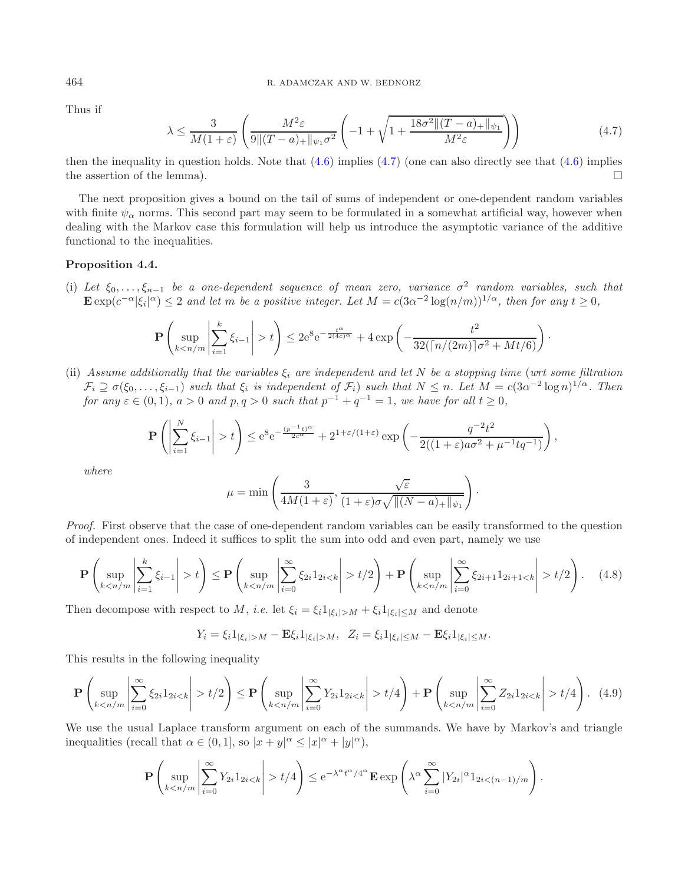Thus if

$$\lambda \leq \frac{3}{M(1+\varepsilon)} \left( \frac{M^2 \varepsilon}{9\|(T-a)_+\|_{\psi_1} \sigma^2} \left( -1 + \sqrt{1 + \frac{18\sigma^2 \|(T-a)_+\|_{\psi_1}}{M^2 \varepsilon}} \right) \right) \tag{4.7}$$

then the inequality in question holds. Note that (4.6) implies (4.7) (one can also directly see that (4.6) implies the assertion of the lemma). □

The next proposition gives a bound on the tail of sums of independent or one-dependent random variables with finite $\psi_\alpha$ norms. This second part may seem to be formulated in a somewhat artificial way, however when dealing with the Markov case this formulation will help us introduce the asymptotic variance of the additive functional to the inequalities.

**Proposition 4.4.**

(i) *Let $\xi_0, \ldots, \xi_{n-1}$ be a one-dependent sequence of mean zero, variance $\sigma^2$ random variables, such that $\mathbf{E}\exp(c^{-\alpha}|\xi_i|^\alpha) \leq 2$ and let $m$ be a positive integer. Let $M = c(3\alpha^{-2}\log(n/m))^{1/\alpha}$, then for any $t \geq 0$,*

$$\mathbf{P}\left( \sup_{k<n/m} \left| \sum_{i=1}^{k} \xi_{i-1} \right| > t \right) \leq 2\mathrm{e}^8 \mathrm{e}^{-\frac{t^\alpha}{2(4c)^\alpha}} + 4\exp\left( -\frac{t^2}{32(\lceil n/(2m) \rceil \sigma^2 + Mt/6)} \right).$$

(ii) *Assume additionally that the variables $\xi_i$ are independent and let $N$ be a stopping time (wrt some filtration $\mathcal{F}_i \supseteq \sigma(\xi_0, \ldots, \xi_{i-1})$ such that $\xi_i$ is independent of $\mathcal{F}_i$) such that $N \leq n$. Let $M = c(3\alpha^{-2}\log n)^{1/\alpha}$. Then for any $\varepsilon \in (0,1)$, $a > 0$ and $p, q > 0$ such that $p^{-1} + q^{-1} = 1$, we have for all $t \geq 0$,*

$$\mathbf{P}\left( \left| \sum_{i=1}^{N} \xi_{i-1} \right| > t \right) \leq \mathrm{e}^8 \mathrm{e}^{-\frac{(p^{-1}t)^\alpha}{2c^\alpha}} + 2^{1+\varepsilon/(1+\varepsilon)} \exp\left( -\frac{q^{-2}t^2}{2((1+\varepsilon)a\sigma^2 + \mu^{-1}tq^{-1})} \right),$$

*where*

$$\mu = \min\left( \frac{3}{4M(1+\varepsilon)}, \frac{\sqrt{\varepsilon}}{(1+\varepsilon)\sigma\sqrt{\|(N-a)_+\|_{\psi_1}}} \right).$$

*Proof.* First observe that the case of one-dependent random variables can be easily transformed to the question of independent ones. Indeed it suffices to split the sum into odd and even part, namely we use

$$\mathbf{P}\left( \sup_{k<n/m} \left| \sum_{i=1}^{k} \xi_{i-1} \right| > t \right) \leq \mathbf{P}\left( \sup_{k<n/m} \left| \sum_{i=0}^{\infty} \xi_{2i} 1_{2i<k} \right| > t/2 \right) + \mathbf{P}\left( \sup_{k<n/m} \left| \sum_{i=0}^{\infty} \xi_{2i+1} 1_{2i+1<k} \right| > t/2 \right). \tag{4.8}$$

Then decompose with respect to $M$, *i.e.* let $\xi_i = \xi_i 1_{|\xi_i|>M} + \xi_i 1_{|\xi_i| \leq M}$ and denote

$$Y_i = \xi_i 1_{|\xi_i|>M} - \mathbf{E}\xi_i 1_{|\xi_i|>M}, \quad Z_i = \xi_i 1_{|\xi_i| \leq M} - \mathbf{E}\xi_i 1_{|\xi_i| \leq M}.$$

This results in the following inequality

$$\mathbf{P}\left( \sup_{k<n/m} \left| \sum_{i=0}^{\infty} \xi_{2i} 1_{2i<k} \right| > t/2 \right) \leq \mathbf{P}\left( \sup_{k<n/m} \left| \sum_{i=0}^{\infty} Y_{2i} 1_{2i<k} \right| > t/4 \right) + \mathbf{P}\left( \sup_{k<n/m} \left| \sum_{i=0}^{\infty} Z_{2i} 1_{2i<k} \right| > t/4 \right). \tag{4.9}$$

We use the usual Laplace transform argument on each of the summands. We have by Markov's and triangle inequalities (recall that $\alpha \in (0,1]$, so $|x+y|^\alpha \leq |x|^\alpha + |y|^\alpha$),

$$\mathbf{P}\left( \sup_{k<n/m} \left| \sum_{i=0}^{\infty} Y_{2i} 1_{2i<k} \right| > t/4 \right) \leq \mathrm{e}^{-\lambda^\alpha t^\alpha / 4^\alpha} \mathbf{E}\exp\left( \lambda^\alpha \sum_{i=0}^{\infty} |Y_{2i}|^\alpha 1_{2i<(n-1)/m} \right).$$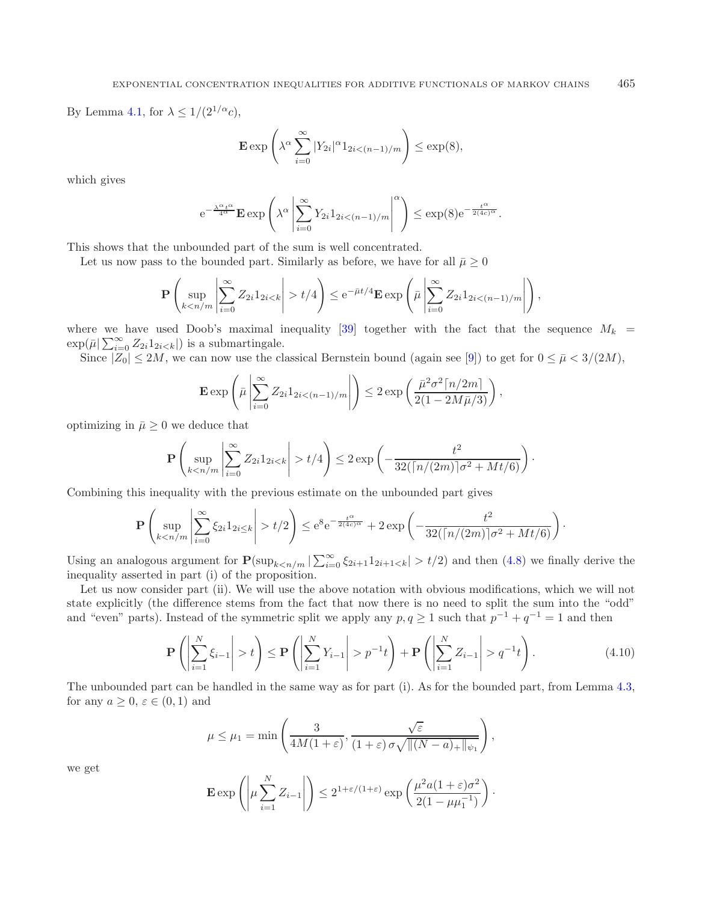By Lemma 4.1, for $\lambda \le 1/(2^{1/\alpha}c)$,

$$\mathbf{E}\exp\left(\lambda^\alpha \sum_{i=0}^{\infty} |Y_{2i}|^\alpha 1_{2i<(n-1)/m}\right) \le \exp(8),$$

which gives

$$\mathrm{e}^{-\frac{\lambda^\alpha t^\alpha}{4^\alpha}} \mathbf{E}\exp\left(\lambda^\alpha \left|\sum_{i=0}^{\infty} Y_{2i} 1_{2i<(n-1)/m}\right|^\alpha\right) \le \exp(8)\mathrm{e}^{-\frac{t^\alpha}{2(4c)^\alpha}}.$$

This shows that the unbounded part of the sum is well concentrated.

Let us now pass to the bounded part. Similarly as before, we have for all $\bar{\mu} \ge 0$

$$\mathbf{P}\left(\sup_{k<n/m}\left|\sum_{i=0}^{\infty} Z_{2i}1_{2i<k}\right| > t/4\right) \le \mathrm{e}^{-\bar{\mu}t/4}\mathbf{E}\exp\left(\bar{\mu}\left|\sum_{i=0}^{\infty} Z_{2i}1_{2i<(n-1)/m}\right|\right),$$

where we have used Doob's maximal inequality [39] together with the fact that the sequence $M_k = \exp(\bar{\mu}|\sum_{i=0}^{\infty} Z_{2i}1_{2i<k}|)$ is a submartingale.

Since $|Z_0| \le 2M$, we can now use the classical Bernstein bound (again see [9]) to get for $0 \le \bar{\mu} < 3/(2M)$,

$$\mathbf{E}\exp\left(\bar{\mu}\left|\sum_{i=0}^{\infty} Z_{2i}1_{2i<(n-1)/m}\right|\right) \le 2\exp\left(\frac{\bar{\mu}^2\sigma^2\lceil n/2m\rceil}{2(1-2M\bar{\mu}/3)}\right),$$

optimizing in $\bar{\mu} \ge 0$ we deduce that

$$\mathbf{P}\left(\sup_{k<n/m}\left|\sum_{i=0}^{\infty} Z_{2i}1_{2i<k}\right| > t/4\right) \le 2\exp\left(-\frac{t^2}{32(\lceil n/(2m)\rceil\sigma^2 + Mt/6)}\right).$$

Combining this inequality with the previous estimate on the unbounded part gives

$$\mathbf{P}\left(\sup_{k<n/m}\left|\sum_{i=0}^{\infty} \xi_{2i}1_{2i\le k}\right| > t/2\right) \le \mathrm{e}^8\mathrm{e}^{-\frac{t^\alpha}{2(4c)^\alpha}} + 2\exp\left(-\frac{t^2}{32(\lceil n/(2m)\rceil\sigma^2 + Mt/6)}\right).$$

Using an analogous argument for $\mathbf{P}(\sup_{k<n/m}|\sum_{i=0}^{\infty}\xi_{2i+1}1_{2i+1<k}| > t/2)$ and then (4.8) we finally derive the inequality asserted in part (i) of the proposition.

Let us now consider part (ii). We will use the above notation with obvious modifications, which we will not state explicitly (the difference stems from the fact that now there is no need to split the sum into the "odd" and "even" parts). Instead of the symmetric split we apply any $p, q \ge 1$ such that $p^{-1} + q^{-1} = 1$ and then

$$\mathbf{P}\left(\left|\sum_{i=1}^{N}\xi_{i-1}\right| > t\right) \le \mathbf{P}\left(\left|\sum_{i=1}^{N} Y_{i-1}\right| > p^{-1}t\right) + \mathbf{P}\left(\left|\sum_{i=1}^{N} Z_{i-1}\right| > q^{-1}t\right). \tag{4.10}$$

The unbounded part can be handled in the same way as for part (i). As for the bounded part, from Lemma 4.3, for any $a \ge 0$, $\varepsilon \in (0,1)$ and

$$\mu \le \mu_1 = \min\left(\frac{3}{4M(1+\varepsilon)}, \frac{\sqrt{\varepsilon}}{(1+\varepsilon)\,\sigma\sqrt{\|(N-a)_+\|_{\psi_1}}}\right),$$

we get

$$\mathbf{E}\exp\left(\left|\mu\sum_{i=1}^{N} Z_{i-1}\right|\right) \le 2^{1+\varepsilon/(1+\varepsilon)}\exp\left(\frac{\mu^2 a(1+\varepsilon)\sigma^2}{2(1-\mu\mu_1^{-1})}\right).$$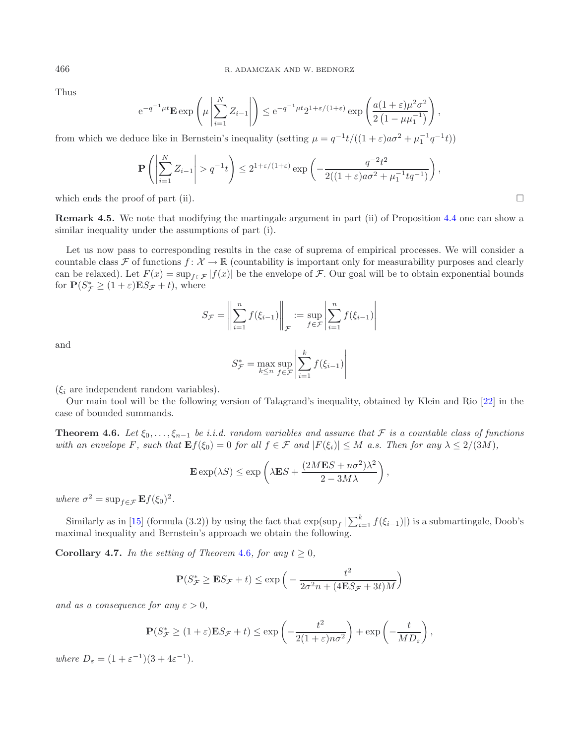Thus

$$\mathrm{e}^{-q^{-1}\mu t}\mathbf{E}\exp\left(\mu\left|\sum_{i=1}^{N} Z_{i-1}\right|\right) \le \mathrm{e}^{-q^{-1}\mu t}2^{1+\varepsilon/(1+\varepsilon)}\exp\left(\frac{a(1+\varepsilon)\mu^2\sigma^2}{2\left(1-\mu\mu_1^{-1}\right)}\right),$$

from which we deduce like in Bernstein's inequality (setting $\mu = q^{-1}t/((1+\varepsilon)a\sigma^2 + \mu_1^{-1}q^{-1}t)$)

$$\mathbf{P}\left(\left|\sum_{i=1}^{N} Z_{i-1}\right| > q^{-1}t\right) \le 2^{1+\varepsilon/(1+\varepsilon)}\exp\left(-\frac{q^{-2}t^2}{2((1+\varepsilon)a\sigma^2 + \mu_1^{-1}tq^{-1})}\right),$$

which ends the proof of part (ii). □

**Remark 4.5.** We note that modifying the martingale argument in part (ii) of Proposition 4.4 one can show a similar inequality under the assumptions of part (i).

Let us now pass to corresponding results in the case of suprema of empirical processes. We will consider a countable class $\mathcal{F}$ of functions $f\colon \mathcal{X} \to \mathbb{R}$ (countability is important only for measurability purposes and clearly can be relaxed). Let $F(x) = \sup_{f\in\mathcal{F}}|f(x)|$ be the envelope of $\mathcal{F}$. Our goal will be to obtain exponential bounds for $\mathbf{P}(S_{\mathcal{F}}^* \ge (1+\varepsilon)\mathbf{E}S_{\mathcal{F}} + t)$, where

$$S_{\mathcal{F}} = \left\|\sum_{i=1}^{n} f(\xi_{i-1})\right\|_{\mathcal{F}} := \sup_{f\in\mathcal{F}}\left|\sum_{i=1}^{n} f(\xi_{i-1})\right|$$

and

$$S_{\mathcal{F}}^* = \max_{k\le n}\sup_{f\in\mathcal{F}}\left|\sum_{i=1}^{k} f(\xi_{i-1})\right|$$

($\xi_i$ are independent random variables).

Our main tool will be the following version of Talagrand's inequality, obtained by Klein and Rio [22] in the case of bounded summands.

**Theorem 4.6.** *Let $\xi_0,\ldots,\xi_{n-1}$ be i.i.d. random variables and assume that $\mathcal{F}$ is a countable class of functions with an envelope $F$, such that $\mathbf{E}f(\xi_0) = 0$ for all $f \in \mathcal{F}$ and $|F(\xi_i)| \le M$ a.s. Then for any $\lambda \le 2/(3M)$,*

$$\mathbf{E}\exp(\lambda S) \le \exp\left(\lambda\mathbf{E}S + \frac{(2M\mathbf{E}S + n\sigma^2)\lambda^2}{2-3M\lambda}\right),$$

*where $\sigma^2 = \sup_{f\in\mathcal{F}}\mathbf{E}f(\xi_0)^2$.*

Similarly as in [15] (formula (3.2)) by using the fact that $\exp(\sup_f|\sum_{i=1}^{k} f(\xi_{i-1})|)$ is a submartingale, Doob's maximal inequality and Bernstein's approach we obtain the following.

**Corollary 4.7.** *In the setting of Theorem 4.6, for any $t \ge 0$,*

$$\mathbf{P}(S_{\mathcal{F}}^* \ge \mathbf{E}S_{\mathcal{F}} + t) \le \exp\Big(-\frac{t^2}{2\sigma^2 n + (4\mathbf{E}S_{\mathcal{F}} + 3t)M}\Big)$$

*and as a consequence for any $\varepsilon > 0$,*

$$\mathbf{P}(S_{\mathcal{F}}^* \ge (1+\varepsilon)\mathbf{E}S_{\mathcal{F}} + t) \le \exp\left(-\frac{t^2}{2(1+\varepsilon)n\sigma^2}\right) + \exp\left(-\frac{t}{MD_\varepsilon}\right),$$

*where $D_\varepsilon = (1+\varepsilon^{-1})(3+4\varepsilon^{-1})$.*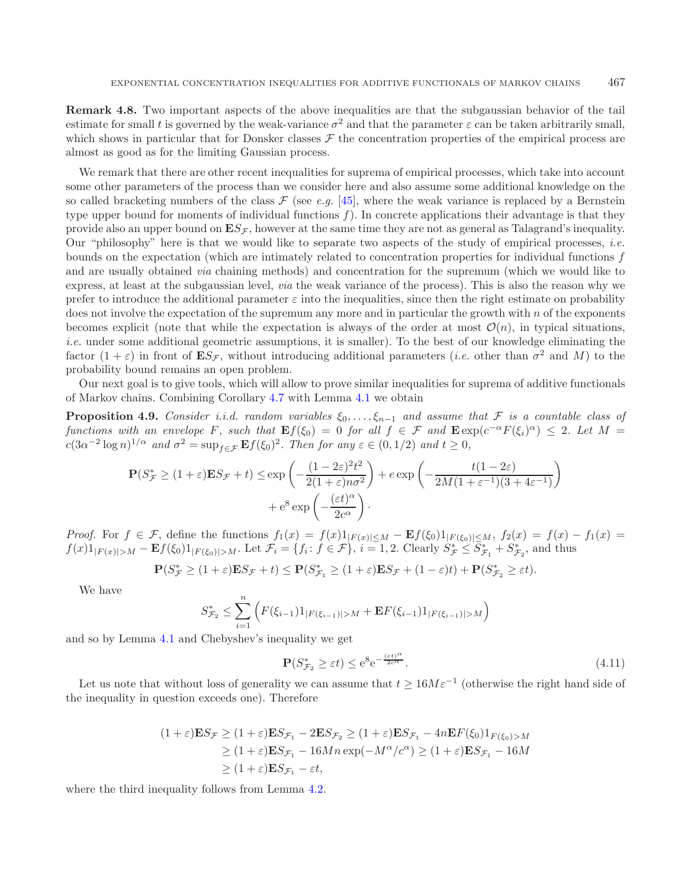**Remark 4.8.** Two important aspects of the above inequalities are that the subgaussian behavior of the tail estimate for small $t$ is governed by the weak-variance $\sigma^2$ and that the parameter $\varepsilon$ can be taken arbitrarily small, which shows in particular that for Donsker classes $\mathcal{F}$ the concentration properties of the empirical process are almost as good as for the limiting Gaussian process.

We remark that there are other recent inequalities for suprema of empirical processes, which take into account some other parameters of the process than we consider here and also assume some additional knowledge on the so called bracketing numbers of the class $\mathcal{F}$ (see *e.g.* [45], where the weak variance is replaced by a Bernstein type upper bound for moments of individual functions $f$). In concrete applications their advantage is that they provide also an upper bound on $\mathbf{E}S_{\mathcal{F}}$, however at the same time they are not as general as Talagrand's inequality. Our "philosophy" here is that we would like to separate two aspects of the study of empirical processes, *i.e.* bounds on the expectation (which are intimately related to concentration properties for individual functions $f$ and are usually obtained *via* chaining methods) and concentration for the supremum (which we would like to express, at least at the subgaussian level, *via* the weak variance of the process). This is also the reason why we prefer to introduce the additional parameter $\varepsilon$ into the inequalities, since then the right estimate on probability does not involve the expectation of the supremum any more and in particular the growth with $n$ of the exponents becomes explicit (note that while the expectation is always of the order at most $\mathcal{O}(n)$, in typical situations, *i.e.* under some additional geometric assumptions, it is smaller). To the best of our knowledge eliminating the factor $(1+\varepsilon)$ in front of $\mathbf{E}S_{\mathcal{F}}$, without introducing additional parameters (*i.e.* other than $\sigma^2$ and $M$) to the probability bound remains an open problem.

Our next goal is to give tools, which will allow to prove similar inequalities for suprema of additive functionals of Markov chains. Combining Corollary 4.7 with Lemma 4.1 we obtain

**Proposition 4.9.** *Consider i.i.d. random variables $\xi_0,\ldots,\xi_{n-1}$ and assume that $\mathcal{F}$ is a countable class of functions with an envelope $F$, such that $\mathbf{E}f(\xi_0) = 0$ for all $f \in \mathcal{F}$ and $\mathbf{E}\exp(c^{-\alpha}F(\xi_i)^\alpha) \le 2$. Let $M = c(3\alpha^{-2}\log n)^{1/\alpha}$ and $\sigma^2 = \sup_{f\in\mathcal{F}}\mathbf{E}f(\xi_0)^2$. Then for any $\varepsilon \in (0,1/2)$ and $t \ge 0$,*

$$\mathbf{P}(S^*_{\mathcal{F}} \ge (1+\varepsilon)\mathbf{E}S_{\mathcal{F}} + t) \le \exp\left(-\frac{(1-2\varepsilon)^2t^2}{2(1+\varepsilon)n\sigma^2}\right) + e\exp\left(-\frac{t(1-2\varepsilon)}{2M(1+\varepsilon^{-1})(3+4\varepsilon^{-1})}\right) + \mathrm{e}^8\exp\left(-\frac{(\varepsilon t)^\alpha}{2c^\alpha}\right).$$

*Proof.* For $f \in \mathcal{F}$, define the functions $f_1(x) = f(x)1_{|F(x)|\le M} - \mathbf{E}f(\xi_0)1_{|F(\xi_0)|\le M}$, $f_2(x) = f(x) - f_1(x) = f(x)1_{|F(x)|>M} - \mathbf{E}f(\xi_0)1_{|F(\xi_0)|>M}$. Let $\mathcal{F}_i = \{f_i \colon f \in \mathcal{F}\}$, $i = 1,2$. Clearly $S^*_{\mathcal{F}} \le S^*_{\mathcal{F}_1} + S^*_{\mathcal{F}_2}$, and thus

$$\mathbf{P}(S^*_{\mathcal{F}} \ge (1+\varepsilon)\mathbf{E}S_{\mathcal{F}} + t) \le \mathbf{P}(S^*_{\mathcal{F}_1} \ge (1+\varepsilon)\mathbf{E}S_{\mathcal{F}} + (1-\varepsilon)t) + \mathbf{P}(S^*_{\mathcal{F}_2} \ge \varepsilon t).$$

We have

$$S^*_{\mathcal{F}_2} \le \sum_{i=1}^n \Big(F(\xi_{i-1})1_{|F(\xi_{i-1})|>M} + \mathbf{E}F(\xi_{i-1})1_{|F(\xi_{i-1})|>M}\Big)$$

and so by Lemma 4.1 and Chebyshev's inequality we get

$$\mathbf{P}(S^*_{\mathcal{F}_2} \ge \varepsilon t) \le \mathrm{e}^8\mathrm{e}^{-\frac{(\varepsilon t)^\alpha}{2c^\alpha}}. \tag{4.11}$$

Let us note that without loss of generality we can assume that $t \ge 16M\varepsilon^{-1}$ (otherwise the right hand side of the inequality in question exceeds one). Therefore

$$\begin{aligned}
(1+\varepsilon)\mathbf{E}S_{\mathcal{F}} &\ge (1+\varepsilon)\mathbf{E}S_{\mathcal{F}_1} - 2\mathbf{E}S_{\mathcal{F}_2} \ge (1+\varepsilon)\mathbf{E}S_{\mathcal{F}_1} - 4n\mathbf{E}F(\xi_0)1_{F(\xi_0)>M}\\
&\ge (1+\varepsilon)\mathbf{E}S_{\mathcal{F}_1} - 16Mn\exp(-M^\alpha/c^\alpha) \ge (1+\varepsilon)\mathbf{E}S_{\mathcal{F}_1} - 16M\\
&\ge (1+\varepsilon)\mathbf{E}S_{\mathcal{F}_1} - \varepsilon t,
\end{aligned}$$

where the third inequality follows from Lemma 4.2.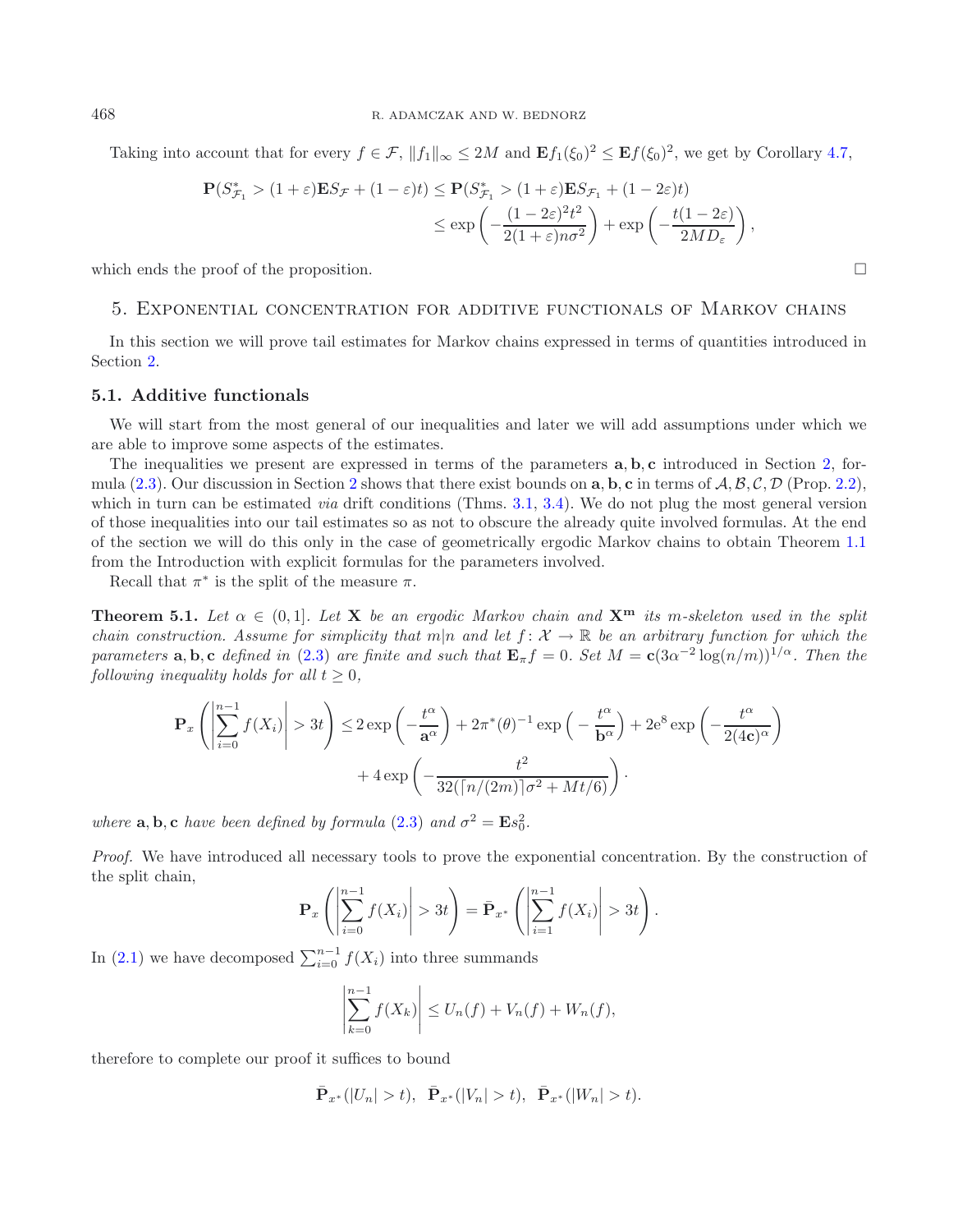Taking into account that for every $f \in \mathcal{F}$, $\|f_1\|_\infty \leq 2M$ and $\mathbf{E}f_1(\xi_0)^2 \leq \mathbf{E}f(\xi_0)^2$, we get by Corollary 4.7,

$$
\begin{aligned}
\mathbf{P}(S^*_{\mathcal{F}_1} > (1+\varepsilon)\mathbf{E}S_{\mathcal{F}} + (1-\varepsilon)t) &\leq \mathbf{P}(S^*_{\mathcal{F}_1} > (1+\varepsilon)\mathbf{E}S_{\mathcal{F}_1} + (1-2\varepsilon)t) \\
&\leq \exp\left(-\frac{(1-2\varepsilon)^2 t^2}{2(1+\varepsilon)n\sigma^2}\right) + \exp\left(-\frac{t(1-2\varepsilon)}{2MD_\varepsilon}\right),
\end{aligned}
$$

which ends the proof of the proposition. □

## 5. Exponential concentration for additive functionals of Markov chains

In this section we will prove tail estimates for Markov chains expressed in terms of quantities introduced in Section 2.

### 5.1. Additive functionals

We will start from the most general of our inequalities and later we will add assumptions under which we are able to improve some aspects of the estimates.

The inequalities we present are expressed in terms of the parameters $\mathbf{a}, \mathbf{b}, \mathbf{c}$ introduced in Section 2, formula (2.3). Our discussion in Section 2 shows that there exist bounds on $\mathbf{a}, \mathbf{b}, \mathbf{c}$ in terms of $\mathcal{A}, \mathcal{B}, \mathcal{C}, \mathcal{D}$ (Prop. 2.2), which in turn can be estimated *via* drift conditions (Thms. 3.1, 3.4). We do not plug the most general version of those inequalities into our tail estimates so as not to obscure the already quite involved formulas. At the end of the section we will do this only in the case of geometrically ergodic Markov chains to obtain Theorem 1.1 from the Introduction with explicit formulas for the parameters involved.

Recall that $\pi^*$ is the split of the measure $\pi$.

**Theorem 5.1.** *Let $\alpha \in (0,1]$. Let $\mathbf{X}$ be an ergodic Markov chain and $\mathbf{X^m}$ its $m$-skeleton used in the split chain construction. Assume for simplicity that $m|n$ and let $f\colon \mathcal{X} \to \mathbb{R}$ be an arbitrary function for which the parameters $\mathbf{a}, \mathbf{b}, \mathbf{c}$ defined in (2.3) are finite and such that $\mathbf{E}_\pi f = 0$. Set $M = \mathbf{c}(3\alpha^{-2}\log(n/m))^{1/\alpha}$. Then the following inequality holds for all $t \geq 0$,*

$$
\begin{aligned}
\mathbf{P}_x\left(\left|\sum_{i=0}^{n-1} f(X_i)\right| > 3t\right) \leq\ & 2\exp\left(-\frac{t^\alpha}{\mathbf{a}^\alpha}\right) + 2\pi^*(\theta)^{-1}\exp\Big(-\frac{t^\alpha}{\mathbf{b}^\alpha}\Big) + 2\mathrm{e}^8\exp\left(-\frac{t^\alpha}{2(4\mathbf{c})^\alpha}\right) \\
&+ 4\exp\left(-\frac{t^2}{32(\lceil n/(2m)\rceil\sigma^2 + Mt/6)}\right).
\end{aligned}
$$

*where $\mathbf{a}, \mathbf{b}, \mathbf{c}$ have been defined by formula (2.3) and $\sigma^2 = \mathbf{E}s_0^2$.*

*Proof.* We have introduced all necessary tools to prove the exponential concentration. By the construction of the split chain,

$$
\mathbf{P}_x\left(\left|\sum_{i=0}^{n-1} f(X_i)\right| > 3t\right) = \bar{\mathbf{P}}_{x^*}\left(\left|\sum_{i=1}^{n-1} f(X_i)\right| > 3t\right).
$$

In (2.1) we have decomposed $\sum_{i=0}^{n-1} f(X_i)$ into three summands

$$
\left|\sum_{k=0}^{n-1} f(X_k)\right| \leq U_n(f) + V_n(f) + W_n(f),
$$

therefore to complete our proof it suffices to bound

$$
\bar{\mathbf{P}}_{x^*}(|U_n| > t),\ \ \bar{\mathbf{P}}_{x^*}(|V_n| > t),\ \ \bar{\mathbf{P}}_{x^*}(|W_n| > t).
$$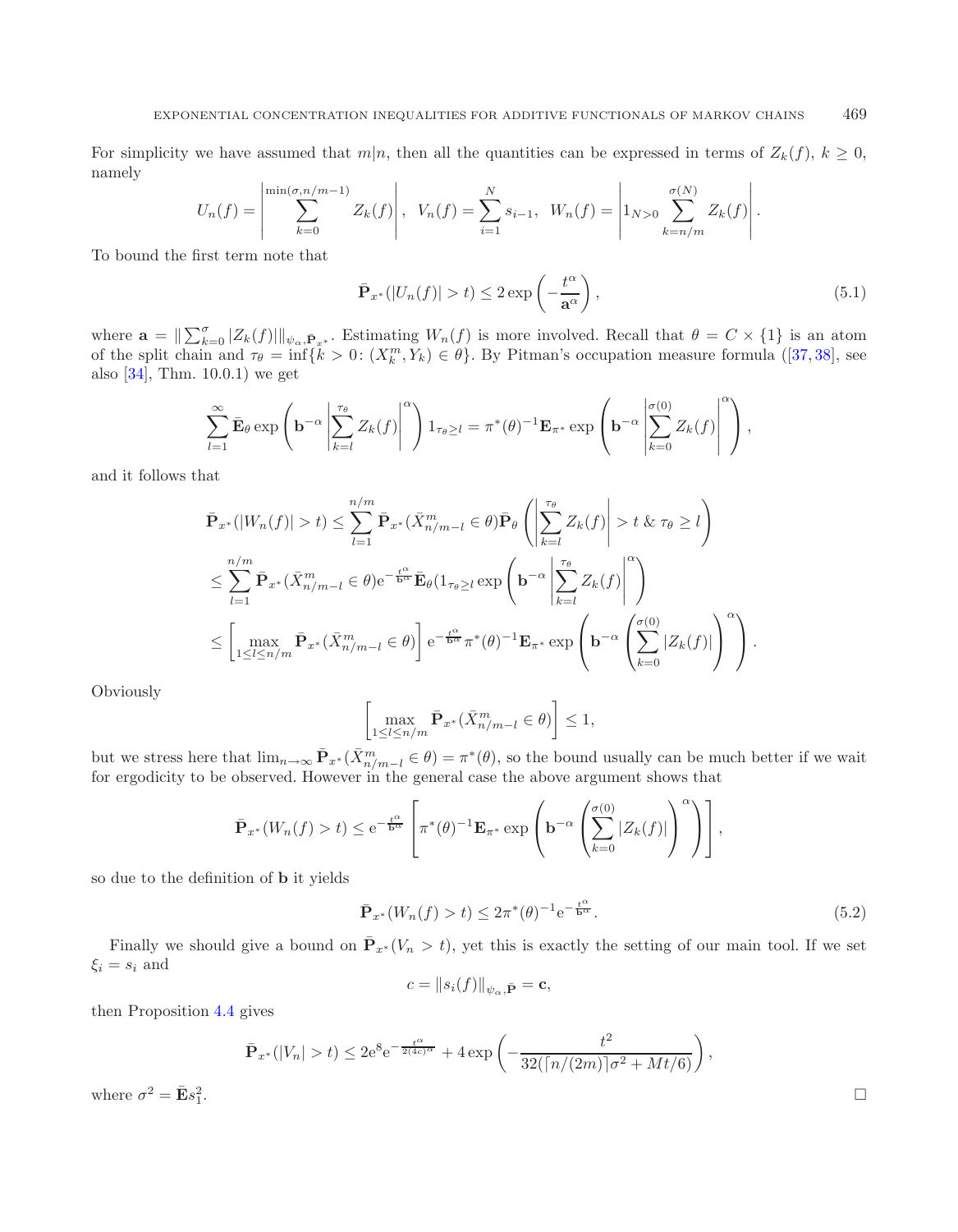For simplicity we have assumed that $m|n$, then all the quantities can be expressed in terms of $Z_k(f)$, $k \geq 0$, namely

$$U_n(f) = \left| \sum_{k=0}^{\min(\sigma, n/m-1)} Z_k(f) \right|, \;\; V_n(f) = \sum_{i=1}^{N} s_{i-1}, \;\; W_n(f) = \left| 1_{N>0} \sum_{k=n/m}^{\sigma(N)} Z_k(f) \right|.$$

To bound the first term note that

$$\bar{\mathbf{P}}_{x^*}(|U_n(f)| > t) \leq 2\exp\left(-\frac{t^\alpha}{\mathbf{a}^\alpha}\right), \tag{5.1}$$

where $\mathbf{a} = \| \sum_{k=0}^{\sigma} |Z_k(f)| \|_{\psi_\alpha, \bar{\mathbf{P}}_{x^*}}$. Estimating $W_n(f)$ is more involved. Recall that $\theta = C \times \{1\}$ is an atom of the split chain and $\tau_\theta = \inf\{k > 0 \colon (X_k^m, Y_k) \in \theta\}$. By Pitman's occupation measure formula ([37, 38], see also [34], Thm. 10.0.1) we get

$$\sum_{l=1}^{\infty} \bar{\mathbf{E}}_\theta \exp\left(\mathbf{b}^{-\alpha} \left| \sum_{k=l}^{\tau_\theta} Z_k(f) \right|^\alpha \right) 1_{\tau_\theta \geq l} = \pi^*(\theta)^{-1} \mathbf{E}_{\pi^*} \exp\left(\mathbf{b}^{-\alpha} \left| \sum_{k=0}^{\sigma(0)} Z_k(f) \right|^\alpha \right),$$

and it follows that

$$\begin{aligned}
\bar{\mathbf{P}}_{x^*}(|W_n(f)| > t) &\leq \sum_{l=1}^{n/m} \bar{\mathbf{P}}_{x^*}(\bar{X}^m_{n/m-l} \in \theta) \bar{\mathbf{P}}_\theta \left( \left| \sum_{k=l}^{\tau_\theta} Z_k(f) \right| > t \;\&\; \tau_\theta \geq l \right) \\
&\leq \sum_{l=1}^{n/m} \bar{\mathbf{P}}_{x^*}(\bar{X}^m_{n/m-l} \in \theta) \mathrm{e}^{-\frac{t^\alpha}{\mathbf{b}^\alpha}} \bar{\mathbf{E}}_\theta \left(1_{\tau_\theta \geq l} \exp\left(\mathbf{b}^{-\alpha} \left| \sum_{k=l}^{\tau_\theta} Z_k(f) \right|^\alpha \right)\right) \\
&\leq \left[ \max_{1 \leq l \leq n/m} \bar{\mathbf{P}}_{x^*}(\bar{X}^m_{n/m-l} \in \theta) \right] \mathrm{e}^{-\frac{t^\alpha}{\mathbf{b}^\alpha}} \pi^*(\theta)^{-1} \mathbf{E}_{\pi^*} \exp\left(\mathbf{b}^{-\alpha} \left( \sum_{k=0}^{\sigma(0)} |Z_k(f)| \right)^\alpha \right).
\end{aligned}$$

Obviously

$$\left[ \max_{1 \leq l \leq n/m} \bar{\mathbf{P}}_{x^*}(\bar{X}^m_{n/m-l} \in \theta) \right] \leq 1,$$

but we stress here that $\lim_{n\to\infty} \bar{\mathbf{P}}_{x^*}(\bar{X}^m_{n/m-l} \in \theta) = \pi^*(\theta)$, so the bound usually can be much better if we wait for ergodicity to be observed. However in the general case the above argument shows that

$$\bar{\mathbf{P}}_{x^*}(W_n(f) > t) \leq \mathrm{e}^{-\frac{t^\alpha}{\mathbf{b}^\alpha}} \left[ \pi^*(\theta)^{-1} \mathbf{E}_{\pi^*} \exp\left(\mathbf{b}^{-\alpha} \left( \sum_{k=0}^{\sigma(0)} |Z_k(f)| \right)^\alpha \right) \right],$$

so due to the definition of $\mathbf{b}$ it yields

$$\bar{\mathbf{P}}_{x^*}(W_n(f) > t) \leq 2\pi^*(\theta)^{-1} \mathrm{e}^{-\frac{t^\alpha}{\mathbf{b}^\alpha}}. \tag{5.2}$$

Finally we should give a bound on $\bar{\mathbf{P}}_{x^*}(V_n > t)$, yet this is exactly the setting of our main tool. If we set $\xi_i = s_i$ and

$$c = \|s_i(f)\|_{\psi_\alpha, \bar{\mathbf{P}}} = \mathbf{c},$$

then Proposition 4.4 gives

$$\bar{\mathbf{P}}_{x^*}(|V_n| > t) \leq 2\mathrm{e}^8 \mathrm{e}^{-\frac{t^\alpha}{2(4c)^\alpha}} + 4\exp\left(-\frac{t^2}{32(\lceil n/(2m) \rceil \sigma^2 + Mt/6)}\right),$$

where $\sigma^2 = \bar{\mathbf{E}} s_1^2$. $\square$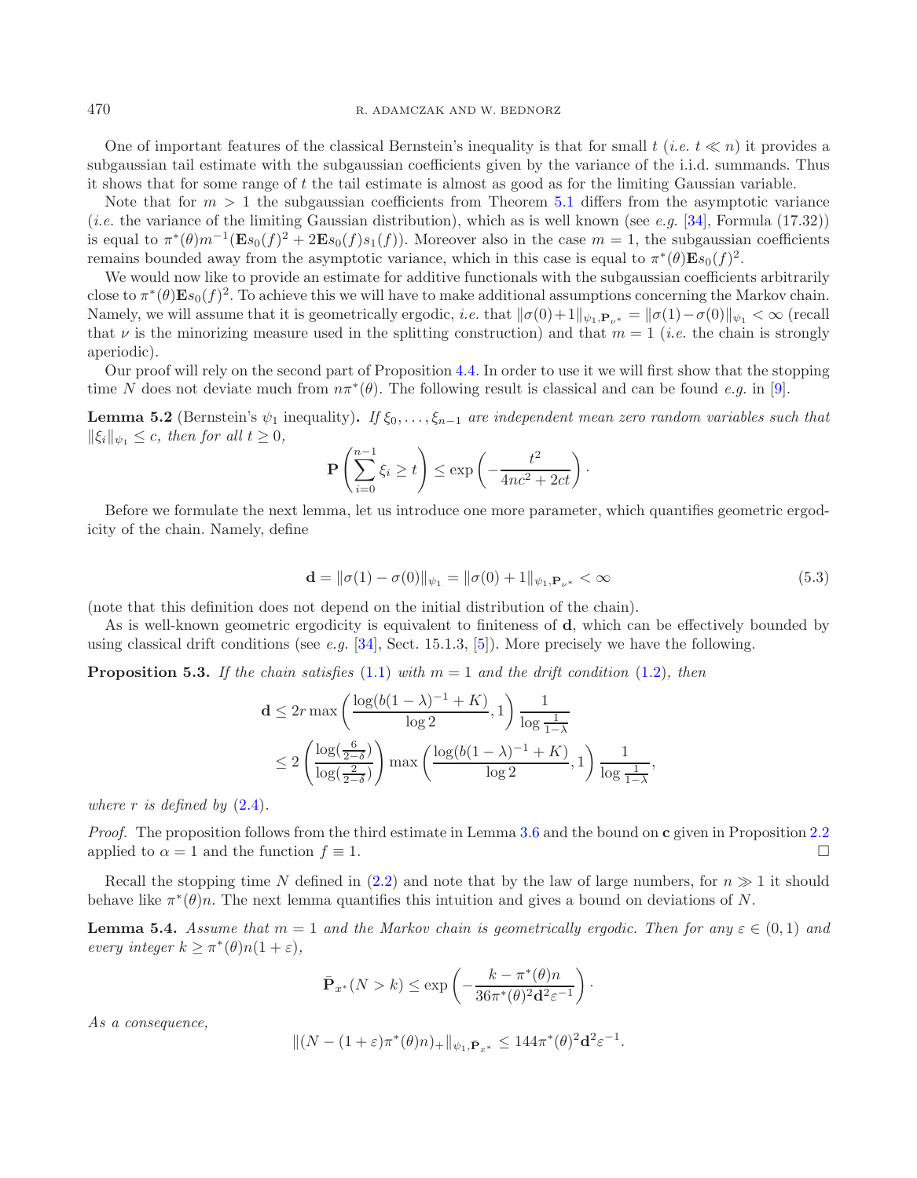One of important features of the classical Bernstein's inequality is that for small $t$ (*i.e.* $t \ll n$) it provides a subgaussian tail estimate with the subgaussian coefficients given by the variance of the i.i.d. summands. Thus it shows that for some range of $t$ the tail estimate is almost as good as for the limiting Gaussian variable.

Note that for $m > 1$ the subgaussian coefficients from Theorem 5.1 differs from the asymptotic variance (*i.e.* the variance of the limiting Gaussian distribution), which as is well known (see *e.g.* [34], Formula (17.32)) is equal to $\pi^*(\theta)m^{-1}(\mathbf{E}s_0(f)^2 + 2\mathbf{E}s_0(f)s_1(f))$. Moreover also in the case $m = 1$, the subgaussian coefficients remains bounded away from the asymptotic variance, which in this case is equal to $\pi^*(\theta)\mathbf{E}s_0(f)^2$.

We would now like to provide an estimate for additive functionals with the subgaussian coefficients arbitrarily close to $\pi^*(\theta)\mathbf{E}s_0(f)^2$. To achieve this we will have to make additional assumptions concerning the Markov chain. Namely, we will assume that it is geometrically ergodic, *i.e.* that $\|\sigma(0)+1\|_{\psi_1,\mathbf{P}_{\nu^*}} = \|\sigma(1)-\sigma(0)\|_{\psi_1} < \infty$ (recall that $\nu$ is the minorizing measure used in the splitting construction) and that $m = 1$ (*i.e.* the chain is strongly aperiodic).

Our proof will rely on the second part of Proposition 4.4. In order to use it we will first show that the stopping time $N$ does not deviate much from $n\pi^*(\theta)$. The following result is classical and can be found *e.g.* in [9].

**Lemma 5.2** (Bernstein's $\psi_1$ inequality)**.** *If $\xi_0, \ldots, \xi_{n-1}$ are independent mean zero random variables such that $\|\xi_i\|_{\psi_1} \le c$, then for all $t \ge 0$,*

$$\mathbf{P}\left(\sum_{i=0}^{n-1} \xi_i \ge t\right) \le \exp\left(-\frac{t^2}{4nc^2 + 2ct}\right)\cdot$$

Before we formulate the next lemma, let us introduce one more parameter, which quantifies geometric ergodicity of the chain. Namely, define

$$\mathbf{d} = \|\sigma(1) - \sigma(0)\|_{\psi_1} = \|\sigma(0) + 1\|_{\psi_1,\mathbf{P}_{\nu^*}} < \infty \tag{5.3}$$

(note that this definition does not depend on the initial distribution of the chain).

As is well-known geometric ergodicity is equivalent to finiteness of $\mathbf{d}$, which can be effectively bounded by using classical drift conditions (see *e.g.* [34], Sect. 15.1.3, [5]). More precisely we have the following.

**Proposition 5.3.** *If the chain satisfies (1.1) with $m = 1$ and the drift condition (1.2), then*

$$\begin{aligned}
\mathbf{d} &\le 2r \max\left(\frac{\log(b(1-\lambda)^{-1} + K)}{\log 2}, 1\right)\frac{1}{\log\frac{1}{1-\lambda}}\\
&\le 2\left(\frac{\log(\frac{6}{2-\delta})}{\log(\frac{2}{2-\delta})}\right)\max\left(\frac{\log(b(1-\lambda)^{-1} + K)}{\log 2}, 1\right)\frac{1}{\log\frac{1}{1-\lambda}},
\end{aligned}$$

*where $r$ is defined by (2.4).*

*Proof.* The proposition follows from the third estimate in Lemma 3.6 and the bound on $\mathbf{c}$ given in Proposition 2.2 applied to $\alpha = 1$ and the function $f \equiv 1$. □

Recall the stopping time $N$ defined in (2.2) and note that by the law of large numbers, for $n \gg 1$ it should behave like $\pi^*(\theta)n$. The next lemma quantifies this intuition and gives a bound on deviations of $N$.

**Lemma 5.4.** *Assume that $m = 1$ and the Markov chain is geometrically ergodic. Then for any $\varepsilon \in (0, 1)$ and every integer $k \ge \pi^*(\theta)n(1+\varepsilon)$,*

$$\bar{\mathbf{P}}_{x^*}(N > k) \le \exp\left(-\frac{k - \pi^*(\theta)n}{36\pi^*(\theta)^2\mathbf{d}^2\varepsilon^{-1}}\right)\cdot$$

*As a consequence,*

$$\|(N - (1+\varepsilon)\pi^*(\theta)n)_+\|_{\psi_1,\bar{\mathbf{P}}_{x^*}} \le 144\pi^*(\theta)^2\mathbf{d}^2\varepsilon^{-1}.$$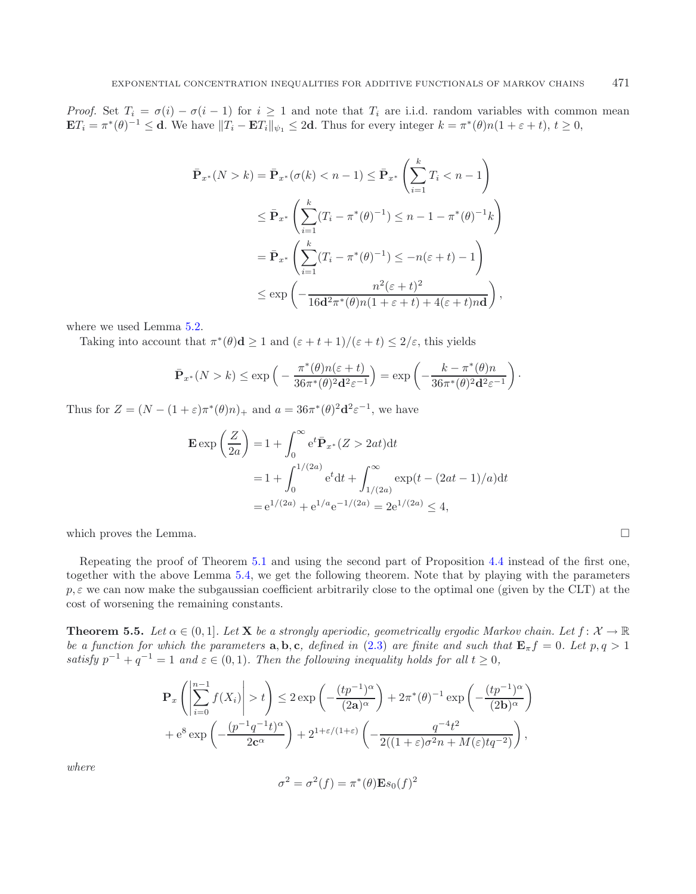*Proof.* Set $T_i = \sigma(i) - \sigma(i-1)$ for $i \geq 1$ and note that $T_i$ are i.i.d. random variables with common mean $\mathbf{E}T_i = \pi^*(\theta)^{-1} \leq \mathbf{d}$. We have $\|T_i - \mathbf{E}T_i\|_{\psi_1} \leq 2\mathbf{d}$. Thus for every integer $k = \pi^*(\theta)n(1+\varepsilon+t)$, $t \geq 0$,

$$
\begin{aligned}
\bar{\mathbf{P}}_{x^*}(N > k) &= \bar{\mathbf{P}}_{x^*}(\sigma(k) < n-1) \leq \bar{\mathbf{P}}_{x^*}\left(\sum_{i=1}^{k} T_i < n-1\right) \\
&\leq \bar{\mathbf{P}}_{x^*}\left(\sum_{i=1}^{k}(T_i - \pi^*(\theta)^{-1}) \leq n-1-\pi^*(\theta)^{-1}k\right) \\
&= \bar{\mathbf{P}}_{x^*}\left(\sum_{i=1}^{k}(T_i - \pi^*(\theta)^{-1}) \leq -n(\varepsilon+t)-1\right) \\
&\leq \exp\left(-\frac{n^2(\varepsilon+t)^2}{16\mathbf{d}^2\pi^*(\theta)n(1+\varepsilon+t) + 4(\varepsilon+t)n\mathbf{d}}\right),
\end{aligned}
$$

where we used Lemma 5.2.

Taking into account that $\pi^*(\theta)\mathbf{d} \geq 1$ and $(\varepsilon+t+1)/(\varepsilon+t) \leq 2/\varepsilon$, this yields

$$
\bar{\mathbf{P}}_{x^*}(N > k) \leq \exp\Big(-\frac{\pi^*(\theta)n(\varepsilon+t)}{36\pi^*(\theta)^2\mathbf{d}^2\varepsilon^{-1}}\Big) = \exp\left(-\frac{k - \pi^*(\theta)n}{36\pi^*(\theta)^2\mathbf{d}^2\varepsilon^{-1}}\right)\cdot
$$

Thus for $Z = (N - (1+\varepsilon)\pi^*(\theta)n)_+$ and $a = 36\pi^*(\theta)^2\mathbf{d}^2\varepsilon^{-1}$, we have

$$
\begin{aligned}
\mathbf{E}\exp\left(\frac{Z}{2a}\right) &= 1 + \int_0^\infty \mathrm{e}^t\bar{\mathbf{P}}_{x^*}(Z > 2at)\mathrm{d}t \\
&= 1 + \int_0^{1/(2a)} \mathrm{e}^t\mathrm{d}t + \int_{1/(2a)}^\infty \exp(t - (2at-1)/a)\mathrm{d}t \\
&= \mathrm{e}^{1/(2a)} + \mathrm{e}^{1/a}\mathrm{e}^{-1/(2a)} = 2\mathrm{e}^{1/(2a)} \leq 4,
\end{aligned}
$$

which proves the Lemma. □

Repeating the proof of Theorem 5.1 and using the second part of Proposition 4.4 instead of the first one, together with the above Lemma 5.4, we get the following theorem. Note that by playing with the parameters $p, \varepsilon$ we can now make the subgaussian coefficient arbitrarily close to the optimal one (given by the CLT) at the cost of worsening the remaining constants.

**Theorem 5.5.** *Let $\alpha \in (0,1]$. Let $\mathbf{X}$ be a strongly aperiodic, geometrically ergodic Markov chain. Let $f\colon \mathcal{X} \to \mathbb{R}$ be a function for which the parameters $\mathbf{a}, \mathbf{b}, \mathbf{c}$, defined in (2.3) are finite and such that $\mathbf{E}_\pi f = 0$. Let $p, q > 1$ satisfy $p^{-1} + q^{-1} = 1$ and $\varepsilon \in (0,1)$. Then the following inequality holds for all $t \geq 0$,*

$$
\begin{aligned}
\mathbf{P}_x\left(\left|\sum_{i=0}^{n-1} f(X_i)\right| > t\right) &\leq 2\exp\left(-\frac{(tp^{-1})^\alpha}{(2\mathbf{a})^\alpha}\right) + 2\pi^*(\theta)^{-1}\exp\left(-\frac{(tp^{-1})^\alpha}{(2\mathbf{b})^\alpha}\right) \\
&+ \mathrm{e}^8\exp\left(-\frac{(p^{-1}q^{-1}t)^\alpha}{2\mathbf{c}^\alpha}\right) + 2^{1+\varepsilon/(1+\varepsilon)}\left(-\frac{q^{-4}t^2}{2((1+\varepsilon)\sigma^2 n + M(\varepsilon)tq^{-2})}\right),
\end{aligned}
$$

*where*

$$
\sigma^2 = \sigma^2(f) = \pi^*(\theta)\mathbf{E}s_0(f)^2
$$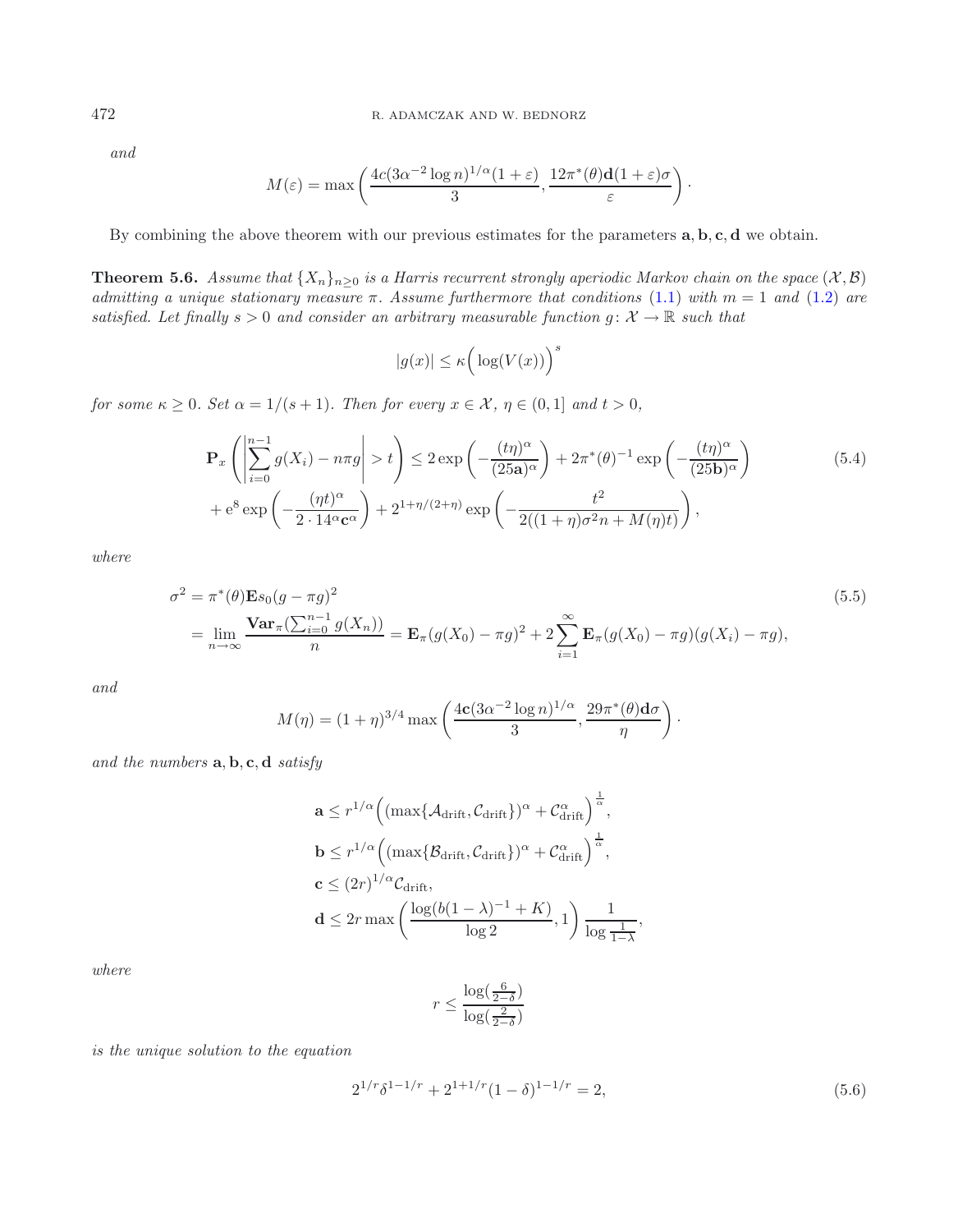*and*

$$M(\varepsilon) = \max\left(\frac{4c(3\alpha^{-2}\log n)^{1/\alpha}(1+\varepsilon)}{3}, \frac{12\pi^*(\theta)\mathbf{d}(1+\varepsilon)\sigma}{\varepsilon}\right).$$

By combining the above theorem with our previous estimates for the parameters $\mathbf{a}, \mathbf{b}, \mathbf{c}, \mathbf{d}$ we obtain.

**Theorem 5.6.** *Assume that $\{X_n\}_{n\geq 0}$ is a Harris recurrent strongly aperiodic Markov chain on the space $(\mathcal{X}, \mathcal{B})$ admitting a unique stationary measure $\pi$. Assume furthermore that conditions (1.1) with $m = 1$ and (1.2) are satisfied. Let finally $s > 0$ and consider an arbitrary measurable function $g\colon \mathcal{X} \to \mathbb{R}$ such that*

$$|g(x)| \leq \kappa\Big(\log(V(x))\Big)^s$$

*for some $\kappa \geq 0$. Set $\alpha = 1/(s+1)$. Then for every $x \in \mathcal{X}$, $\eta \in (0, 1]$ and $t > 0$,*

$$\begin{aligned}
\mathbf{P}_x\left(\left|\sum_{i=0}^{n-1} g(X_i) - n\pi g\right| > t\right) &\leq 2\exp\left(-\frac{(t\eta)^\alpha}{(25\mathbf{a})^\alpha}\right) + 2\pi^*(\theta)^{-1}\exp\left(-\frac{(t\eta)^\alpha}{(25\mathbf{b})^\alpha}\right) \\
&+ \mathrm{e}^8\exp\left(-\frac{(\eta t)^\alpha}{2\cdot 14^\alpha \mathbf{c}^\alpha}\right) + 2^{1+\eta/(2+\eta)}\exp\left(-\frac{t^2}{2((1+\eta)\sigma^2 n + M(\eta)t)}\right),
\end{aligned} \tag{5.4}$$

*where*

$$\begin{aligned}
\sigma^2 &= \pi^*(\theta)\mathbf{E}s_0(g - \pi g)^2 \\
&= \lim_{n\to\infty}\frac{\mathbf{Var}_\pi(\sum_{i=0}^{n-1} g(X_n))}{n} = \mathbf{E}_\pi(g(X_0) - \pi g)^2 + 2\sum_{i=1}^\infty \mathbf{E}_\pi(g(X_0) - \pi g)(g(X_i) - \pi g),
\end{aligned} \tag{5.5}$$

*and*

$$M(\eta) = (1+\eta)^{3/4}\max\left(\frac{4\mathbf{c}(3\alpha^{-2}\log n)^{1/\alpha}}{3}, \frac{29\pi^*(\theta)\mathbf{d}\sigma}{\eta}\right).$$

*and the numbers $\mathbf{a}, \mathbf{b}, \mathbf{c}, \mathbf{d}$ satisfy*

$$\begin{aligned}
\mathbf{a} &\leq r^{1/\alpha}\Big((\max\{\mathcal{A}_{\mathrm{drift}}, \mathcal{C}_{\mathrm{drift}}\})^\alpha + \mathcal{C}_{\mathrm{drift}}^\alpha\Big)^{\frac{1}{\alpha}}, \\
\mathbf{b} &\leq r^{1/\alpha}\Big((\max\{\mathcal{B}_{\mathrm{drift}}, \mathcal{C}_{\mathrm{drift}}\})^\alpha + \mathcal{C}_{\mathrm{drift}}^\alpha\Big)^{\frac{1}{\alpha}}, \\
\mathbf{c} &\leq (2r)^{1/\alpha}\mathcal{C}_{\mathrm{drift}}, \\
\mathbf{d} &\leq 2r\max\left(\frac{\log(b(1-\lambda)^{-1} + K)}{\log 2}, 1\right)\frac{1}{\log\frac{1}{1-\lambda}},
\end{aligned}$$

*where*

$$r \leq \frac{\log(\frac{6}{2-\delta})}{\log(\frac{2}{2-\delta})}$$

*is the unique solution to the equation*

$$2^{1/r}\delta^{1-1/r} + 2^{1+1/r}(1-\delta)^{1-1/r} = 2, \tag{5.6}$$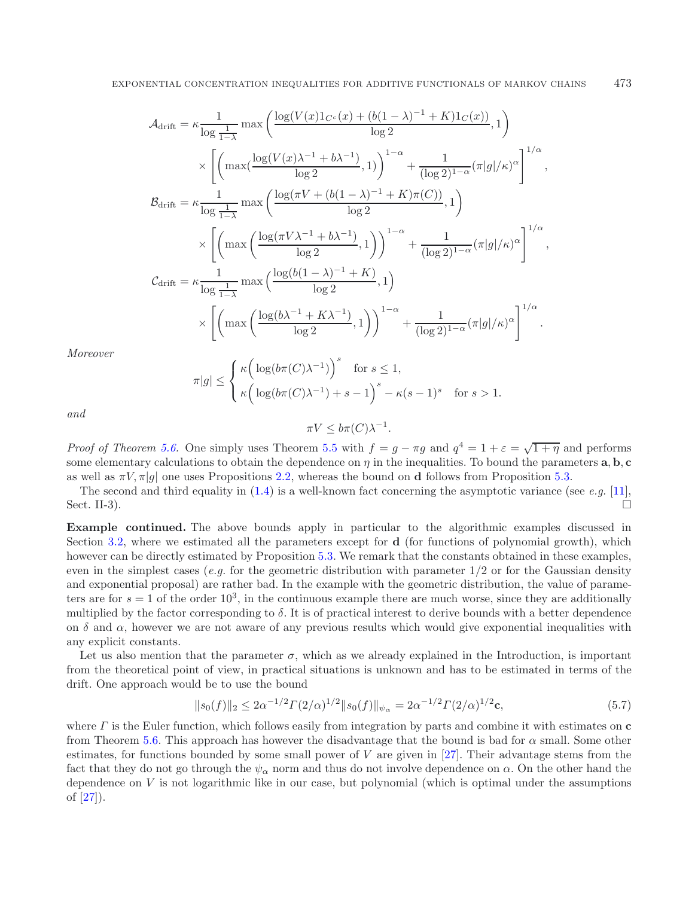$$
\begin{aligned}
\mathcal{A}_{\rm drift} &= \kappa \frac{1}{\log\frac{1}{1-\lambda}} \max\Big(\frac{\log(V(x)1_{C^c}(x) + (b(1-\lambda)^{-1}+K)1_C(x))}{\log 2}, 1\Big) \\
&\quad \times \Bigg[\Big(\max(\frac{\log(V(x)\lambda^{-1} + b\lambda^{-1})}{\log 2}, 1)\Big)^{1-\alpha} + \frac{1}{(\log 2)^{1-\alpha}}(\pi|g|/\kappa)^{\alpha}\Bigg]^{1/\alpha}, \\
\mathcal{B}_{\rm drift} &= \kappa \frac{1}{\log\frac{1}{1-\lambda}} \max\Big(\frac{\log(\pi V + (b(1-\lambda)^{-1}+K)\pi(C))}{\log 2}, 1\Big) \\
&\quad \times \Bigg[\Big(\max\Big(\frac{\log(\pi V\lambda^{-1} + b\lambda^{-1})}{\log 2}, 1\Big)\Big)^{1-\alpha} + \frac{1}{(\log 2)^{1-\alpha}}(\pi|g|/\kappa)^{\alpha}\Bigg]^{1/\alpha}, \\
\mathcal{C}_{\rm drift} &= \kappa \frac{1}{\log\frac{1}{1-\lambda}} \max\Big(\frac{\log(b(1-\lambda)^{-1}+K)}{\log 2}, 1\Big) \\
&\quad \times \Bigg[\Big(\max\Big(\frac{\log(b\lambda^{-1} + K\lambda^{-1})}{\log 2}, 1\Big)\Big)^{1-\alpha} + \frac{1}{(\log 2)^{1-\alpha}}(\pi|g|/\kappa)^{\alpha}\Bigg]^{1/\alpha}.
\end{aligned}
$$

*Moreover*

$$
\pi|g| \leq \begin{cases} \kappa\Big(\log(b\pi(C)\lambda^{-1})\Big)^{s} & \text{for } s \leq 1, \\ \kappa\Big(\log(b\pi(C)\lambda^{-1}) + s - 1\Big)^{s} - \kappa(s-1)^{s} & \text{for } s > 1. \end{cases}
$$

*and*

$$
\pi V \leq b\pi(C)\lambda^{-1}.
$$

*Proof of Theorem 5.6.* One simply uses Theorem 5.5 with $f = g - \pi g$ and $q^4 = 1 + \varepsilon = \sqrt{1+\eta}$ and performs some elementary calculations to obtain the dependence on $\eta$ in the inequalities. To bound the parameters $\mathbf{a}, \mathbf{b}, \mathbf{c}$ as well as $\pi V, \pi|g|$ one uses Propositions 2.2, whereas the bound on $\mathbf{d}$ follows from Proposition 5.3.

The second and third equality in (1.4) is a well-known fact concerning the asymptotic variance (see *e.g.* [11], Sect. II-3). □

**Example continued.** The above bounds apply in particular to the algorithmic examples discussed in Section 3.2, where we estimated all the parameters except for $\mathbf{d}$ (for functions of polynomial growth), which however can be directly estimated by Proposition 5.3. We remark that the constants obtained in these examples, even in the simplest cases (*e.g.* for the geometric distribution with parameter $1/2$ or for the Gaussian density and exponential proposal) are rather bad. In the example with the geometric distribution, the value of parameters are for $s = 1$ of the order $10^3$, in the continuous example there are much worse, since they are additionally multiplied by the factor corresponding to $\delta$. It is of practical interest to derive bounds with a better dependence on $\delta$ and $\alpha$, however we are not aware of any previous results which would give exponential inequalities with any explicit constants.

Let us also mention that the parameter $\sigma$, which as we already explained in the Introduction, is important from the theoretical point of view, in practical situations is unknown and has to be estimated in terms of the drift. One approach would be to use the bound

$$
\|s_0(f)\|_2 \leq 2\alpha^{-1/2}\Gamma(2/\alpha)^{1/2}\|s_0(f)\|_{\psi_\alpha} = 2\alpha^{-1/2}\Gamma(2/\alpha)^{1/2}\mathbf{c}, \tag{5.7}
$$

where $\Gamma$ is the Euler function, which follows easily from integration by parts and combine it with estimates on $\mathbf{c}$ from Theorem 5.6. This approach has however the disadvantage that the bound is bad for $\alpha$ small. Some other estimates, for functions bounded by some small power of $V$ are given in [27]. Their advantage stems from the fact that they do not go through the $\psi_\alpha$ norm and thus do not involve dependence on $\alpha$. On the other hand the dependence on $V$ is not logarithmic like in our case, but polynomial (which is optimal under the assumptions of [27]).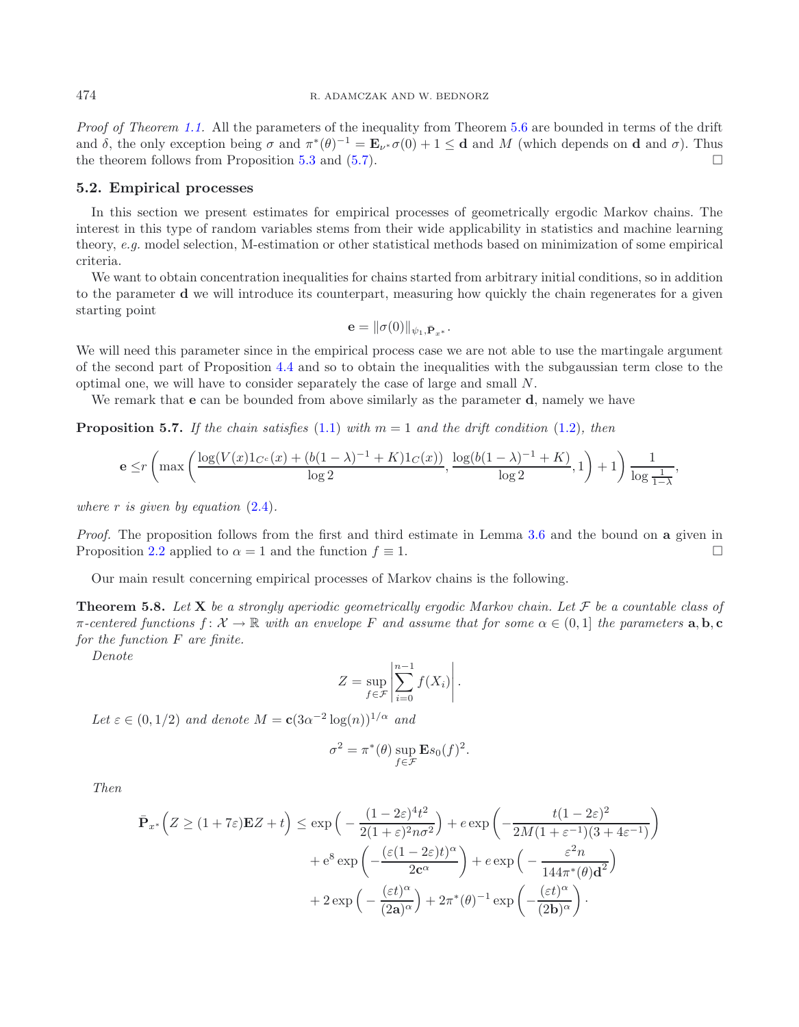*Proof of Theorem 1.1.* All the parameters of the inequality from Theorem 5.6 are bounded in terms of the drift and $\delta$, the only exception being $\sigma$ and $\pi^*(\theta)^{-1} = \mathbf{E}_{\nu^*}\sigma(0) + 1 \le \mathbf{d}$ and $M$ (which depends on $\mathbf{d}$ and $\sigma$). Thus the theorem follows from Proposition 5.3 and (5.7). □

## 5.2. Empirical processes

In this section we present estimates for empirical processes of geometrically ergodic Markov chains. The interest in this type of random variables stems from their wide applicability in statistics and machine learning theory, *e.g.* model selection, M-estimation or other statistical methods based on minimization of some empirical criteria.

We want to obtain concentration inequalities for chains started from arbitrary initial conditions, so in addition to the parameter $\mathbf{d}$ we will introduce its counterpart, measuring how quickly the chain regenerates for a given starting point

$$\mathbf{e} = \|\sigma(0)\|_{\psi_1, \bar{\mathbf{P}}_{x^*}}.$$

We will need this parameter since in the empirical process case we are not able to use the martingale argument of the second part of Proposition 4.4 and so to obtain the inequalities with the subgaussian term close to the optimal one, we will have to consider separately the case of large and small $N$.

We remark that $\mathbf{e}$ can be bounded from above similarly as the parameter $\mathbf{d}$, namely we have

**Proposition 5.7.** *If the chain satisfies* (1.1) *with* $m = 1$ *and the drift condition* (1.2)*, then*

$$\mathbf{e} \le r\left(\max\left(\frac{\log(V(x)1_{C^c}(x) + (b(1-\lambda)^{-1} + K)1_C(x))}{\log 2}, \frac{\log(b(1-\lambda)^{-1} + K)}{\log 2}, 1\right) + 1\right)\frac{1}{\log\frac{1}{1-\lambda}},$$

*where* $r$ *is given by equation* (2.4)*.*

*Proof.* The proposition follows from the first and third estimate in Lemma 3.6 and the bound on $\mathbf{a}$ given in Proposition 2.2 applied to $\alpha = 1$ and the function $f \equiv 1$. □

Our main result concerning empirical processes of Markov chains is the following.

**Theorem 5.8.** *Let* $\mathbf{X}$ *be a strongly aperiodic geometrically ergodic Markov chain. Let* $\mathcal{F}$ *be a countable class of* $\pi$*-centered functions* $f\colon \mathcal{X} \to \mathbb{R}$ *with an envelope* $F$ *and assume that for some* $\alpha \in (0, 1]$ *the parameters* $\mathbf{a}, \mathbf{b}, \mathbf{c}$ *for the function* $F$ *are finite.*

*Denote*

$$Z = \sup_{f\in\mathcal{F}}\left|\sum_{i=0}^{n-1} f(X_i)\right|.$$

*Let* $\varepsilon \in (0, 1/2)$ *and denote* $M = \mathbf{c}(3\alpha^{-2}\log(n))^{1/\alpha}$ *and*

$$\sigma^2 = \pi^*(\theta)\sup_{f\in\mathcal{F}}\mathbf{E}s_0(f)^2.$$

*Then*

$$\begin{aligned}
\bar{\mathbf{P}}_{x^*}\Big(Z \ge (1+7\varepsilon)\mathbf{E}Z + t\Big) \le{}& \exp\Big(-\frac{(1-2\varepsilon)^4 t^2}{2(1+\varepsilon)^2 n\sigma^2}\Big) + e\exp\left(-\frac{t(1-2\varepsilon)^2}{2M(1+\varepsilon^{-1})(3+4\varepsilon^{-1})}\right)\\
&+ \mathrm{e}^8\exp\left(-\frac{(\varepsilon(1-2\varepsilon)t)^\alpha}{2\mathbf{c}^\alpha}\right) + e\exp\Big(-\frac{\varepsilon^2 n}{144\pi^*(\theta)\mathbf{d}^2}\Big)\\
&+ 2\exp\Big(-\frac{(\varepsilon t)^\alpha}{(2\mathbf{a})^\alpha}\Big) + 2\pi^*(\theta)^{-1}\exp\left(-\frac{(\varepsilon t)^\alpha}{(2\mathbf{b})^\alpha}\right).
\end{aligned}$$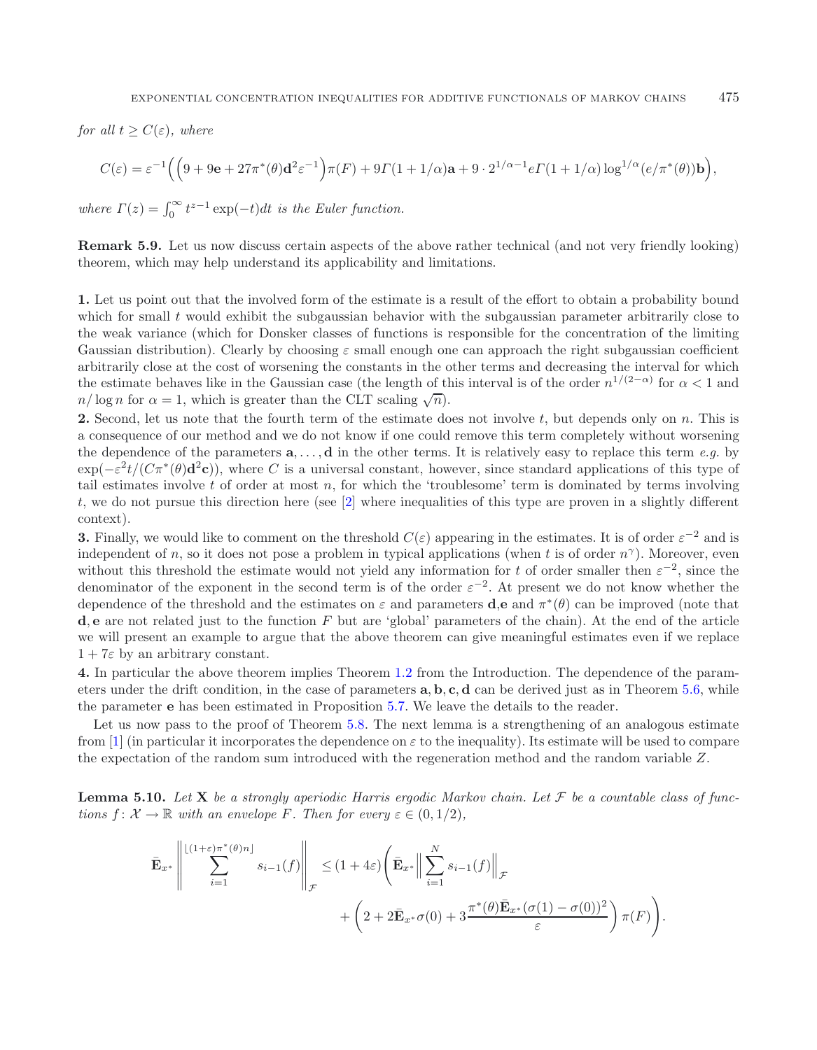*for all* $t \geq C(\varepsilon)$*, where*

$$C(\varepsilon) = \varepsilon^{-1}\Big(\Big(9 + 9\mathbf{e} + 27\pi^*(\theta)\mathbf{d}^2\varepsilon^{-1}\Big)\pi(F) + 9\Gamma(1+1/\alpha)\mathbf{a} + 9\cdot 2^{1/\alpha-1}e\Gamma(1+1/\alpha)\log^{1/\alpha}(e/\pi^*(\theta))\mathbf{b}\Big),$$

*where* $\Gamma(z) = \int_0^\infty t^{z-1}\exp(-t)dt$ *is the Euler function.*

**Remark 5.9.** Let us now discuss certain aspects of the above rather technical (and not very friendly looking) theorem, which may help understand its applicability and limitations.

**1.** Let us point out that the involved form of the estimate is a result of the effort to obtain a probability bound which for small $t$ would exhibit the subgaussian behavior with the subgaussian parameter arbitrarily close to the weak variance (which for Donsker classes of functions is responsible for the concentration of the limiting Gaussian distribution). Clearly by choosing $\varepsilon$ small enough one can approach the right subgaussian coefficient arbitrarily close at the cost of worsening the constants in the other terms and decreasing the interval for which the estimate behaves like in the Gaussian case (the length of this interval is of the order $n^{1/(2-\alpha)}$ for $\alpha < 1$ and $n/\log n$ for $\alpha = 1$, which is greater than the CLT scaling $\sqrt{n}$).

**2.** Second, let us note that the fourth term of the estimate does not involve $t$, but depends only on $n$. This is a consequence of our method and we do not know if one could remove this term completely without worsening the dependence of the parameters $\mathbf{a}, \ldots, \mathbf{d}$ in the other terms. It is relatively easy to replace this term *e.g.* by $\exp(-\varepsilon^2 t/(C\pi^*(\theta)\mathbf{d}^2\mathbf{c}))$, where $C$ is a universal constant, however, since standard applications of this type of tail estimates involve $t$ of order at most $n$, for which the 'troublesome' term is dominated by terms involving $t$, we do not pursue this direction here (see [2] where inequalities of this type are proven in a slightly different context).

**3.** Finally, we would like to comment on the threshold $C(\varepsilon)$ appearing in the estimates. It is of order $\varepsilon^{-2}$ and is independent of $n$, so it does not pose a problem in typical applications (when $t$ is of order $n^\gamma$). Moreover, even without this threshold the estimate would not yield any information for $t$ of order smaller then $\varepsilon^{-2}$, since the denominator of the exponent in the second term is of the order $\varepsilon^{-2}$. At present we do not know whether the dependence of the threshold and the estimates on $\varepsilon$ and parameters $\mathbf{d}$,$\mathbf{e}$ and $\pi^*(\theta)$ can be improved (note that $\mathbf{d}, \mathbf{e}$ are not related just to the function $F$ but are 'global' parameters of the chain). At the end of the article we will present an example to argue that the above theorem can give meaningful estimates even if we replace $1 + 7\varepsilon$ by an arbitrary constant.

**4.** In particular the above theorem implies Theorem 1.2 from the Introduction. The dependence of the parameters under the drift condition, in the case of parameters $\mathbf{a}, \mathbf{b}, \mathbf{c}, \mathbf{d}$ can be derived just as in Theorem 5.6, while the parameter $\mathbf{e}$ has been estimated in Proposition 5.7. We leave the details to the reader.

Let us now pass to the proof of Theorem 5.8. The next lemma is a strengthening of an analogous estimate from [1] (in particular it incorporates the dependence on $\varepsilon$ to the inequality). Its estimate will be used to compare the expectation of the random sum introduced with the regeneration method and the random variable $Z$.

**Lemma 5.10.** *Let* $\mathbf{X}$ *be a strongly aperiodic Harris ergodic Markov chain. Let* $\mathcal{F}$ *be a countable class of functions* $f: \mathcal{X} \to \mathbb{R}$ *with an envelope* $F$*. Then for every* $\varepsilon \in (0, 1/2)$*,*

$$\bar{\mathbf{E}}_{x^*}\left\|\sum_{i=1}^{\lfloor(1+\varepsilon)\pi^*(\theta)n\rfloor} s_{i-1}(f)\right\|_{\mathcal{F}} \leq (1+4\varepsilon)\Bigg(\bar{\mathbf{E}}_{x^*}\Big\|\sum_{i=1}^{N} s_{i-1}(f)\Big\|_{\mathcal{F}} + \left(2 + 2\bar{\mathbf{E}}_{x^*}\sigma(0) + 3\frac{\pi^*(\theta)\bar{\mathbf{E}}_{x^*}(\sigma(1)-\sigma(0))^2}{\varepsilon}\right)\pi(F)\Bigg).$$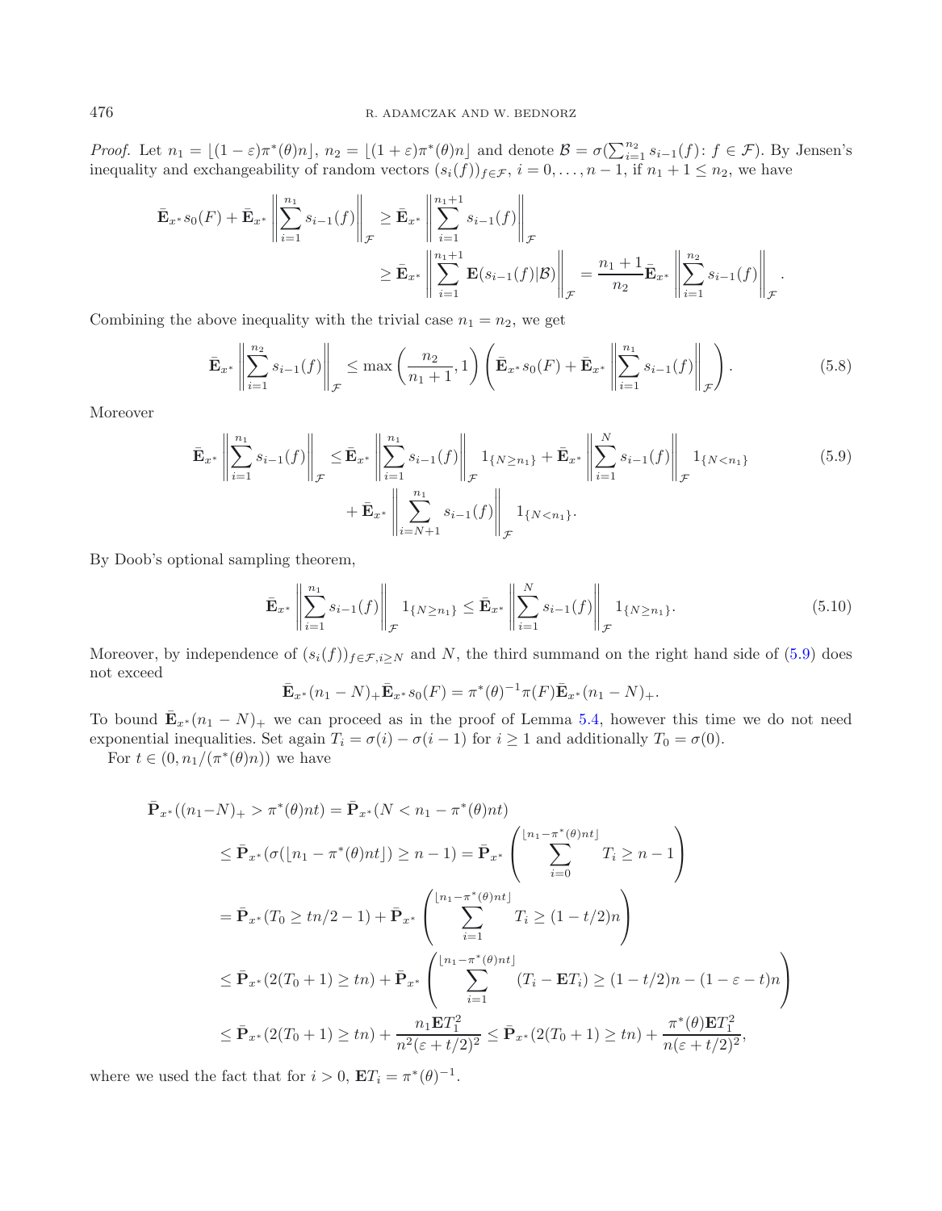*Proof.* Let $n_1 = \lfloor (1-\varepsilon)\pi^*(\theta)n \rfloor$, $n_2 = \lfloor (1+\varepsilon)\pi^*(\theta)n \rfloor$ and denote $\mathcal{B} = \sigma(\sum_{i=1}^{n_2} s_{i-1}(f) \colon f \in \mathcal{F})$. By Jensen's inequality and exchangeability of random vectors $(s_i(f))_{f\in\mathcal{F}}$, $i = 0, \ldots, n-1$, if $n_1 + 1 \le n_2$, we have

$$
\begin{aligned}
\bar{\mathbf{E}}_{x^*} s_0(F) + \bar{\mathbf{E}}_{x^*} \left\| \sum_{i=1}^{n_1} s_{i-1}(f) \right\|_{\mathcal{F}} &\ge \bar{\mathbf{E}}_{x^*} \left\| \sum_{i=1}^{n_1+1} s_{i-1}(f) \right\|_{\mathcal{F}} \\
&\ge \bar{\mathbf{E}}_{x^*} \left\| \sum_{i=1}^{n_1+1} \mathbf{E}(s_{i-1}(f)|\mathcal{B}) \right\|_{\mathcal{F}} = \frac{n_1+1}{n_2} \bar{\mathbf{E}}_{x^*} \left\| \sum_{i=1}^{n_2} s_{i-1}(f) \right\|_{\mathcal{F}}.
\end{aligned}
$$

Combining the above inequality with the trivial case $n_1 = n_2$, we get

$$
\bar{\mathbf{E}}_{x^*} \left\| \sum_{i=1}^{n_2} s_{i-1}(f) \right\|_{\mathcal{F}} \le \max\left( \frac{n_2}{n_1+1}, 1 \right) \left( \bar{\mathbf{E}}_{x^*} s_0(F) + \bar{\mathbf{E}}_{x^*} \left\| \sum_{i=1}^{n_1} s_{i-1}(f) \right\|_{\mathcal{F}} \right). \tag{5.8}
$$

Moreover

$$
\begin{aligned}
\bar{\mathbf{E}}_{x^*} \left\| \sum_{i=1}^{n_1} s_{i-1}(f) \right\|_{\mathcal{F}} \le{}& \bar{\mathbf{E}}_{x^*} \left\| \sum_{i=1}^{n_1} s_{i-1}(f) \right\|_{\mathcal{F}} 1_{\{N \ge n_1\}} + \bar{\mathbf{E}}_{x^*} \left\| \sum_{i=1}^{N} s_{i-1}(f) \right\|_{\mathcal{F}} 1_{\{N < n_1\}} \\
&+ \bar{\mathbf{E}}_{x^*} \left\| \sum_{i=N+1}^{n_1} s_{i-1}(f) \right\|_{\mathcal{F}} 1_{\{N < n_1\}}.
\end{aligned} \tag{5.9}
$$

By Doob's optional sampling theorem,

$$
\bar{\mathbf{E}}_{x^*} \left\| \sum_{i=1}^{n_1} s_{i-1}(f) \right\|_{\mathcal{F}} 1_{\{N \ge n_1\}} \le \bar{\mathbf{E}}_{x^*} \left\| \sum_{i=1}^{N} s_{i-1}(f) \right\|_{\mathcal{F}} 1_{\{N \ge n_1\}}. \tag{5.10}
$$

Moreover, by independence of $(s_i(f))_{f\in\mathcal{F}, i\ge N}$ and $N$, the third summand on the right hand side of (5.9) does not exceed

$$
\bar{\mathbf{E}}_{x^*}(n_1 - N)_+ \bar{\mathbf{E}}_{x^*} s_0(F) = \pi^*(\theta)^{-1} \pi(F) \bar{\mathbf{E}}_{x^*}(n_1 - N)_+.
$$

To bound $\bar{\mathbf{E}}_{x^*}(n_1 - N)_+$ we can proceed as in the proof of Lemma 5.4, however this time we do not need exponential inequalities. Set again $T_i = \sigma(i) - \sigma(i-1)$ for $i \ge 1$ and additionally $T_0 = \sigma(0)$.

For $t \in (0, n_1/(\pi^*(\theta)n))$ we have

$$
\begin{aligned}
\bar{\mathbf{P}}_{x^*}((n_1 - N)_+ > \pi^*(\theta)nt) &= \bar{\mathbf{P}}_{x^*}(N < n_1 - \pi^*(\theta)nt) \\
&\le \bar{\mathbf{P}}_{x^*}(\sigma(\lfloor n_1 - \pi^*(\theta)nt \rfloor) \ge n-1) = \bar{\mathbf{P}}_{x^*}\left( \sum_{i=0}^{\lfloor n_1 - \pi^*(\theta)nt \rfloor} T_i \ge n-1 \right) \\
&= \bar{\mathbf{P}}_{x^*}(T_0 \ge tn/2 - 1) + \bar{\mathbf{P}}_{x^*}\left( \sum_{i=1}^{\lfloor n_1 - \pi^*(\theta)nt \rfloor} T_i \ge (1 - t/2)n \right) \\
&\le \bar{\mathbf{P}}_{x^*}(2(T_0 + 1) \ge tn) + \bar{\mathbf{P}}_{x^*}\left( \sum_{i=1}^{\lfloor n_1 - \pi^*(\theta)nt \rfloor} (T_i - \mathbf{E}T_i) \ge (1 - t/2)n - (1 - \varepsilon - t)n \right) \\
&\le \bar{\mathbf{P}}_{x^*}(2(T_0 + 1) \ge tn) + \frac{n_1 \mathbf{E}T_1^2}{n^2(\varepsilon + t/2)^2} \le \bar{\mathbf{P}}_{x^*}(2(T_0 + 1) \ge tn) + \frac{\pi^*(\theta)\mathbf{E}T_1^2}{n(\varepsilon + t/2)^2},
\end{aligned}
$$

where we used the fact that for $i > 0$, $\mathbf{E}T_i = \pi^*(\theta)^{-1}$.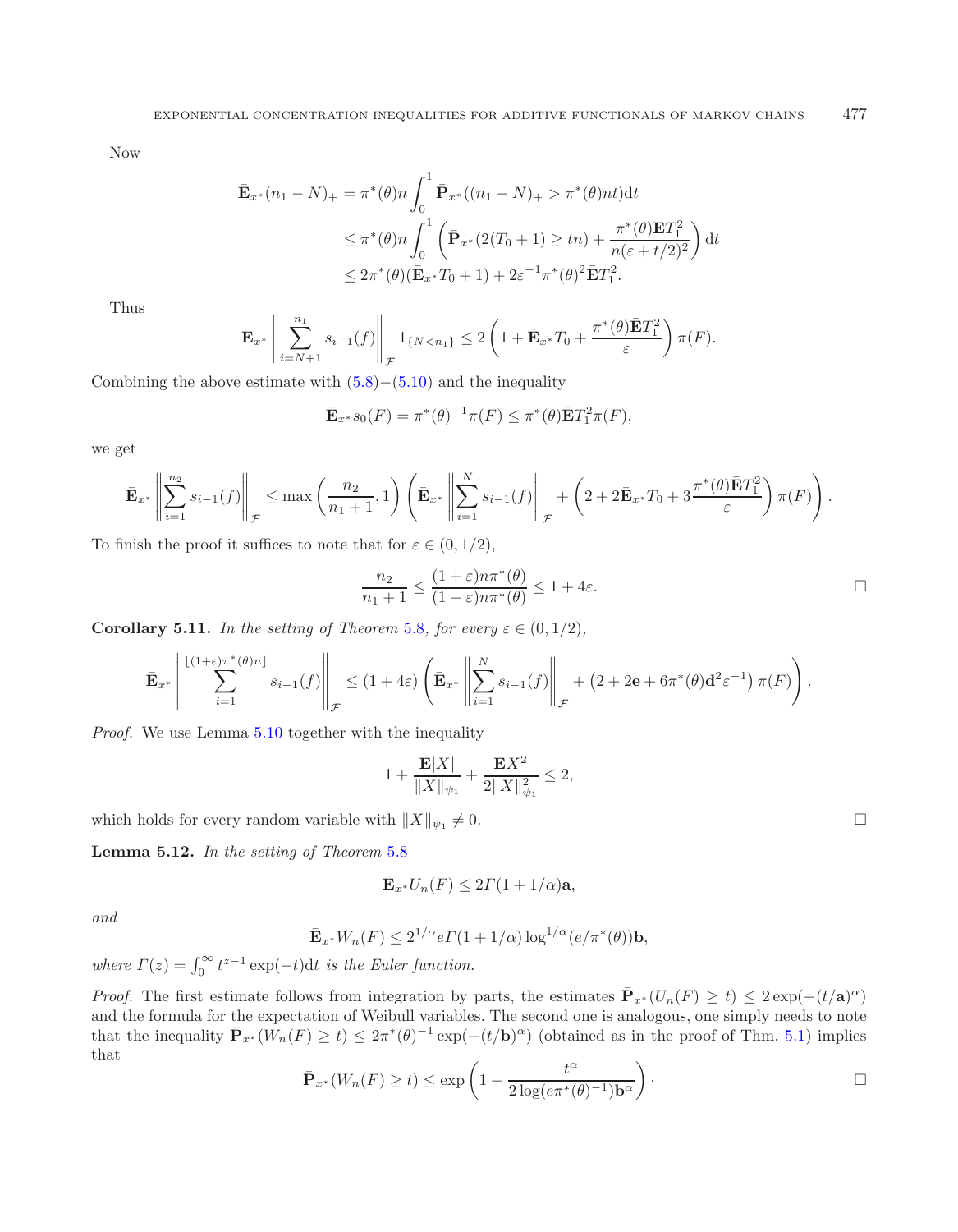Now

$$\bar{\mathbf{E}}_{x^*}(n_1 - N)_+ = \pi^*(\theta) n \int_0^1 \bar{\mathbf{P}}_{x^*}((n_1 - N)_+ > \pi^*(\theta) n t) \mathrm{d}t$$
$$\le \pi^*(\theta) n \int_0^1 \left( \bar{\mathbf{P}}_{x^*}(2(T_0 + 1) \ge tn) + \frac{\pi^*(\theta) \mathbf{E} T_1^2}{n(\varepsilon + t/2)^2} \right) \mathrm{d}t$$
$$\le 2\pi^*(\theta)(\bar{\mathbf{E}}_{x^*} T_0 + 1) + 2\varepsilon^{-1} \pi^*(\theta)^2 \bar{\mathbf{E}} T_1^2.$$

Thus

$$\bar{\mathbf{E}}_{x^*} \left\| \sum_{i=N+1}^{n_1} s_{i-1}(f) \right\|_{\mathcal{F}} 1_{\{N < n_1\}} \le 2 \left( 1 + \bar{\mathbf{E}}_{x^*} T_0 + \frac{\pi^*(\theta) \bar{\mathbf{E}} T_1^2}{\varepsilon} \right) \pi(F).$$

Combining the above estimate with (5.8)–(5.10) and the inequality

$$\bar{\mathbf{E}}_{x^*} s_0(F) = \pi^*(\theta)^{-1} \pi(F) \le \pi^*(\theta) \bar{\mathbf{E}} T_1^2 \pi(F),$$

we get

$$\bar{\mathbf{E}}_{x^*} \left\| \sum_{i=1}^{n_2} s_{i-1}(f) \right\|_{\mathcal{F}} \le \max\left( \frac{n_2}{n_1 + 1}, 1 \right) \left( \bar{\mathbf{E}}_{x^*} \left\| \sum_{i=1}^{N} s_{i-1}(f) \right\|_{\mathcal{F}} + \left( 2 + 2\bar{\mathbf{E}}_{x^*} T_0 + 3 \frac{\pi^*(\theta) \bar{\mathbf{E}} T_1^2}{\varepsilon} \right) \pi(F) \right).$$

To finish the proof it suffices to note that for $\varepsilon \in (0, 1/2)$,

$$\frac{n_2}{n_1 + 1} \le \frac{(1+\varepsilon) n \pi^*(\theta)}{(1-\varepsilon) n \pi^*(\theta)} \le 1 + 4\varepsilon. \qquad \square$$

**Corollary 5.11.** *In the setting of Theorem 5.8, for every $\varepsilon \in (0, 1/2)$,*

$$\bar{\mathbf{E}}_{x^*} \left\| \sum_{i=1}^{\lfloor (1+\varepsilon)\pi^*(\theta) n \rfloor} s_{i-1}(f) \right\|_{\mathcal{F}} \le (1 + 4\varepsilon) \left( \bar{\mathbf{E}}_{x^*} \left\| \sum_{i=1}^{N} s_{i-1}(f) \right\|_{\mathcal{F}} + \left( 2 + 2\mathbf{e} + 6\pi^*(\theta) \mathbf{d}^2 \varepsilon^{-1} \right) \pi(F) \right).$$

*Proof.* We use Lemma 5.10 together with the inequality

$$1 + \frac{\mathbf{E}|X|}{\|X\|_{\psi_1}} + \frac{\mathbf{E} X^2}{2\|X\|_{\psi_1}^2} \le 2,$$

which holds for every random variable with $\|X\|_{\psi_1} \neq 0$. $\square$

**Lemma 5.12.** *In the setting of Theorem 5.8*

$$\bar{\mathbf{E}}_{x^*} U_n(F) \le 2\Gamma(1 + 1/\alpha) \mathbf{a},$$

*and*

$$\bar{\mathbf{E}}_{x^*} W_n(F) \le 2^{1/\alpha} e \Gamma(1 + 1/\alpha) \log^{1/\alpha}(e/\pi^*(\theta)) \mathbf{b},$$

*where $\Gamma(z) = \int_0^\infty t^{z-1} \exp(-t) \mathrm{d}t$ is the Euler function.*

*Proof.* The first estimate follows from integration by parts, the estimates $\bar{\mathbf{P}}_{x^*}(U_n(F) \ge t) \le 2\exp(-(t/\mathbf{a})^\alpha)$ and the formula for the expectation of Weibull variables. The second one is analogous, one simply needs to note that the inequality $\bar{\mathbf{P}}_{x^*}(W_n(F) \ge t) \le 2\pi^*(\theta)^{-1} \exp(-(t/\mathbf{b})^\alpha)$ (obtained as in the proof of Thm. 5.1) implies that

$$\bar{\mathbf{P}}_{x^*}(W_n(F) \ge t) \le \exp\left( 1 - \frac{t^\alpha}{2\log(e\pi^*(\theta)^{-1}) \mathbf{b}^\alpha} \right). \qquad \square$$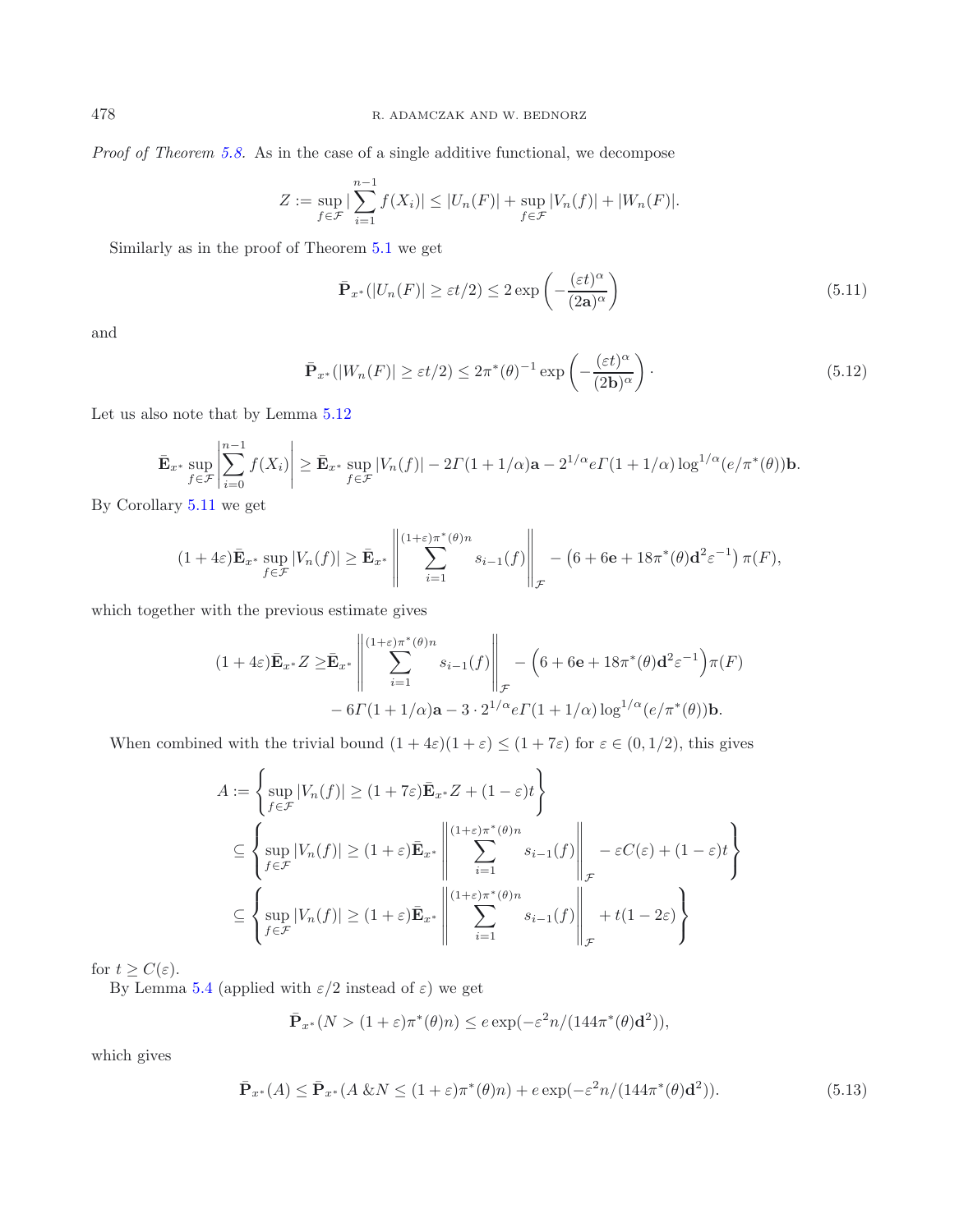*Proof of Theorem 5.8.* As in the case of a single additive functional, we decompose

$$Z := \sup_{f\in\mathcal{F}} |\sum_{i=1}^{n-1} f(X_i)| \leq |U_n(F)| + \sup_{f\in\mathcal{F}} |V_n(f)| + |W_n(F)|.$$

Similarly as in the proof of Theorem 5.1 we get

$$\bar{\mathbf{P}}_{x^*}(|U_n(F)| \geq \varepsilon t/2) \leq 2\exp\left(-\frac{(\varepsilon t)^\alpha}{(2\mathbf{a})^\alpha}\right) \tag{5.11}$$

and

$$\bar{\mathbf{P}}_{x^*}(|W_n(F)| \geq \varepsilon t/2) \leq 2\pi^*(\theta)^{-1}\exp\left(-\frac{(\varepsilon t)^\alpha}{(2\mathbf{b})^\alpha}\right). \tag{5.12}$$

Let us also note that by Lemma 5.12

$$\bar{\mathbf{E}}_{x^*}\sup_{f\in\mathcal{F}}\left|\sum_{i=0}^{n-1} f(X_i)\right| \geq \bar{\mathbf{E}}_{x^*}\sup_{f\in\mathcal{F}}|V_n(f)| - 2\Gamma(1+1/\alpha)\mathbf{a} - 2^{1/\alpha}e\Gamma(1+1/\alpha)\log^{1/\alpha}(e/\pi^*(\theta))\mathbf{b}.$$

By Corollary 5.11 we get

$$(1+4\varepsilon)\bar{\mathbf{E}}_{x^*}\sup_{f\in\mathcal{F}}|V_n(f)| \geq \bar{\mathbf{E}}_{x^*}\left\|\sum_{i=1}^{(1+\varepsilon)\pi^*(\theta)n} s_{i-1}(f)\right\|_{\mathcal{F}} - \left(6 + 6\mathbf{e} + 18\pi^*(\theta)\mathbf{d}^2\varepsilon^{-1}\right)\pi(F),$$

which together with the previous estimate gives

$$\begin{aligned}(1+4\varepsilon)\bar{\mathbf{E}}_{x^*}Z \geq &\bar{\mathbf{E}}_{x^*}\left\|\sum_{i=1}^{(1+\varepsilon)\pi^*(\theta)n} s_{i-1}(f)\right\|_{\mathcal{F}} - \left(6 + 6\mathbf{e} + 18\pi^*(\theta)\mathbf{d}^2\varepsilon^{-1}\right)\pi(F)\\ &- 6\Gamma(1+1/\alpha)\mathbf{a} - 3\cdot 2^{1/\alpha}e\Gamma(1+1/\alpha)\log^{1/\alpha}(e/\pi^*(\theta))\mathbf{b}.\end{aligned}$$

When combined with the trivial bound $(1+4\varepsilon)(1+\varepsilon) \leq (1+7\varepsilon)$ for $\varepsilon \in (0, 1/2)$, this gives

$$\begin{aligned}A :=& \left\{\sup_{f\in\mathcal{F}}|V_n(f)| \geq (1+7\varepsilon)\bar{\mathbf{E}}_{x^*}Z + (1-\varepsilon)t\right\}\\ \subseteq& \left\{\sup_{f\in\mathcal{F}}|V_n(f)| \geq (1+\varepsilon)\bar{\mathbf{E}}_{x^*}\left\|\sum_{i=1}^{(1+\varepsilon)\pi^*(\theta)n} s_{i-1}(f)\right\|_{\mathcal{F}} - \varepsilon C(\varepsilon) + (1-\varepsilon)t\right\}\\ \subseteq& \left\{\sup_{f\in\mathcal{F}}|V_n(f)| \geq (1+\varepsilon)\bar{\mathbf{E}}_{x^*}\left\|\sum_{i=1}^{(1+\varepsilon)\pi^*(\theta)n} s_{i-1}(f)\right\|_{\mathcal{F}} + t(1-2\varepsilon)\right\}\end{aligned}$$

for $t \geq C(\varepsilon)$.

By Lemma 5.4 (applied with $\varepsilon/2$ instead of $\varepsilon$) we get

$$\bar{\mathbf{P}}_{x^*}(N > (1+\varepsilon)\pi^*(\theta)n) \leq e\exp(-\varepsilon^2 n/(144\pi^*(\theta)\mathbf{d}^2)),$$

which gives

$$\bar{\mathbf{P}}_{x^*}(A) \leq \bar{\mathbf{P}}_{x^*}(A \,\&N \leq (1+\varepsilon)\pi^*(\theta)n) + e\exp(-\varepsilon^2 n/(144\pi^*(\theta)\mathbf{d}^2)). \tag{5.13}$$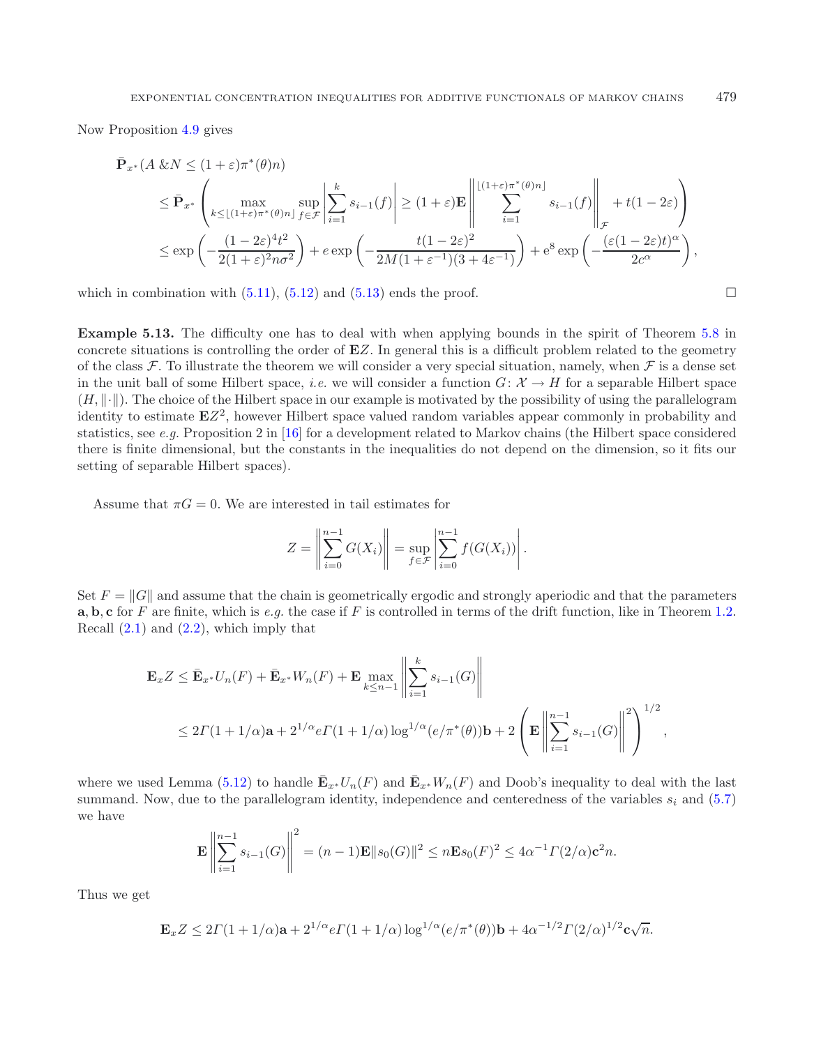Now Proposition 4.9 gives

$$
\begin{aligned}
&\bar{\mathbf{P}}_{x^*}(A \,\&N \le (1+\varepsilon)\pi^*(\theta)n) \\
&\quad\le \bar{\mathbf{P}}_{x^*}\left(\max_{k\le \lfloor(1+\varepsilon)\pi^*(\theta)n\rfloor}\sup_{f\in\mathcal{F}}\left|\sum_{i=1}^{k} s_{i-1}(f)\right| \ge (1+\varepsilon)\mathbf{E}\left\|\sum_{i=1}^{\lfloor(1+\varepsilon)\pi^*(\theta)n\rfloor} s_{i-1}(f)\right\|_{\mathcal{F}} + t(1-2\varepsilon)\right) \\
&\quad\le \exp\left(-\frac{(1-2\varepsilon)^4t^2}{2(1+\varepsilon)^2n\sigma^2}\right) + e\exp\left(-\frac{t(1-2\varepsilon)^2}{2M(1+\varepsilon^{-1})(3+4\varepsilon^{-1})}\right) + \mathrm{e}^8\exp\left(-\frac{(\varepsilon(1-2\varepsilon)t)^\alpha}{2c^\alpha}\right),
\end{aligned}
$$

which in combination with (5.11), (5.12) and (5.13) ends the proof. □

**Example 5.13.** The difficulty one has to deal with when applying bounds in the spirit of Theorem 5.8 in concrete situations is controlling the order of $\mathbf{E}Z$. In general this is a difficult problem related to the geometry of the class $\mathcal{F}$. To illustrate the theorem we will consider a very special situation, namely, when $\mathcal{F}$ is a dense set in the unit ball of some Hilbert space, *i.e.* we will consider a function $G\colon \mathcal{X}\to H$ for a separable Hilbert space $(H,\|\cdot\|)$. The choice of the Hilbert space in our example is motivated by the possibility of using the parallelogram identity to estimate $\mathbf{E}Z^2$, however Hilbert space valued random variables appear commonly in probability and statistics, see *e.g.* Proposition 2 in [16] for a development related to Markov chains (the Hilbert space considered there is finite dimensional, but the constants in the inequalities do not depend on the dimension, so it fits our setting of separable Hilbert spaces).

Assume that $\pi G = 0$. We are interested in tail estimates for

$$
Z = \left\|\sum_{i=0}^{n-1} G(X_i)\right\| = \sup_{f\in\mathcal{F}}\left|\sum_{i=0}^{n-1} f(G(X_i))\right|.
$$

Set $F = \|G\|$ and assume that the chain is geometrically ergodic and strongly aperiodic and that the parameters $\mathbf{a},\mathbf{b},\mathbf{c}$ for $F$ are finite, which is *e.g.* the case if $F$ is controlled in terms of the drift function, like in Theorem 1.2. Recall (2.1) and (2.2), which imply that

$$
\begin{aligned}
\mathbf{E}_x Z &\le \bar{\mathbf{E}}_{x^*}U_n(F) + \bar{\mathbf{E}}_{x^*}W_n(F) + \mathbf{E}\max_{k\le n-1}\left\|\sum_{i=1}^{k} s_{i-1}(G)\right\| \\
&\le 2\Gamma(1+1/\alpha)\mathbf{a} + 2^{1/\alpha}e\Gamma(1+1/\alpha)\log^{1/\alpha}(e/\pi^*(\theta))\mathbf{b} + 2\left(\mathbf{E}\left\|\sum_{i=1}^{n-1} s_{i-1}(G)\right\|^2\right)^{1/2},
\end{aligned}
$$

where we used Lemma (5.12) to handle $\bar{\mathbf{E}}_{x^*}U_n(F)$ and $\bar{\mathbf{E}}_{x^*}W_n(F)$ and Doob's inequality to deal with the last summand. Now, due to the parallelogram identity, independence and centeredness of the variables $s_i$ and (5.7) we have

$$
\mathbf{E}\left\|\sum_{i=1}^{n-1} s_{i-1}(G)\right\|^2 = (n-1)\mathbf{E}\|s_0(G)\|^2 \le n\mathbf{E}s_0(F)^2 \le 4\alpha^{-1}\Gamma(2/\alpha)\mathbf{c}^2 n.
$$

Thus we get

$$
\mathbf{E}_x Z \le 2\Gamma(1+1/\alpha)\mathbf{a} + 2^{1/\alpha}e\Gamma(1+1/\alpha)\log^{1/\alpha}(e/\pi^*(\theta))\mathbf{b} + 4\alpha^{-1/2}\Gamma(2/\alpha)^{1/2}\mathbf{c}\sqrt{n}.
$$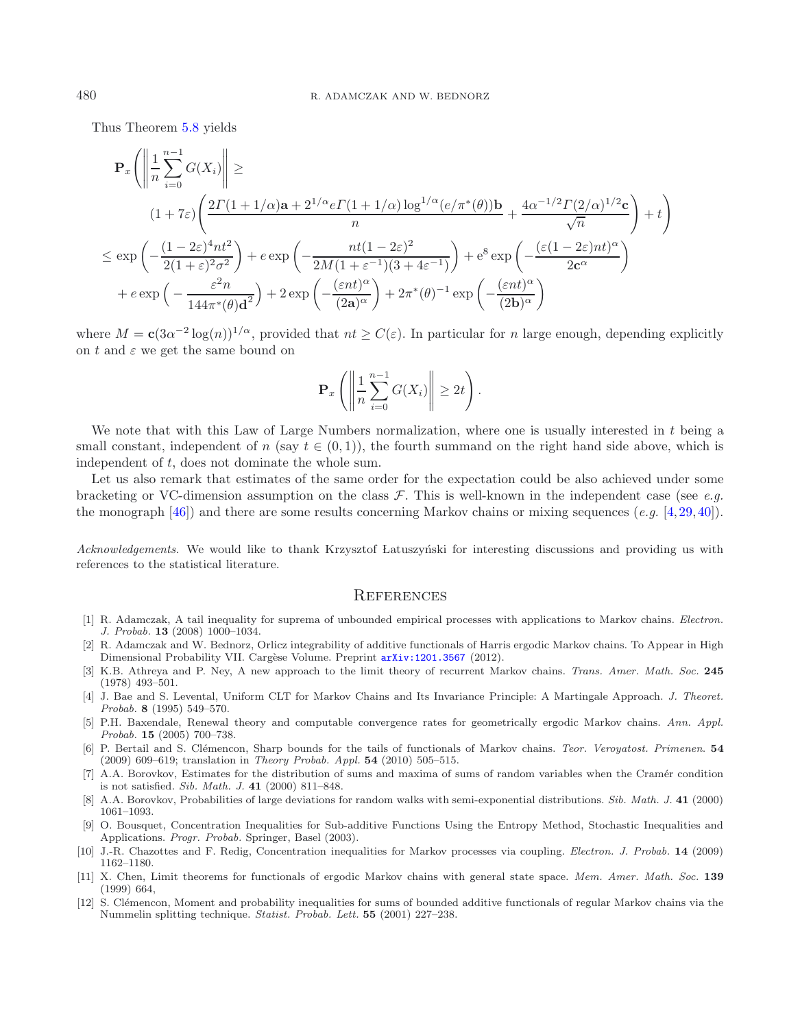Thus Theorem 5.8 yields

$$
\begin{aligned}
&\mathbf{P}_x\left(\left\|\frac{1}{n}\sum_{i=0}^{n-1}G(X_i)\right\| \geq \right.\\
&\qquad \left.(1+7\varepsilon)\left(\frac{2\Gamma(1+1/\alpha)\mathbf{a} + 2^{1/\alpha}e\Gamma(1+1/\alpha)\log^{1/\alpha}(e/\pi^*(\theta))\mathbf{b}}{n} + \frac{4\alpha^{-1/2}\Gamma(2/\alpha)^{1/2}\mathbf{c}}{\sqrt{n}}\right) + t\right)\\
&\leq \exp\left(-\frac{(1-2\varepsilon)^4 nt^2}{2(1+\varepsilon)^2\sigma^2}\right) + e\exp\left(-\frac{nt(1-2\varepsilon)^2}{2M(1+\varepsilon^{-1})(3+4\varepsilon^{-1})}\right) + \mathrm{e}^8\exp\left(-\frac{(\varepsilon(1-2\varepsilon)nt)^\alpha}{2\mathbf{c}^\alpha}\right)\\
&\quad + e\exp\Big(-\frac{\varepsilon^2 n}{144\pi^*(\theta)\mathbf{d}^2}\Big) + 2\exp\left(-\frac{(\varepsilon nt)^\alpha}{(2\mathbf{a})^\alpha}\right) + 2\pi^*(\theta)^{-1}\exp\left(-\frac{(\varepsilon nt)^\alpha}{(2\mathbf{b})^\alpha}\right)
\end{aligned}
$$

where $M = \mathbf{c}(3\alpha^{-2}\log(n))^{1/\alpha}$, provided that $nt \geq C(\varepsilon)$. In particular for $n$ large enough, depending explicitly on $t$ and $\varepsilon$ we get the same bound on

$$
\mathbf{P}_x\left(\left\|\frac{1}{n}\sum_{i=0}^{n-1}G(X_i)\right\| \geq 2t\right).
$$

We note that with this Law of Large Numbers normalization, where one is usually interested in $t$ being a small constant, independent of $n$ (say $t \in (0,1)$), the fourth summand on the right hand side above, which is independent of $t$, does not dominate the whole sum.

Let us also remark that estimates of the same order for the expectation could be also achieved under some bracketing or VC-dimension assumption on the class $\mathcal{F}$. This is well-known in the independent case (see *e.g.* the monograph [46]) and there are some results concerning Markov chains or mixing sequences (*e.g.* [4, 29, 40]).

*Acknowledgements*. We would like to thank Krzysztof Łatuszyński for interesting discussions and providing us with references to the statistical literature.

## References

[1] R. Adamczak, A tail inequality for suprema of unbounded empirical processes with applications to Markov chains. *Electron. J. Probab.* **13** (2008) 1000–1034.

[2] R. Adamczak and W. Bednorz, Orlicz integrability of additive functionals of Harris ergodic Markov chains. To Appear in High Dimensional Probability VII. Cargèse Volume. Preprint arXiv:1201.3567 (2012).

[3] K.B. Athreya and P. Ney, A new approach to the limit theory of recurrent Markov chains. *Trans. Amer. Math. Soc.* **245** (1978) 493–501.

[4] J. Bae and S. Levental, Uniform CLT for Markov Chains and Its Invariance Principle: A Martingale Approach. *J. Theoret. Probab.* **8** (1995) 549–570.

[5] P.H. Baxendale, Renewal theory and computable convergence rates for geometrically ergodic Markov chains. *Ann. Appl. Probab.* **15** (2005) 700–738.

[6] P. Bertail and S. Clémencon, Sharp bounds for the tails of functionals of Markov chains. *Teor. Veroyatost. Primenen.* **54** (2009) 609–619; translation in *Theory Probab. Appl.* **54** (2010) 505–515.

[7] A.A. Borovkov, Estimates for the distribution of sums and maxima of sums of random variables when the Cramér condition is not satisfied. *Sib. Math. J.* **41** (2000) 811–848.

[8] A.A. Borovkov, Probabilities of large deviations for random walks with semi-exponential distributions. *Sib. Math. J.* **41** (2000) 1061–1093.

[9] O. Bousquet, Concentration Inequalities for Sub-additive Functions Using the Entropy Method, Stochastic Inequalities and Applications. *Progr. Probab.* Springer, Basel (2003).

[10] J.-R. Chazottes and F. Redig, Concentration inequalities for Markov processes via coupling. *Electron. J. Probab.* **14** (2009) 1162–1180.

[11] X. Chen, Limit theorems for functionals of ergodic Markov chains with general state space. *Mem. Amer. Math. Soc.* **139** (1999) 664,

[12] S. Clémencon, Moment and probability inequalities for sums of bounded additive functionals of regular Markov chains via the Nummelin splitting technique. *Statist. Probab. Lett.* **55** (2001) 227–238.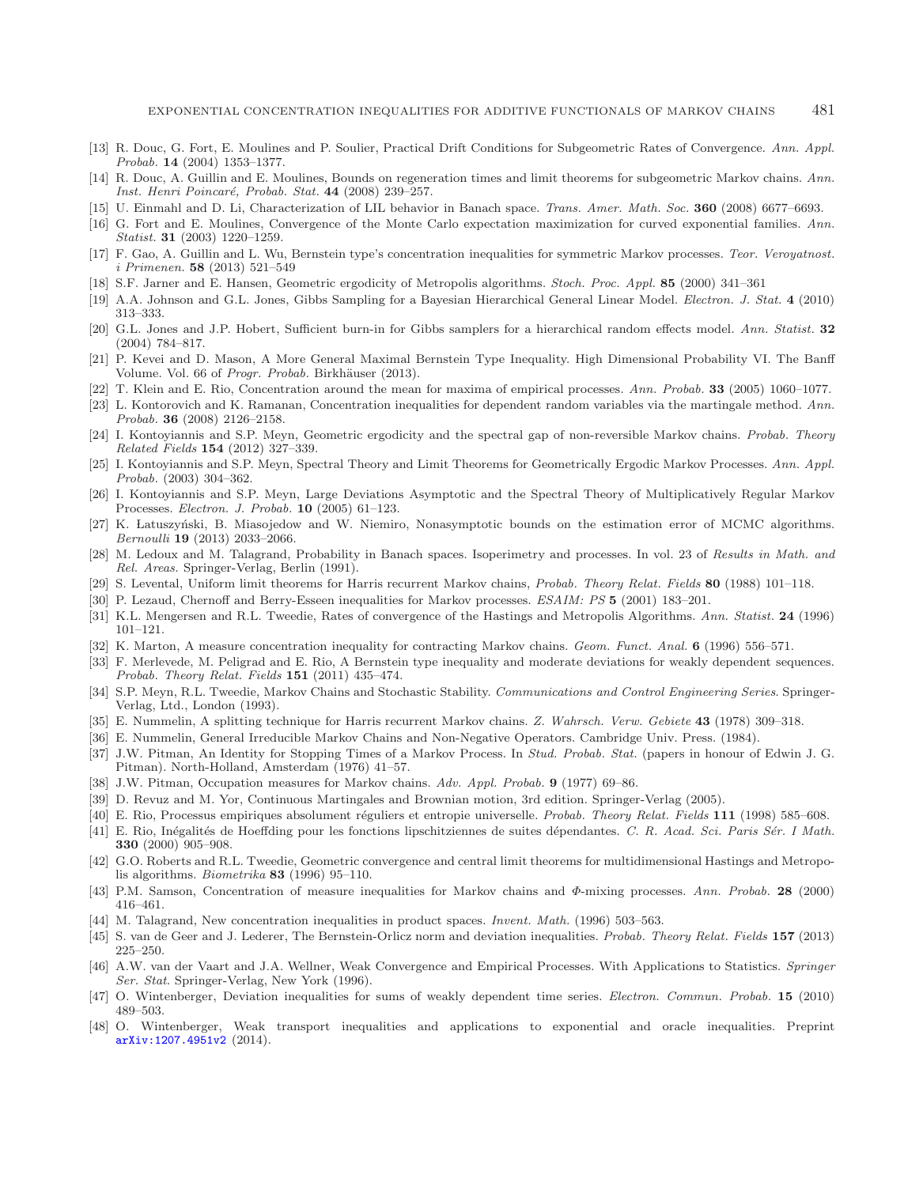- [13] R. Douc, G. Fort, E. Moulines and P. Soulier, Practical Drift Conditions for Subgeometric Rates of Convergence. *Ann. Appl. Probab.* **14** (2004) 1353–1377.
- [14] R. Douc, A. Guillin and E. Moulines, Bounds on regeneration times and limit theorems for subgeometric Markov chains. *Ann. Inst. Henri Poincaré, Probab. Stat.* **44** (2008) 239–257.
- [15] U. Einmahl and D. Li, Characterization of LIL behavior in Banach space. *Trans. Amer. Math. Soc.* **360** (2008) 6677–6693.
- [16] G. Fort and E. Moulines, Convergence of the Monte Carlo expectation maximization for curved exponential families. *Ann. Statist.* **31** (2003) 1220–1259.
- [17] F. Gao, A. Guillin and L. Wu, Bernstein type's concentration inequalities for symmetric Markov processes. *Teor. Veroyatnost. i Primenen.* **58** (2013) 521–549
- [18] S.F. Jarner and E. Hansen, Geometric ergodicity of Metropolis algorithms. *Stoch. Proc. Appl.* **85** (2000) 341–361
- [19] A.A. Johnson and G.L. Jones, Gibbs Sampling for a Bayesian Hierarchical General Linear Model. *Electron. J. Stat.* **4** (2010) 313–333.
- [20] G.L. Jones and J.P. Hobert, Sufficient burn-in for Gibbs samplers for a hierarchical random effects model. *Ann. Statist.* **32** (2004) 784–817.
- [21] P. Kevei and D. Mason, A More General Maximal Bernstein Type Inequality. High Dimensional Probability VI. The Banff Volume. Vol. 66 of *Progr. Probab.* Birkhäuser (2013).
- [22] T. Klein and E. Rio, Concentration around the mean for maxima of empirical processes. *Ann. Probab.* **33** (2005) 1060–1077.
- [23] L. Kontorovich and K. Ramanan, Concentration inequalities for dependent random variables via the martingale method. *Ann. Probab.* **36** (2008) 2126–2158.
- [24] I. Kontoyiannis and S.P. Meyn, Geometric ergodicity and the spectral gap of non-reversible Markov chains. *Probab. Theory Related Fields* **154** (2012) 327–339.
- [25] I. Kontoyiannis and S.P. Meyn, Spectral Theory and Limit Theorems for Geometrically Ergodic Markov Processes. *Ann. Appl. Probab.* (2003) 304–362.
- [26] I. Kontoyiannis and S.P. Meyn, Large Deviations Asymptotic and the Spectral Theory of Multiplicatively Regular Markov Processes. *Electron. J. Probab.* **10** (2005) 61–123.
- [27] K. Łatuszyński, B. Miasojedow and W. Niemiro, Nonasymptotic bounds on the estimation error of MCMC algorithms. *Bernoulli* **19** (2013) 2033–2066.
- [28] M. Ledoux and M. Talagrand, Probability in Banach spaces. Isoperimetry and processes. In vol. 23 of *Results in Math. and Rel. Areas.* Springer-Verlag, Berlin (1991).
- [29] S. Levental, Uniform limit theorems for Harris recurrent Markov chains, *Probab. Theory Relat. Fields* **80** (1988) 101–118.
- [30] P. Lezaud, Chernoff and Berry-Esseen inequalities for Markov processes. *ESAIM: PS* **5** (2001) 183–201.
- [31] K.L. Mengersen and R.L. Tweedie, Rates of convergence of the Hastings and Metropolis Algorithms. *Ann. Statist.* **24** (1996) 101–121.
- [32] K. Marton, A measure concentration inequality for contracting Markov chains. *Geom. Funct. Anal.* **6** (1996) 556–571.
- [33] F. Merlevede, M. Peligrad and E. Rio, A Bernstein type inequality and moderate deviations for weakly dependent sequences. *Probab. Theory Relat. Fields* **151** (2011) 435–474.
- [34] S.P. Meyn, R.L. Tweedie, Markov Chains and Stochastic Stability. *Communications and Control Engineering Series*. Springer-Verlag, Ltd., London (1993).
- [35] E. Nummelin, A splitting technique for Harris recurrent Markov chains. *Z. Wahrsch. Verw. Gebiete* **43** (1978) 309–318.
- [36] E. Nummelin, General Irreducible Markov Chains and Non-Negative Operators. Cambridge Univ. Press. (1984).
- [37] J.W. Pitman, An Identity for Stopping Times of a Markov Process. In *Stud. Probab. Stat.* (papers in honour of Edwin J. G. Pitman). North-Holland, Amsterdam (1976) 41–57.
- [38] J.W. Pitman, Occupation measures for Markov chains. *Adv. Appl. Probab.* **9** (1977) 69–86.
- [39] D. Revuz and M. Yor, Continuous Martingales and Brownian motion, 3rd edition. Springer-Verlag (2005).
- [40] E. Rio, Processus empiriques absolument réguliers et entropie universelle. *Probab. Theory Relat. Fields* **111** (1998) 585–608.
- [41] E. Rio, Inégalités de Hoeffding pour les fonctions lipschitziennes de suites dépendantes. *C. R. Acad. Sci. Paris Sér. I Math.* **330** (2000) 905–908.
- [42] G.O. Roberts and R.L. Tweedie, Geometric convergence and central limit theorems for multidimensional Hastings and Metropolis algorithms. *Biometrika* **83** (1996) 95–110.
- [43] P.M. Samson, Concentration of measure inequalities for Markov chains and $\Phi$-mixing processes. *Ann. Probab.* **28** (2000) 416–461.
- [44] M. Talagrand, New concentration inequalities in product spaces. *Invent. Math.* (1996) 503–563.
- [45] S. van de Geer and J. Lederer, The Bernstein-Orlicz norm and deviation inequalities. *Probab. Theory Relat. Fields* **157** (2013) 225–250.
- [46] A.W. van der Vaart and J.A. Wellner, Weak Convergence and Empirical Processes. With Applications to Statistics. *Springer Ser. Stat.* Springer-Verlag, New York (1996).
- [47] O. Wintenberger, Deviation inequalities for sums of weakly dependent time series. *Electron. Commun. Probab.* **15** (2010) 489–503.
- [48] O. Wintenberger, Weak transport inequalities and applications to exponential and oracle inequalities. Preprint arXiv:1207.4951v2 (2014).